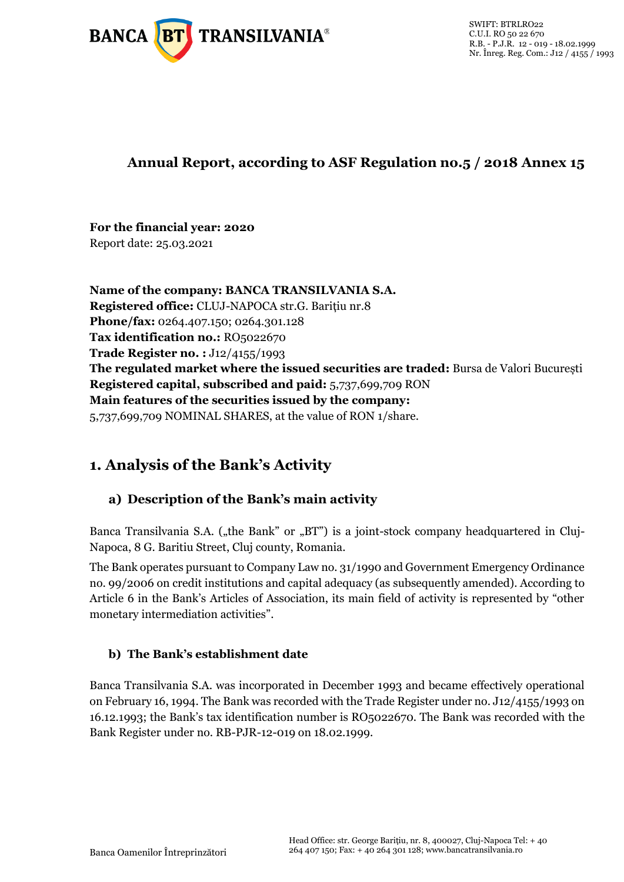# Annual Report, according to ASF Regulation no.5 / 2018 Annex 15

**For the financial year: 2020**
Report date: 25.03.2021

**Name of the company: BANCA TRANSILVANIA S.A.**
**Registered office:** CLUJ-NAPOCA str.G. Barițiu nr.8
**Phone/fax:** 0264.407.150; 0264.301.128
**Tax identification no.:** RO5022670
**Trade Register no. :** J12/4155/1993
**The regulated market where the issued securities are traded:** Bursa de Valori București
**Registered capital, subscribed and paid:** 5,737,699,709 RON
**Main features of the securities issued by the company:**
5,737,699,709 NOMINAL SHARES, at the value of RON 1/share.

## 1. Analysis of the Bank's Activity

### a) Description of the Bank's main activity

Banca Transilvania S.A. („the Bank" or „BT") is a joint-stock company headquartered in Cluj-Napoca, 8 G. Baritiu Street, Cluj county, Romania.

The Bank operates pursuant to Company Law no. 31/1990 and Government Emergency Ordinance no. 99/2006 on credit institutions and capital adequacy (as subsequently amended). According to Article 6 in the Bank's Articles of Association, its main field of activity is represented by "other monetary intermediation activities".

### b) The Bank's establishment date

Banca Transilvania S.A. was incorporated in December 1993 and became effectively operational on February 16, 1994. The Bank was recorded with the Trade Register under no. J12/4155/1993 on 16.12.1993; the Bank's tax identification number is RO5022670. The Bank was recorded with the Bank Register under no. RB-PJR-12-019 on 18.02.1999.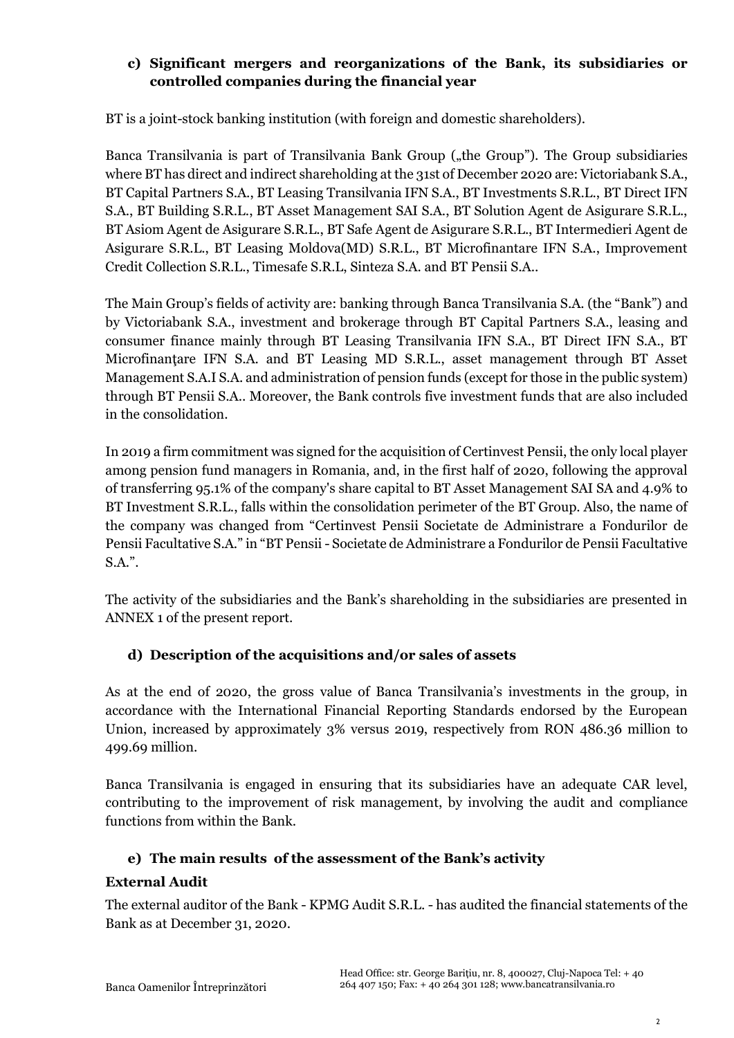### c) Significant mergers and reorganizations of the Bank, its subsidiaries or controlled companies during the financial year

BT is a joint-stock banking institution (with foreign and domestic shareholders).

Banca Transilvania is part of Transilvania Bank Group („the Group"). The Group subsidiaries where BT has direct and indirect shareholding at the 31st of December 2020 are: Victoriabank S.A., BT Capital Partners S.A., BT Leasing Transilvania IFN S.A., BT Investments S.R.L., BT Direct IFN S.A., BT Building S.R.L., BT Asset Management SAI S.A., BT Solution Agent de Asigurare S.R.L., BT Asiom Agent de Asigurare S.R.L., BT Safe Agent de Asigurare S.R.L., BT Intermedieri Agent de Asigurare S.R.L., BT Leasing Moldova(MD) S.R.L., BT Microfinantare IFN S.A., Improvement Credit Collection S.R.L., Timesafe S.R.L, Sinteza S.A. and BT Pensii S.A..

The Main Group's fields of activity are: banking through Banca Transilvania S.A. (the "Bank") and by Victoriabank S.A., investment and brokerage through BT Capital Partners S.A., leasing and consumer finance mainly through BT Leasing Transilvania IFN S.A., BT Direct IFN S.A., BT Microfinanţare IFN S.A. and BT Leasing MD S.R.L., asset management through BT Asset Management S.A.I S.A. and administration of pension funds (except for those in the public system) through BT Pensii S.A.. Moreover, the Bank controls five investment funds that are also included in the consolidation.

In 2019 a firm commitment was signed for the acquisition of Certinvest Pensii, the only local player among pension fund managers in Romania, and, in the first half of 2020, following the approval of transferring 95.1% of the company's share capital to BT Asset Management SAI SA and 4.9% to BT Investment S.R.L., falls within the consolidation perimeter of the BT Group. Also, the name of the company was changed from "Certinvest Pensii Societate de Administrare a Fondurilor de Pensii Facultative S.A." in "BT Pensii - Societate de Administrare a Fondurilor de Pensii Facultative S.A.".

The activity of the subsidiaries and the Bank's shareholding in the subsidiaries are presented in ANNEX 1 of the present report.

### d) Description of the acquisitions and/or sales of assets

As at the end of 2020, the gross value of Banca Transilvania's investments in the group, in accordance with the International Financial Reporting Standards endorsed by the European Union, increased by approximately 3% versus 2019, respectively from RON 486.36 million to 499.69 million.

Banca Transilvania is engaged in ensuring that its subsidiaries have an adequate CAR level, contributing to the improvement of risk management, by involving the audit and compliance functions from within the Bank.

### e) The main results of the assessment of the Bank's activity

**External Audit**

The external auditor of the Bank - KPMG Audit S.R.L. - has audited the financial statements of the Bank as at December 31, 2020.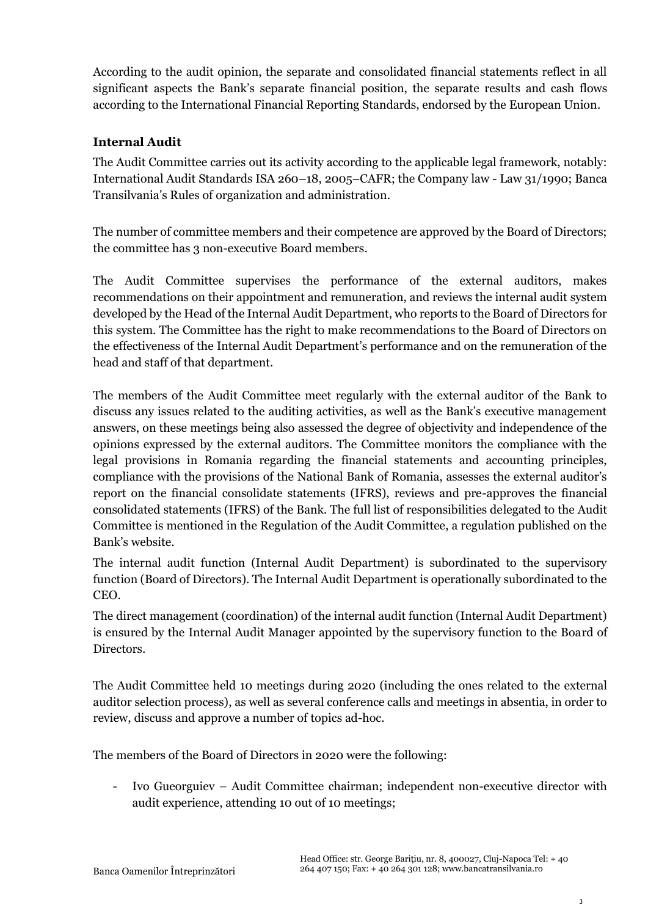According to the audit opinion, the separate and consolidated financial statements reflect in all significant aspects the Bank's separate financial position, the separate results and cash flows according to the International Financial Reporting Standards, endorsed by the European Union.

### Internal Audit

The Audit Committee carries out its activity according to the applicable legal framework, notably: International Audit Standards ISA 260–18, 2005–CAFR; the Company law - Law 31/1990; Banca Transilvania's Rules of organization and administration.

The number of committee members and their competence are approved by the Board of Directors; the committee has 3 non-executive Board members.

The Audit Committee supervises the performance of the external auditors, makes recommendations on their appointment and remuneration, and reviews the internal audit system developed by the Head of the Internal Audit Department, who reports to the Board of Directors for this system. The Committee has the right to make recommendations to the Board of Directors on the effectiveness of the Internal Audit Department's performance and on the remuneration of the head and staff of that department.

The members of the Audit Committee meet regularly with the external auditor of the Bank to discuss any issues related to the auditing activities, as well as the Bank's executive management answers, on these meetings being also assessed the degree of objectivity and independence of the opinions expressed by the external auditors. The Committee monitors the compliance with the legal provisions in Romania regarding the financial statements and accounting principles, compliance with the provisions of the National Bank of Romania, assesses the external auditor's report on the financial consolidate statements (IFRS), reviews and pre-approves the financial consolidated statements (IFRS) of the Bank. The full list of responsibilities delegated to the Audit Committee is mentioned in the Regulation of the Audit Committee, a regulation published on the Bank's website.

The internal audit function (Internal Audit Department) is subordinated to the supervisory function (Board of Directors). The Internal Audit Department is operationally subordinated to the CEO.

The direct management (coordination) of the internal audit function (Internal Audit Department) is ensured by the Internal Audit Manager appointed by the supervisory function to the Board of Directors.

The Audit Committee held 10 meetings during 2020 (including the ones related to the external auditor selection process), as well as several conference calls and meetings in absentia, in order to review, discuss and approve a number of topics ad-hoc.

The members of the Board of Directors in 2020 were the following:

- Ivo Gueorguiev – Audit Committee chairman; independent non-executive director with audit experience, attending 10 out of 10 meetings;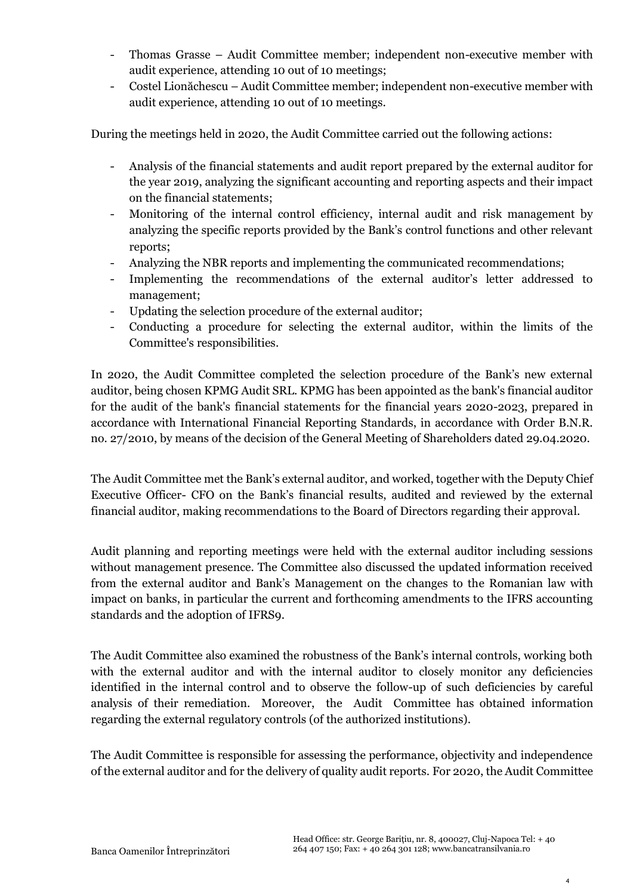- Thomas Grasse – Audit Committee member; independent non-executive member with audit experience, attending 10 out of 10 meetings;
- Costel Lionăchescu – Audit Committee member; independent non-executive member with audit experience, attending 10 out of 10 meetings.

During the meetings held in 2020, the Audit Committee carried out the following actions:

- Analysis of the financial statements and audit report prepared by the external auditor for the year 2019, analyzing the significant accounting and reporting aspects and their impact on the financial statements;
- Monitoring of the internal control efficiency, internal audit and risk management by analyzing the specific reports provided by the Bank's control functions and other relevant reports;
- Analyzing the NBR reports and implementing the communicated recommendations;
- Implementing the recommendations of the external auditor's letter addressed to management;
- Updating the selection procedure of the external auditor;
- Conducting a procedure for selecting the external auditor, within the limits of the Committee's responsibilities.

In 2020, the Audit Committee completed the selection procedure of the Bank's new external auditor, being chosen KPMG Audit SRL. KPMG has been appointed as the bank's financial auditor for the audit of the bank's financial statements for the financial years 2020-2023, prepared in accordance with International Financial Reporting Standards, in accordance with Order B.N.R. no. 27/2010, by means of the decision of the General Meeting of Shareholders dated 29.04.2020.

The Audit Committee met the Bank's external auditor, and worked, together with the Deputy Chief Executive Officer- CFO on the Bank's financial results, audited and reviewed by the external financial auditor, making recommendations to the Board of Directors regarding their approval.

Audit planning and reporting meetings were held with the external auditor including sessions without management presence. The Committee also discussed the updated information received from the external auditor and Bank's Management on the changes to the Romanian law with impact on banks, in particular the current and forthcoming amendments to the IFRS accounting standards and the adoption of IFRS9.

The Audit Committee also examined the robustness of the Bank's internal controls, working both with the external auditor and with the internal auditor to closely monitor any deficiencies identified in the internal control and to observe the follow-up of such deficiencies by careful analysis of their remediation. Moreover, the Audit Committee has obtained information regarding the external regulatory controls (of the authorized institutions).

The Audit Committee is responsible for assessing the performance, objectivity and independence of the external auditor and for the delivery of quality audit reports. For 2020, the Audit Committee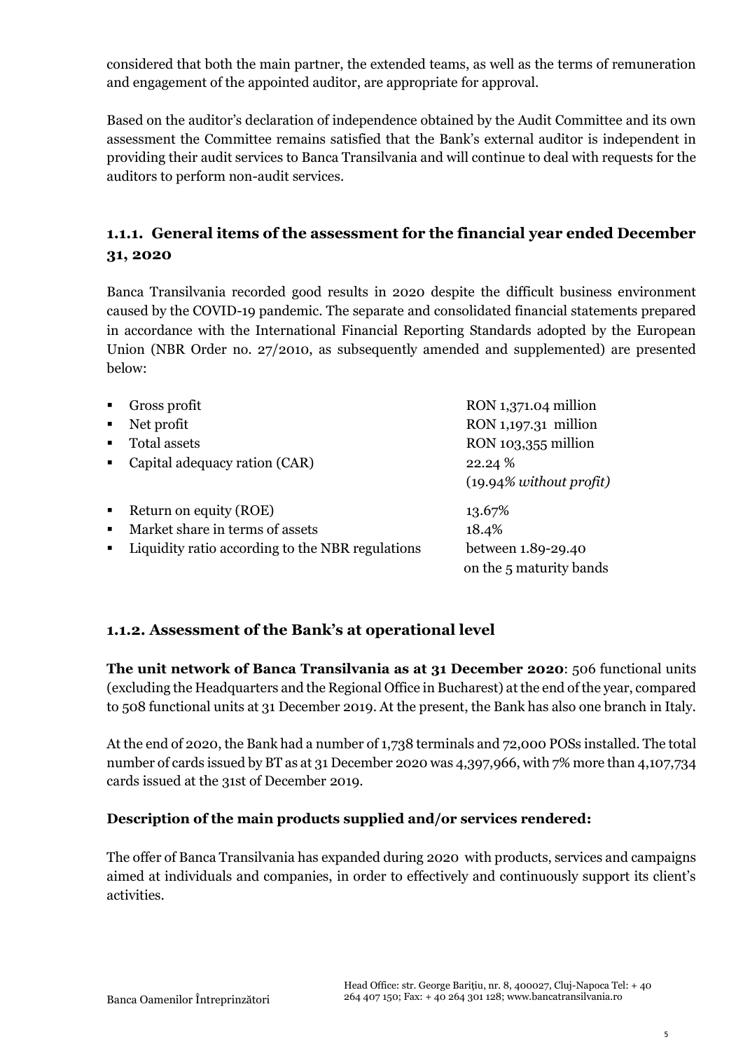considered that both the main partner, the extended teams, as well as the terms of remuneration and engagement of the appointed auditor, are appropriate for approval.

Based on the auditor's declaration of independence obtained by the Audit Committee and its own assessment the Committee remains satisfied that the Bank's external auditor is independent in providing their audit services to Banca Transilvania and will continue to deal with requests for the auditors to perform non-audit services.

### 1.1.1. General items of the assessment for the financial year ended December 31, 2020

Banca Transilvania recorded good results in 2020 despite the difficult business environment caused by the COVID-19 pandemic. The separate and consolidated financial statements prepared in accordance with the International Financial Reporting Standards adopted by the European Union (NBR Order no. 27/2010, as subsequently amended and supplemented) are presented below:

- Gross profit — RON 1,371.04 million
- Net profit — RON 1,197.31 million
- Total assets — RON 103,355 million
- Capital adequacy ration (CAR) — 22.24 % (19.94*% without profit)*
- Return on equity (ROE) — 13.67%
- Market share in terms of assets — 18.4%
- Liquidity ratio according to the NBR regulations — between 1.89-29.40 on the 5 maturity bands

### 1.1.2. Assessment of the Bank's at operational level

**The unit network of Banca Transilvania as at 31 December 2020**: 506 functional units (excluding the Headquarters and the Regional Office in Bucharest) at the end of the year, compared to 508 functional units at 31 December 2019. At the present, the Bank has also one branch in Italy.

At the end of 2020, the Bank had a number of 1,738 terminals and 72,000 POSs installed. The total number of cards issued by BT as at 31 December 2020 was 4,397,966, with 7% more than 4,107,734 cards issued at the 31st of December 2019.

**Description of the main products supplied and/or services rendered:**

The offer of Banca Transilvania has expanded during 2020 with products, services and campaigns aimed at individuals and companies, in order to effectively and continuously support its client's activities.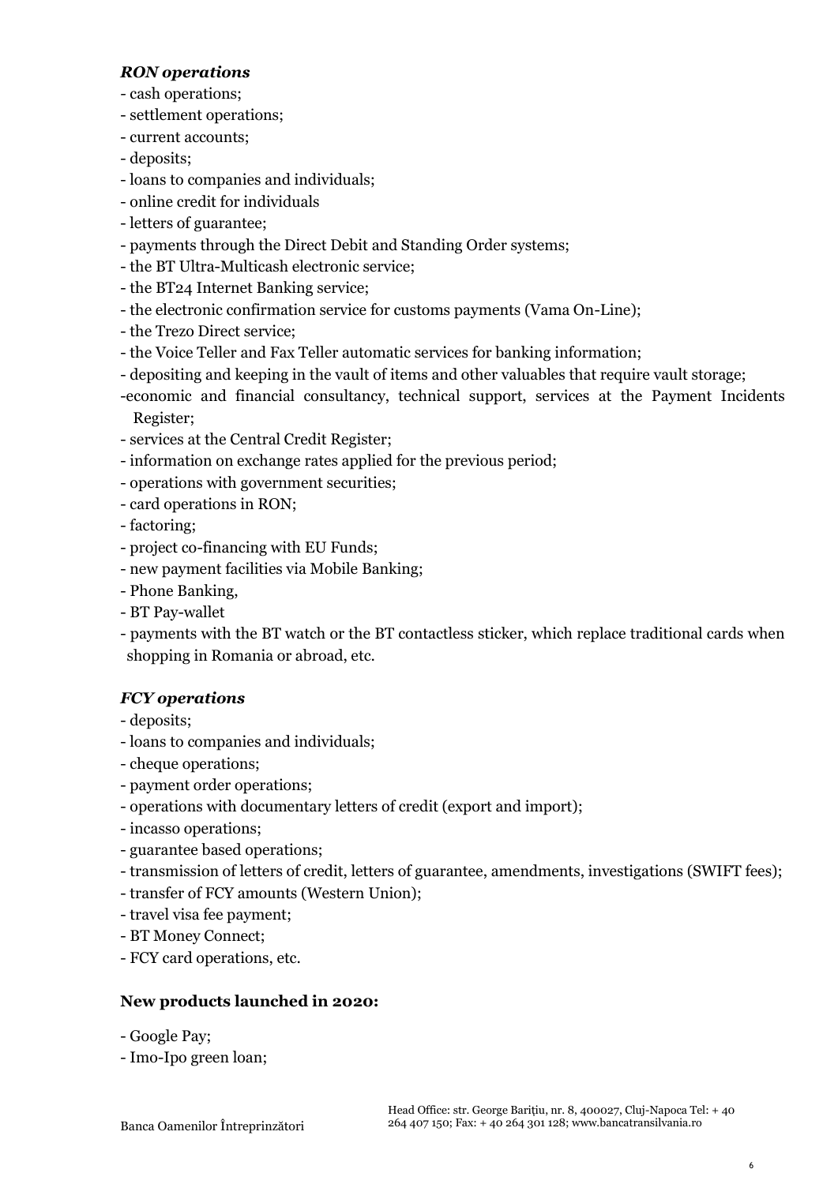***RON operations***

- cash operations;
- settlement operations;
- current accounts;
- deposits;
- loans to companies and individuals;
- online credit for individuals
- letters of guarantee;
- payments through the Direct Debit and Standing Order systems;
- the BT Ultra-Multicash electronic service;
- the BT24 Internet Banking service;
- the electronic confirmation service for customs payments (Vama On-Line);
- the Trezo Direct service;
- the Voice Teller and Fax Teller automatic services for banking information;
- depositing and keeping in the vault of items and other valuables that require vault storage;
- economic and financial consultancy, technical support, services at the Payment Incidents Register;
- services at the Central Credit Register;
- information on exchange rates applied for the previous period;
- operations with government securities;
- card operations in RON;
- factoring;
- project co-financing with EU Funds;
- new payment facilities via Mobile Banking;
- Phone Banking,
- BT Pay-wallet
- payments with the BT watch or the BT contactless sticker, which replace traditional cards when shopping in Romania or abroad, etc.

***FCY operations***

- deposits;
- loans to companies and individuals;
- cheque operations;
- payment order operations;
- operations with documentary letters of credit (export and import);
- incasso operations;
- guarantee based operations;
- transmission of letters of credit, letters of guarantee, amendments, investigations (SWIFT fees);
- transfer of FCY amounts (Western Union);
- travel visa fee payment;
- BT Money Connect;
- FCY card operations, etc.

**New products launched in 2020:**

- Google Pay;
- Imo-Ipo green loan;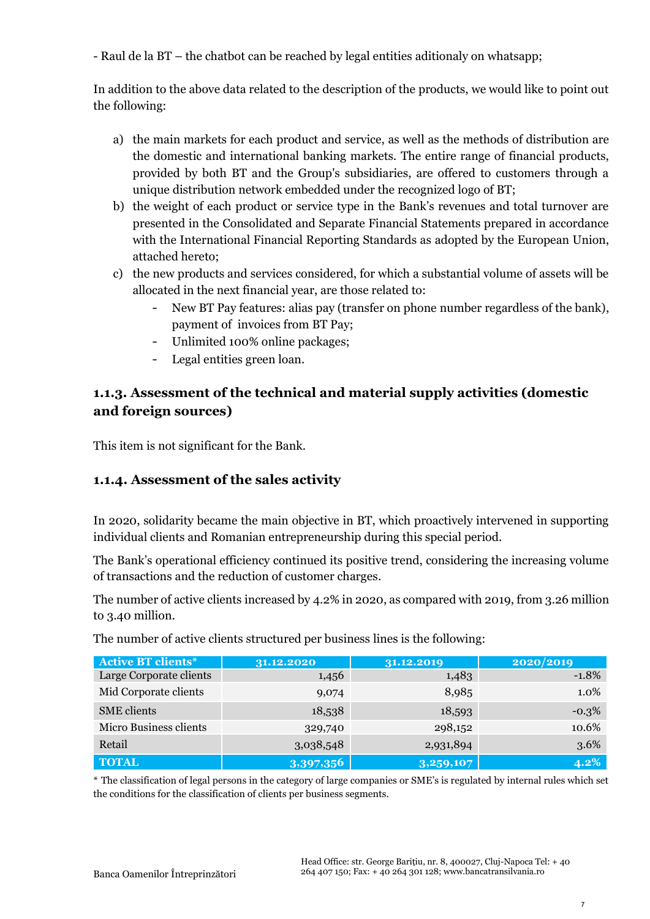- Raul de la BT – the chatbot can be reached by legal entities aditionaly on whatsapp;

In addition to the above data related to the description of the products, we would like to point out the following:

a) the main markets for each product and service, as well as the methods of distribution are the domestic and international banking markets. The entire range of financial products, provided by both BT and the Group's subsidiaries, are offered to customers through a unique distribution network embedded under the recognized logo of BT;
b) the weight of each product or service type in the Bank's revenues and total turnover are presented in the Consolidated and Separate Financial Statements prepared in accordance with the International Financial Reporting Standards as adopted by the European Union, attached hereto;
c) the new products and services considered, for which a substantial volume of assets will be allocated in the next financial year, are those related to:
   - New BT Pay features: alias pay (transfer on phone number regardless of the bank), payment of invoices from BT Pay;
   - Unlimited 100% online packages;
   - Legal entities green loan.

### 1.1.3. Assessment of the technical and material supply activities (domestic and foreign sources)

This item is not significant for the Bank.

### 1.1.4. Assessment of the sales activity

In 2020, solidarity became the main objective in BT, which proactively intervened in supporting individual clients and Romanian entrepreneurship during this special period.

The Bank's operational efficiency continued its positive trend, considering the increasing volume of transactions and the reduction of customer charges.

The number of active clients increased by 4.2% in 2020, as compared with 2019, from 3.26 million to 3.40 million.

The number of active clients structured per business lines is the following:

| Active BT clients* | 31.12.2020 | 31.12.2019 | 2020/2019 |
|---|---|---|---|
| Large Corporate clients | 1,456 | 1,483 | -1.8% |
| Mid Corporate clients | 9,074 | 8,985 | 1.0% |
| SME clients | 18,538 | 18,593 | -0.3% |
| Micro Business clients | 329,740 | 298,152 | 10.6% |
| Retail | 3,038,548 | 2,931,894 | 3.6% |
| **TOTAL** | **3,397,356** | **3,259,107** | **4.2%** |

* The classification of legal persons in the category of large companies or SME's is regulated by internal rules which set the conditions for the classification of clients per business segments.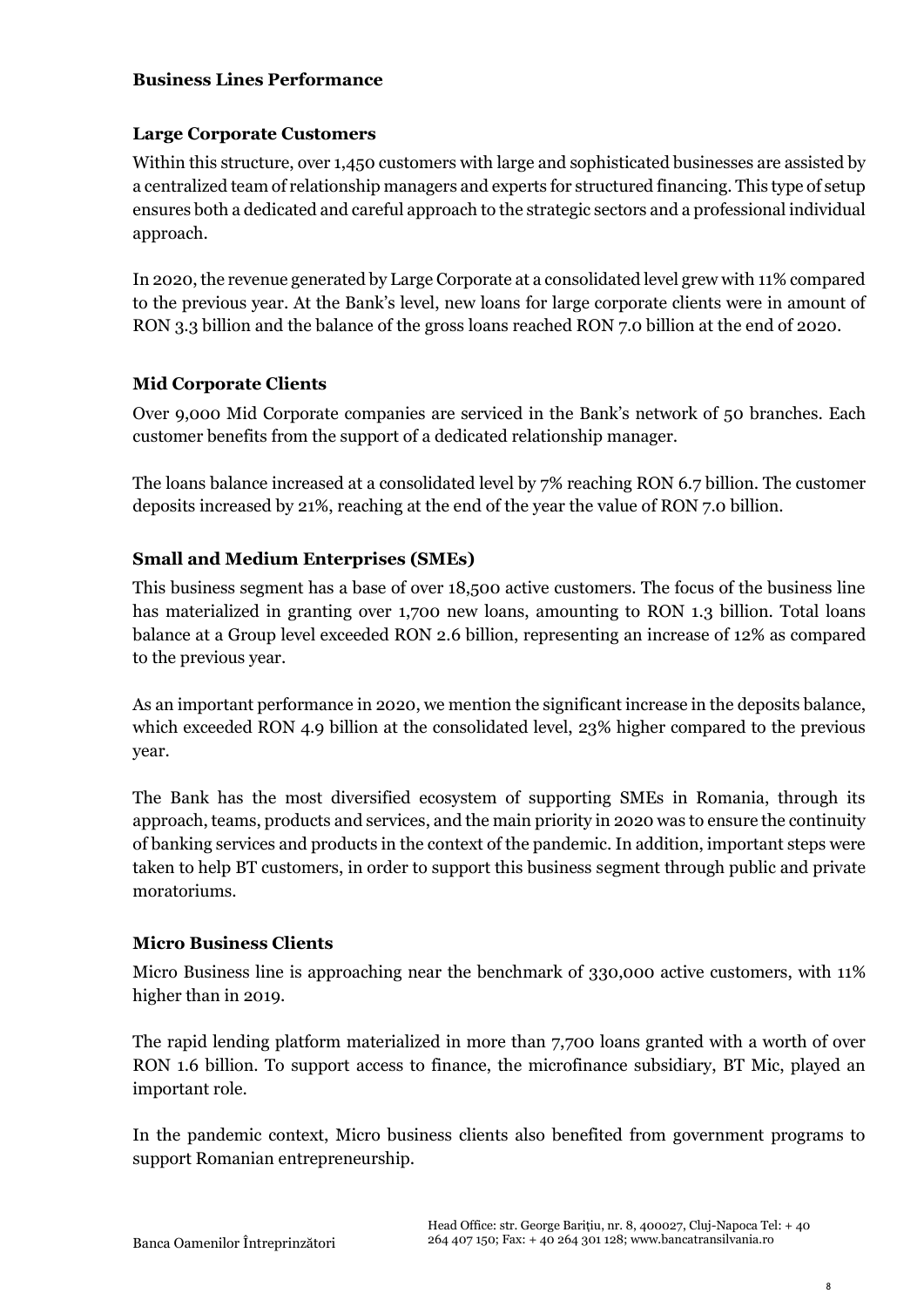## Business Lines Performance

### Large Corporate Customers

Within this structure, over 1,450 customers with large and sophisticated businesses are assisted by a centralized team of relationship managers and experts for structured financing. This type of setup ensures both a dedicated and careful approach to the strategic sectors and a professional individual approach.

In 2020, the revenue generated by Large Corporate at a consolidated level grew with 11% compared to the previous year. At the Bank's level, new loans for large corporate clients were in amount of RON 3.3 billion and the balance of the gross loans reached RON 7.0 billion at the end of 2020.

### Mid Corporate Clients

Over 9,000 Mid Corporate companies are serviced in the Bank's network of 50 branches. Each customer benefits from the support of a dedicated relationship manager.

The loans balance increased at a consolidated level by 7% reaching RON 6.7 billion. The customer deposits increased by 21%, reaching at the end of the year the value of RON 7.0 billion.

### Small and Medium Enterprises (SMEs)

This business segment has a base of over 18,500 active customers. The focus of the business line has materialized in granting over 1,700 new loans, amounting to RON 1.3 billion. Total loans balance at a Group level exceeded RON 2.6 billion, representing an increase of 12% as compared to the previous year.

As an important performance in 2020, we mention the significant increase in the deposits balance, which exceeded RON 4.9 billion at the consolidated level, 23% higher compared to the previous year.

The Bank has the most diversified ecosystem of supporting SMEs in Romania, through its approach, teams, products and services, and the main priority in 2020 was to ensure the continuity of banking services and products in the context of the pandemic. In addition, important steps were taken to help BT customers, in order to support this business segment through public and private moratoriums.

### Micro Business Clients

Micro Business line is approaching near the benchmark of 330,000 active customers, with 11% higher than in 2019.

The rapid lending platform materialized in more than 7,700 loans granted with a worth of over RON 1.6 billion. To support access to finance, the microfinance subsidiary, BT Mic, played an important role.

In the pandemic context, Micro business clients also benefited from government programs to support Romanian entrepreneurship.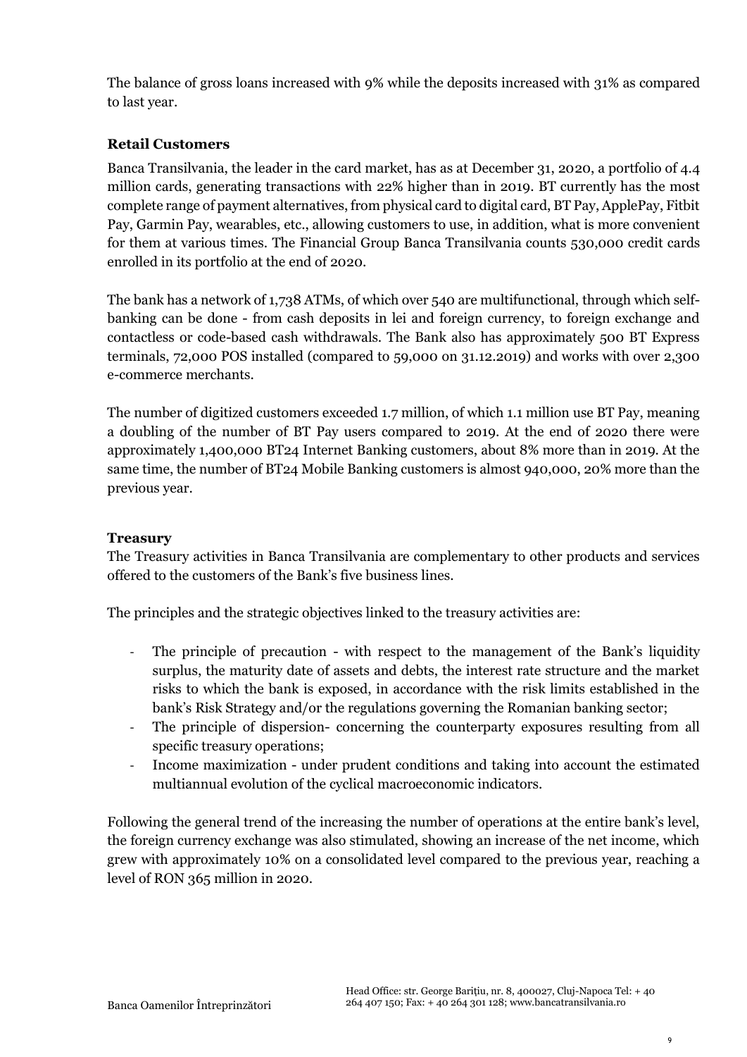The balance of gross loans increased with 9% while the deposits increased with 31% as compared to last year.

**Retail Customers**

Banca Transilvania, the leader in the card market, has as at December 31, 2020, a portfolio of 4.4 million cards, generating transactions with 22% higher than in 2019. BT currently has the most complete range of payment alternatives, from physical card to digital card, BT Pay, ApplePay, Fitbit Pay, Garmin Pay, wearables, etc., allowing customers to use, in addition, what is more convenient for them at various times. The Financial Group Banca Transilvania counts 530,000 credit cards enrolled in its portfolio at the end of 2020.

The bank has a network of 1,738 ATMs, of which over 540 are multifunctional, through which self-banking can be done - from cash deposits in lei and foreign currency, to foreign exchange and contactless or code-based cash withdrawals. The Bank also has approximately 500 BT Express terminals, 72,000 POS installed (compared to 59,000 on 31.12.2019) and works with over 2,300 e-commerce merchants.

The number of digitized customers exceeded 1.7 million, of which 1.1 million use BT Pay, meaning a doubling of the number of BT Pay users compared to 2019. At the end of 2020 there were approximately 1,400,000 BT24 Internet Banking customers, about 8% more than in 2019. At the same time, the number of BT24 Mobile Banking customers is almost 940,000, 20% more than the previous year.

**Treasury**

The Treasury activities in Banca Transilvania are complementary to other products and services offered to the customers of the Bank's five business lines.

The principles and the strategic objectives linked to the treasury activities are:

- The principle of precaution - with respect to the management of the Bank's liquidity surplus, the maturity date of assets and debts, the interest rate structure and the market risks to which the bank is exposed, in accordance with the risk limits established in the bank's Risk Strategy and/or the regulations governing the Romanian banking sector;
- The principle of dispersion- concerning the counterparty exposures resulting from all specific treasury operations;
- Income maximization - under prudent conditions and taking into account the estimated multiannual evolution of the cyclical macroeconomic indicators.

Following the general trend of the increasing the number of operations at the entire bank's level, the foreign currency exchange was also stimulated, showing an increase of the net income, which grew with approximately 10% on a consolidated level compared to the previous year, reaching a level of RON 365 million in 2020.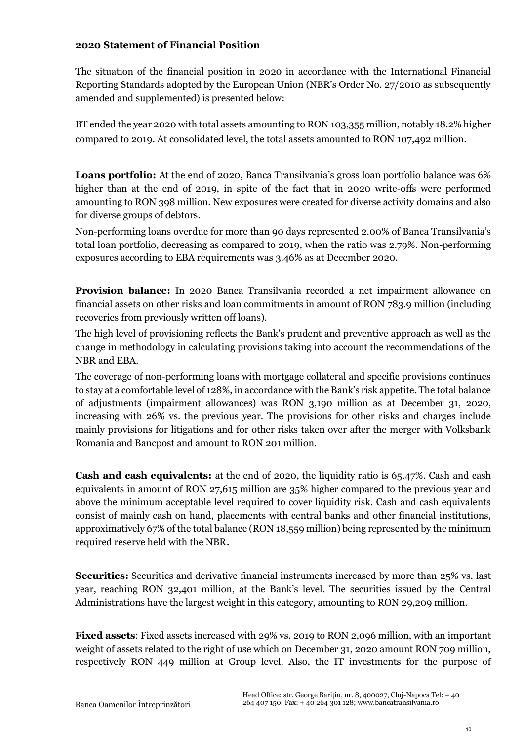**2020 Statement of Financial Position**

The situation of the financial position in 2020 in accordance with the International Financial Reporting Standards adopted by the European Union (NBR's Order No. 27/2010 as subsequently amended and supplemented) is presented below:

BT ended the year 2020 with total assets amounting to RON 103,355 million, notably 18.2% higher compared to 2019. At consolidated level, the total assets amounted to RON 107,492 million.

**Loans portfolio:** At the end of 2020, Banca Transilvania's gross loan portfolio balance was 6% higher than at the end of 2019, in spite of the fact that in 2020 write-offs were performed amounting to RON 398 million. New exposures were created for diverse activity domains and also for diverse groups of debtors.

Non-performing loans overdue for more than 90 days represented 2.00% of Banca Transilvania's total loan portfolio, decreasing as compared to 2019, when the ratio was 2.79%. Non-performing exposures according to EBA requirements was 3.46% as at December 2020.

**Provision balance:** In 2020 Banca Transilvania recorded a net impairment allowance on financial assets on other risks and loan commitments in amount of RON 783.9 million (including recoveries from previously written off loans).

The high level of provisioning reflects the Bank's prudent and preventive approach as well as the change in methodology in calculating provisions taking into account the recommendations of the NBR and EBA.

The coverage of non-performing loans with mortgage collateral and specific provisions continues to stay at a comfortable level of 128%, in accordance with the Bank's risk appetite. The total balance of adjustments (impairment allowances) was RON 3,190 million as at December 31, 2020, increasing with 26% vs. the previous year. The provisions for other risks and charges include mainly provisions for litigations and for other risks taken over after the merger with Volksbank Romania and Bancpost and amount to RON 201 million.

**Cash and cash equivalents:** at the end of 2020, the liquidity ratio is 65.47%. Cash and cash equivalents in amount of RON 27,615 million are 35% higher compared to the previous year and above the minimum acceptable level required to cover liquidity risk. Cash and cash equivalents consist of mainly cash on hand, placements with central banks and other financial institutions, approximatively 67% of the total balance (RON 18,559 million) being represented by the minimum required reserve held with the NBR.

**Securities:** Securities and derivative financial instruments increased by more than 25% vs. last year, reaching RON 32,401 million, at the Bank's level. The securities issued by the Central Administrations have the largest weight in this category, amounting to RON 29,209 million.

**Fixed assets**: Fixed assets increased with 29% vs. 2019 to RON 2,096 million, with an important weight of assets related to the right of use which on December 31, 2020 amount RON 709 million, respectively RON 449 million at Group level. Also, the IT investments for the purpose of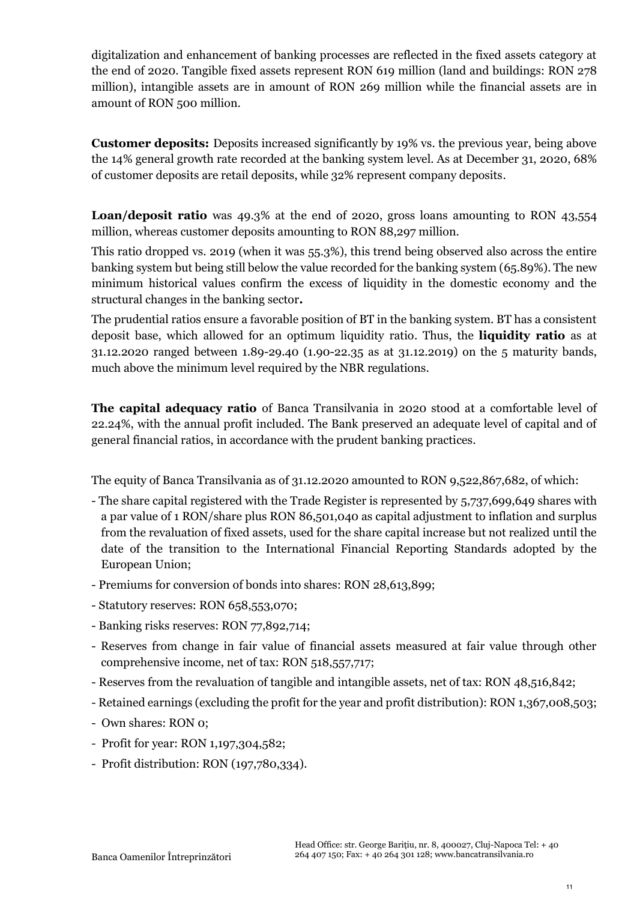digitalization and enhancement of banking processes are reflected in the fixed assets category at the end of 2020. Tangible fixed assets represent RON 619 million (land and buildings: RON 278 million), intangible assets are in amount of RON 269 million while the financial assets are in amount of RON 500 million.

**Customer deposits:** Deposits increased significantly by 19% vs. the previous year, being above the 14% general growth rate recorded at the banking system level. As at December 31, 2020, 68% of customer deposits are retail deposits, while 32% represent company deposits.

**Loan/deposit ratio** was 49.3% at the end of 2020, gross loans amounting to RON 43,554 million, whereas customer deposits amounting to RON 88,297 million.

This ratio dropped vs. 2019 (when it was 55.3%), this trend being observed also across the entire banking system but being still below the value recorded for the banking system (65.89%). The new minimum historical values confirm the excess of liquidity in the domestic economy and the structural changes in the banking sector**.**

The prudential ratios ensure a favorable position of BT in the banking system. BT has a consistent deposit base, which allowed for an optimum liquidity ratio. Thus, the **liquidity ratio** as at 31.12.2020 ranged between 1.89-29.40 (1.90-22.35 as at 31.12.2019) on the 5 maturity bands, much above the minimum level required by the NBR regulations.

**The capital adequacy ratio** of Banca Transilvania in 2020 stood at a comfortable level of 22.24%, with the annual profit included. The Bank preserved an adequate level of capital and of general financial ratios, in accordance with the prudent banking practices.

The equity of Banca Transilvania as of 31.12.2020 amounted to RON 9,522,867,682, of which:

- The share capital registered with the Trade Register is represented by 5,737,699,649 shares with a par value of 1 RON/share plus RON 86,501,040 as capital adjustment to inflation and surplus from the revaluation of fixed assets, used for the share capital increase but not realized until the date of the transition to the International Financial Reporting Standards adopted by the European Union;
- Premiums for conversion of bonds into shares: RON 28,613,899;
- Statutory reserves: RON 658,553,070;
- Banking risks reserves: RON 77,892,714;
- Reserves from change in fair value of financial assets measured at fair value through other comprehensive income, net of tax: RON 518,557,717;
- Reserves from the revaluation of tangible and intangible assets, net of tax: RON 48,516,842;
- Retained earnings (excluding the profit for the year and profit distribution): RON 1,367,008,503;
- Own shares: RON 0;
- Profit for year: RON 1,197,304,582;
- Profit distribution: RON (197,780,334).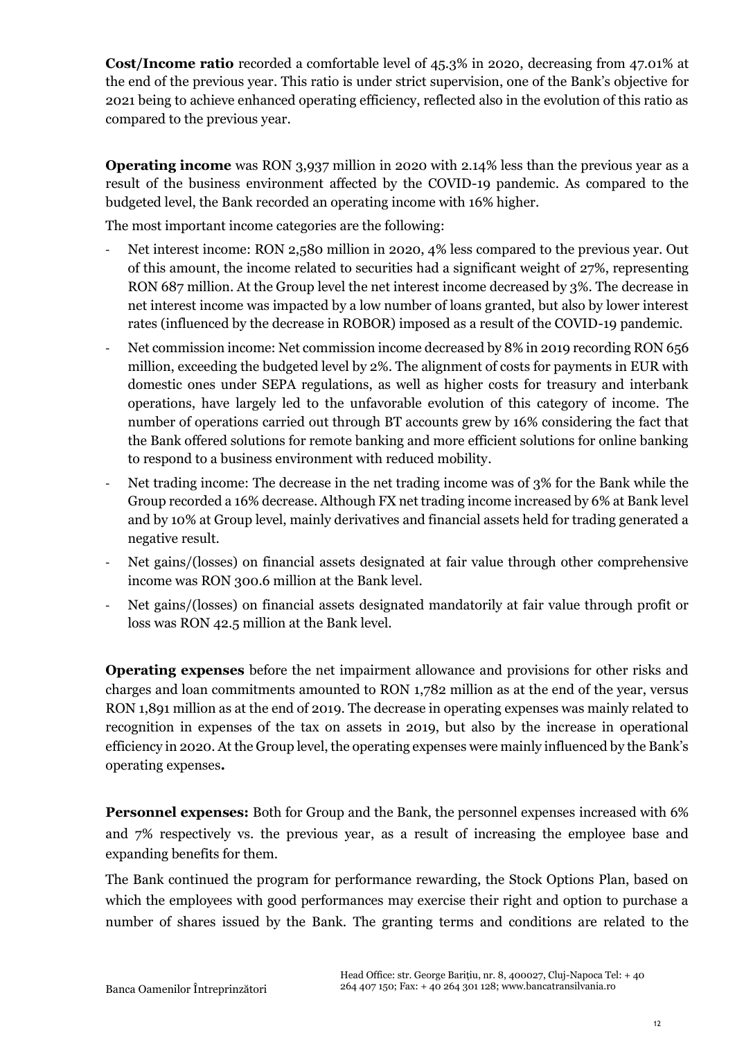**Cost/Income ratio** recorded a comfortable level of 45.3% in 2020, decreasing from 47.01% at the end of the previous year. This ratio is under strict supervision, one of the Bank's objective for 2021 being to achieve enhanced operating efficiency, reflected also in the evolution of this ratio as compared to the previous year.

**Operating income** was RON 3,937 million in 2020 with 2.14% less than the previous year as a result of the business environment affected by the COVID-19 pandemic. As compared to the budgeted level, the Bank recorded an operating income with 16% higher.

The most important income categories are the following:

- Net interest income: RON 2,580 million in 2020, 4% less compared to the previous year. Out of this amount, the income related to securities had a significant weight of 27%, representing RON 687 million. At the Group level the net interest income decreased by 3%. The decrease in net interest income was impacted by a low number of loans granted, but also by lower interest rates (influenced by the decrease in ROBOR) imposed as a result of the COVID-19 pandemic.
- Net commission income: Net commission income decreased by 8% in 2019 recording RON 656 million, exceeding the budgeted level by 2%. The alignment of costs for payments in EUR with domestic ones under SEPA regulations, as well as higher costs for treasury and interbank operations, have largely led to the unfavorable evolution of this category of income. The number of operations carried out through BT accounts grew by 16% considering the fact that the Bank offered solutions for remote banking and more efficient solutions for online banking to respond to a business environment with reduced mobility.
- Net trading income: The decrease in the net trading income was of 3% for the Bank while the Group recorded a 16% decrease. Although FX net trading income increased by 6% at Bank level and by 10% at Group level, mainly derivatives and financial assets held for trading generated a negative result.
- Net gains/(losses) on financial assets designated at fair value through other comprehensive income was RON 300.6 million at the Bank level.
- Net gains/(losses) on financial assets designated mandatorily at fair value through profit or loss was RON 42.5 million at the Bank level.

**Operating expenses** before the net impairment allowance and provisions for other risks and charges and loan commitments amounted to RON 1,782 million as at the end of the year, versus RON 1,891 million as at the end of 2019. The decrease in operating expenses was mainly related to recognition in expenses of the tax on assets in 2019, but also by the increase in operational efficiency in 2020. At the Group level, the operating expenses were mainly influenced by the Bank's operating expenses**.**

**Personnel expenses:** Both for Group and the Bank, the personnel expenses increased with 6% and 7% respectively vs. the previous year, as a result of increasing the employee base and expanding benefits for them.

The Bank continued the program for performance rewarding, the Stock Options Plan, based on which the employees with good performances may exercise their right and option to purchase a number of shares issued by the Bank. The granting terms and conditions are related to the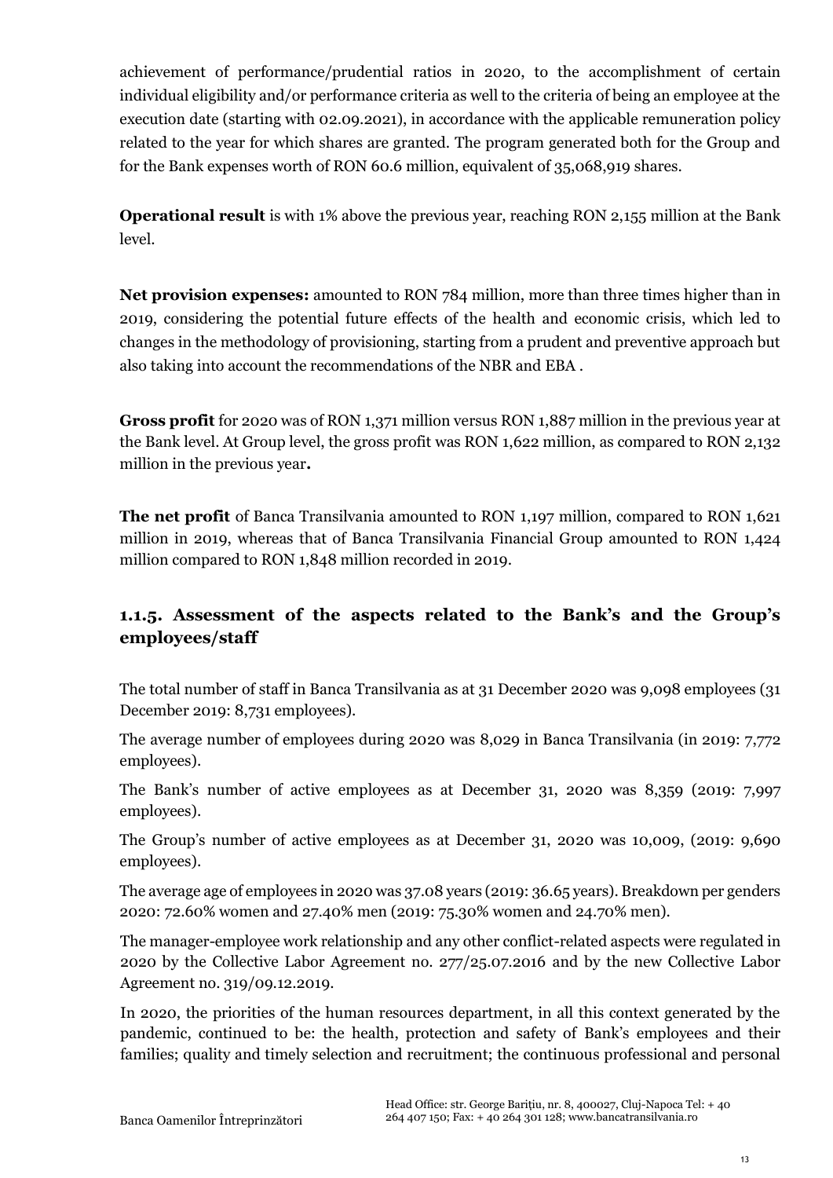achievement of performance/prudential ratios in 2020, to the accomplishment of certain individual eligibility and/or performance criteria as well to the criteria of being an employee at the execution date (starting with 02.09.2021), in accordance with the applicable remuneration policy related to the year for which shares are granted. The program generated both for the Group and for the Bank expenses worth of RON 60.6 million, equivalent of 35,068,919 shares.

**Operational result** is with 1% above the previous year, reaching RON 2,155 million at the Bank level.

**Net provision expenses:** amounted to RON 784 million, more than three times higher than in 2019, considering the potential future effects of the health and economic crisis, which led to changes in the methodology of provisioning, starting from a prudent and preventive approach but also taking into account the recommendations of the NBR and EBA .

**Gross profit** for 2020 was of RON 1,371 million versus RON 1,887 million in the previous year at the Bank level. At Group level, the gross profit was RON 1,622 million, as compared to RON 2,132 million in the previous year**.**

**The net profit** of Banca Transilvania amounted to RON 1,197 million, compared to RON 1,621 million in 2019, whereas that of Banca Transilvania Financial Group amounted to RON 1,424 million compared to RON 1,848 million recorded in 2019.

### 1.1.5. Assessment of the aspects related to the Bank's and the Group's employees/staff

The total number of staff in Banca Transilvania as at 31 December 2020 was 9,098 employees (31 December 2019: 8,731 employees).

The average number of employees during 2020 was 8,029 in Banca Transilvania (in 2019: 7,772 employees).

The Bank's number of active employees as at December 31, 2020 was 8,359 (2019: 7,997 employees).

The Group's number of active employees as at December 31, 2020 was 10,009, (2019: 9,690 employees).

The average age of employees in 2020 was 37.08 years (2019: 36.65 years). Breakdown per genders 2020: 72.60% women and 27.40% men (2019: 75.30% women and 24.70% men).

The manager-employee work relationship and any other conflict-related aspects were regulated in 2020 by the Collective Labor Agreement no. 277/25.07.2016 and by the new Collective Labor Agreement no. 319/09.12.2019.

In 2020, the priorities of the human resources department, in all this context generated by the pandemic, continued to be: the health, protection and safety of Bank's employees and their families; quality and timely selection and recruitment; the continuous professional and personal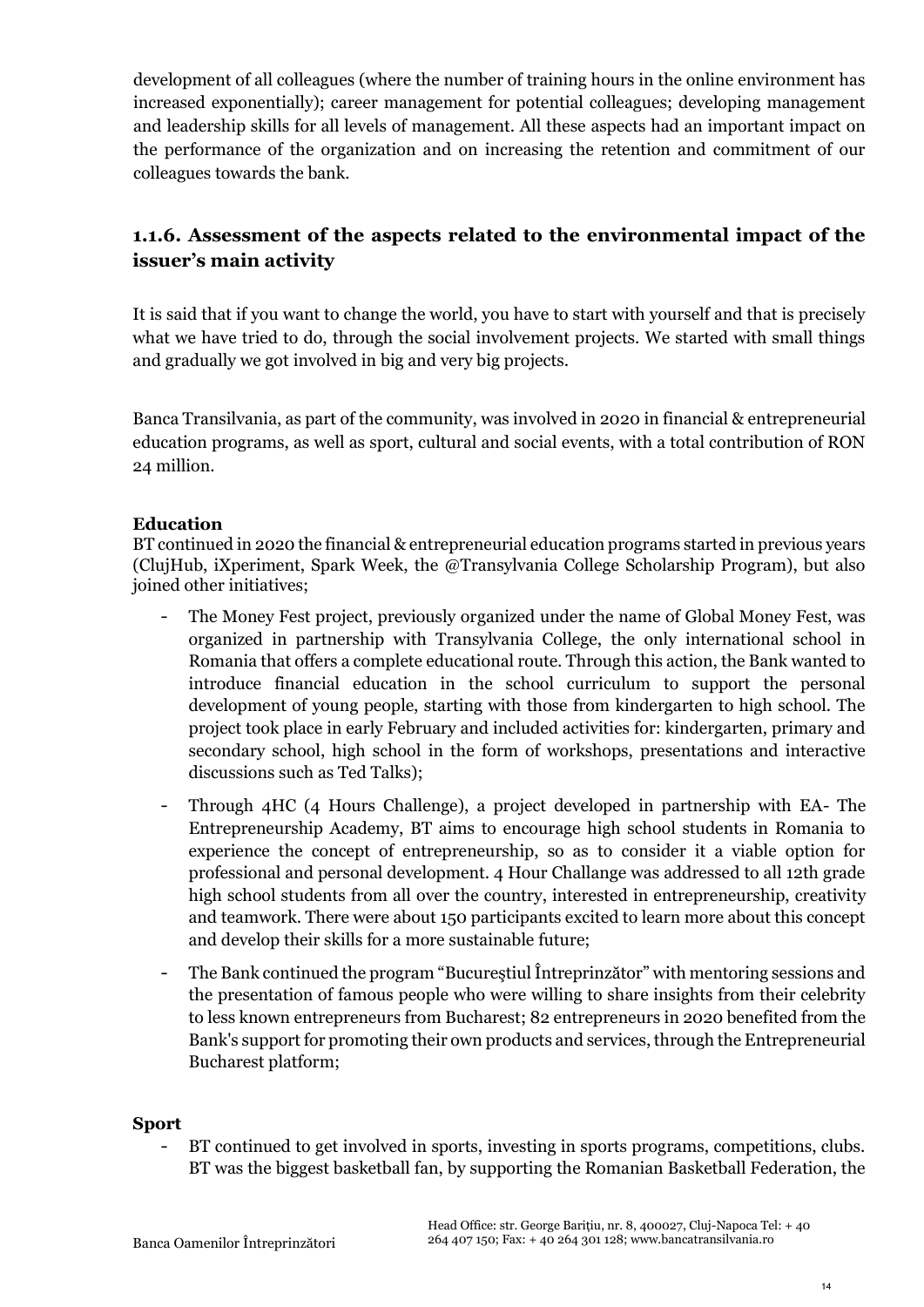development of all colleagues (where the number of training hours in the online environment has increased exponentially); career management for potential colleagues; developing management and leadership skills for all levels of management. All these aspects had an important impact on the performance of the organization and on increasing the retention and commitment of our colleagues towards the bank.

### 1.1.6. Assessment of the aspects related to the environmental impact of the issuer's main activity

It is said that if you want to change the world, you have to start with yourself and that is precisely what we have tried to do, through the social involvement projects. We started with small things and gradually we got involved in big and very big projects.

Banca Transilvania, as part of the community, was involved in 2020 in financial & entrepreneurial education programs, as well as sport, cultural and social events, with a total contribution of RON 24 million.

**Education**

BT continued in 2020 the financial & entrepreneurial education programs started in previous years (ClujHub, iXperiment, Spark Week, the @Transylvania College Scholarship Program), but also joined other initiatives;

- The Money Fest project, previously organized under the name of Global Money Fest, was organized in partnership with Transylvania College, the only international school in Romania that offers a complete educational route. Through this action, the Bank wanted to introduce financial education in the school curriculum to support the personal development of young people, starting with those from kindergarten to high school. The project took place in early February and included activities for: kindergarten, primary and secondary school, high school in the form of workshops, presentations and interactive discussions such as Ted Talks);
- Through 4HC (4 Hours Challenge), a project developed in partnership with EA- The Entrepreneurship Academy, BT aims to encourage high school students in Romania to experience the concept of entrepreneurship, so as to consider it a viable option for professional and personal development. 4 Hour Challange was addressed to all 12th grade high school students from all over the country, interested in entrepreneurship, creativity and teamwork. There were about 150 participants excited to learn more about this concept and develop their skills for a more sustainable future;
- The Bank continued the program "Bucureştiul Întreprinzător" with mentoring sessions and the presentation of famous people who were willing to share insights from their celebrity to less known entrepreneurs from Bucharest; 82 entrepreneurs in 2020 benefited from the Bank's support for promoting their own products and services, through the Entrepreneurial Bucharest platform;

**Sport**

- BT continued to get involved in sports, investing in sports programs, competitions, clubs. BT was the biggest basketball fan, by supporting the Romanian Basketball Federation, the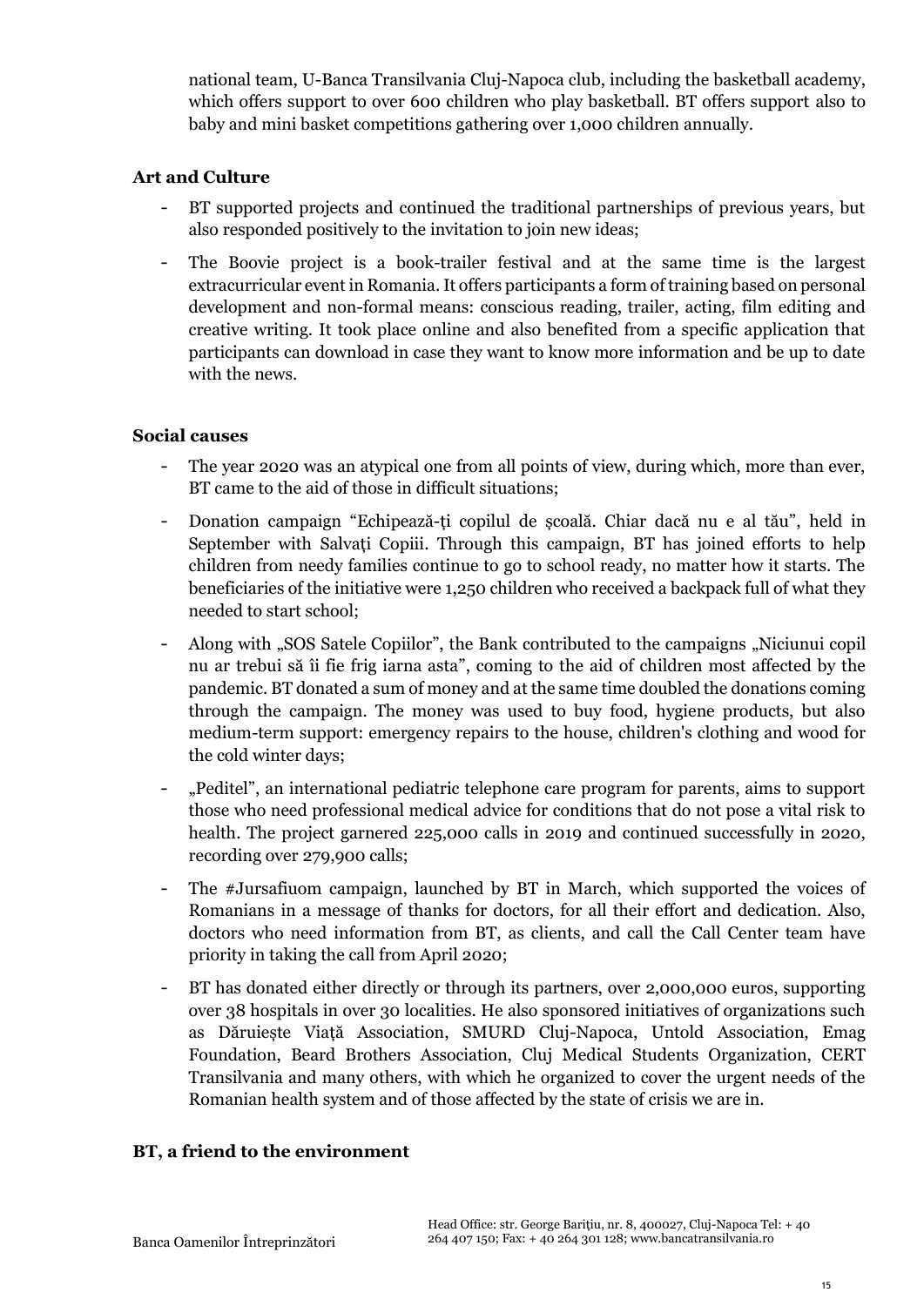national team, U-Banca Transilvania Cluj-Napoca club, including the basketball academy, which offers support to over 600 children who play basketball. BT offers support also to baby and mini basket competitions gathering over 1,000 children annually.

**Art and Culture**

- BT supported projects and continued the traditional partnerships of previous years, but also responded positively to the invitation to join new ideas;
- The Boovie project is a book-trailer festival and at the same time is the largest extracurricular event in Romania. It offers participants a form of training based on personal development and non-formal means: conscious reading, trailer, acting, film editing and creative writing. It took place online and also benefited from a specific application that participants can download in case they want to know more information and be up to date with the news.

**Social causes**

- The year 2020 was an atypical one from all points of view, during which, more than ever, BT came to the aid of those in difficult situations;
- Donation campaign "Echipează-ţi copilul de şcoală. Chiar dacă nu e al tău", held in September with Salvaţi Copiii. Through this campaign, BT has joined efforts to help children from needy families continue to go to school ready, no matter how it starts. The beneficiaries of the initiative were 1,250 children who received a backpack full of what they needed to start school;
- Along with „SOS Satele Copiilor", the Bank contributed to the campaigns „Niciunui copil nu ar trebui să îi fie frig iarna asta", coming to the aid of children most affected by the pandemic. BT donated a sum of money and at the same time doubled the donations coming through the campaign. The money was used to buy food, hygiene products, but also medium-term support: emergency repairs to the house, children's clothing and wood for the cold winter days;
- „Peditel", an international pediatric telephone care program for parents, aims to support those who need professional medical advice for conditions that do not pose a vital risk to health. The project garnered 225,000 calls in 2019 and continued successfully in 2020, recording over 279,900 calls;
- The #Jursafiuom campaign, launched by BT in March, which supported the voices of Romanians in a message of thanks for doctors, for all their effort and dedication. Also, doctors who need information from BT, as clients, and call the Call Center team have priority in taking the call from April 2020;
- BT has donated either directly or through its partners, over 2,000,000 euros, supporting over 38 hospitals in over 30 localities. He also sponsored initiatives of organizations such as Dăruieşte Viaţă Association, SMURD Cluj-Napoca, Untold Association, Emag Foundation, Beard Brothers Association, Cluj Medical Students Organization, CERT Transilvania and many others, with which he organized to cover the urgent needs of the Romanian health system and of those affected by the state of crisis we are in.

**BT, a friend to the environment**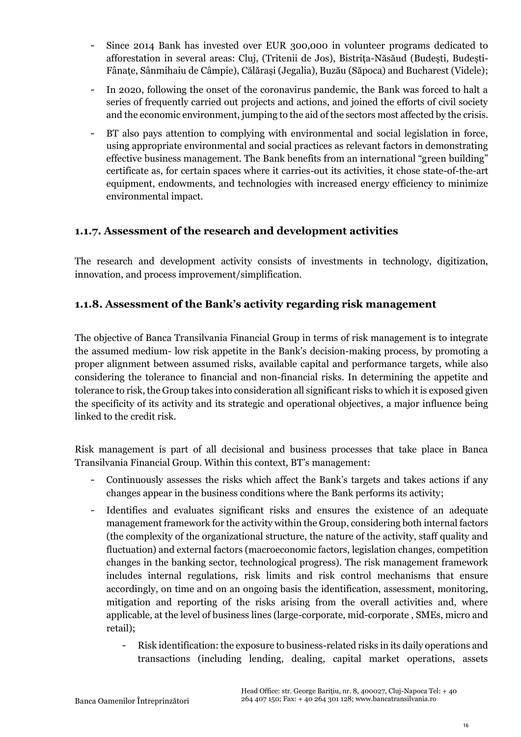- Since 2014 Bank has invested over EUR 300,000 in volunteer programs dedicated to afforestation in several areas: Cluj, (Tritenii de Jos), Bistrița-Năsăud (Budești, Budești-Fânațe, Sânmihaiu de Câmpie), Călărași (Jegalia), Buzău (Săpoca) and Bucharest (Videle);
- In 2020, following the onset of the coronavirus pandemic, the Bank was forced to halt a series of frequently carried out projects and actions, and joined the efforts of civil society and the economic environment, jumping to the aid of the sectors most affected by the crisis.
- BT also pays attention to complying with environmental and social legislation in force, using appropriate environmental and social practices as relevant factors in demonstrating effective business management. The Bank benefits from an international "green building" certificate as, for certain spaces where it carries-out its activities, it chose state-of-the-art equipment, endowments, and technologies with increased energy efficiency to minimize environmental impact.

### 1.1.7. Assessment of the research and development activities

The research and development activity consists of investments in technology, digitization, innovation, and process improvement/simplification.

### 1.1.8. Assessment of the Bank's activity regarding risk management

The objective of Banca Transilvania Financial Group in terms of risk management is to integrate the assumed medium- low risk appetite in the Bank's decision-making process, by promoting a proper alignment between assumed risks, available capital and performance targets, while also considering the tolerance to financial and non-financial risks. In determining the appetite and tolerance to risk, the Group takes into consideration all significant risks to which it is exposed given the specificity of its activity and its strategic and operational objectives, a major influence being linked to the credit risk.

Risk management is part of all decisional and business processes that take place in Banca Transilvania Financial Group. Within this context, BT's management:

- Continuously assesses the risks which affect the Bank's targets and takes actions if any changes appear in the business conditions where the Bank performs its activity;
- Identifies and evaluates significant risks and ensures the existence of an adequate management framework for the activity within the Group, considering both internal factors (the complexity of the organizational structure, the nature of the activity, staff quality and fluctuation) and external factors (macroeconomic factors, legislation changes, competition changes in the banking sector, technological progress). The risk management framework includes internal regulations, risk limits and risk control mechanisms that ensure accordingly, on time and on an ongoing basis the identification, assessment, monitoring, mitigation and reporting of the risks arising from the overall activities and, where applicable, at the level of business lines (large-corporate, mid-corporate , SMEs, micro and retail);
    - Risk identification: the exposure to business-related risks in its daily operations and transactions (including lending, dealing, capital market operations, assets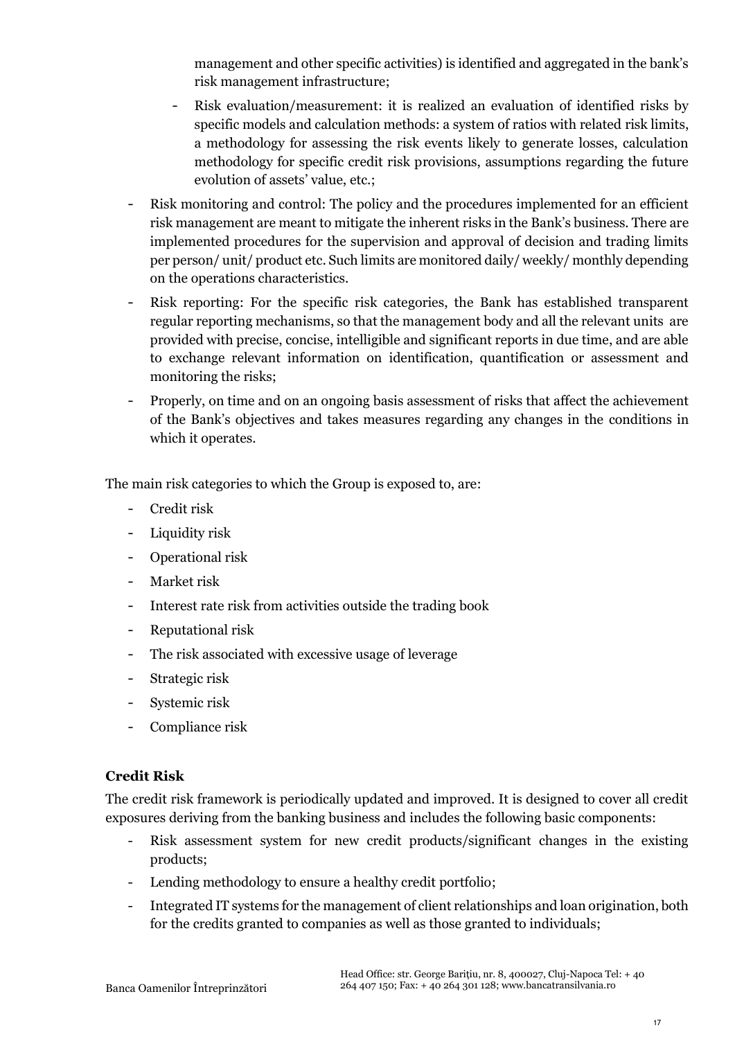management and other specific activities) is identified and aggregated in the bank's risk management infrastructure;

  - Risk evaluation/measurement: it is realized an evaluation of identified risks by specific models and calculation methods: a system of ratios with related risk limits, a methodology for assessing the risk events likely to generate losses, calculation methodology for specific credit risk provisions, assumptions regarding the future evolution of assets' value, etc.;

- Risk monitoring and control: The policy and the procedures implemented for an efficient risk management are meant to mitigate the inherent risks in the Bank's business. There are implemented procedures for the supervision and approval of decision and trading limits per person/ unit/ product etc. Such limits are monitored daily/ weekly/ monthly depending on the operations characteristics.
- Risk reporting: For the specific risk categories, the Bank has established transparent regular reporting mechanisms, so that the management body and all the relevant units are provided with precise, concise, intelligible and significant reports in due time, and are able to exchange relevant information on identification, quantification or assessment and monitoring the risks;
- Properly, on time and on an ongoing basis assessment of risks that affect the achievement of the Bank's objectives and takes measures regarding any changes in the conditions in which it operates.

The main risk categories to which the Group is exposed to, are:

- Credit risk
- Liquidity risk
- Operational risk
- Market risk
- Interest rate risk from activities outside the trading book
- Reputational risk
- The risk associated with excessive usage of leverage
- Strategic risk
- Systemic risk
- Compliance risk

**Credit Risk**

The credit risk framework is periodically updated and improved. It is designed to cover all credit exposures deriving from the banking business and includes the following basic components:

- Risk assessment system for new credit products/significant changes in the existing products;
- Lending methodology to ensure a healthy credit portfolio;
- Integrated IT systems for the management of client relationships and loan origination, both for the credits granted to companies as well as those granted to individuals;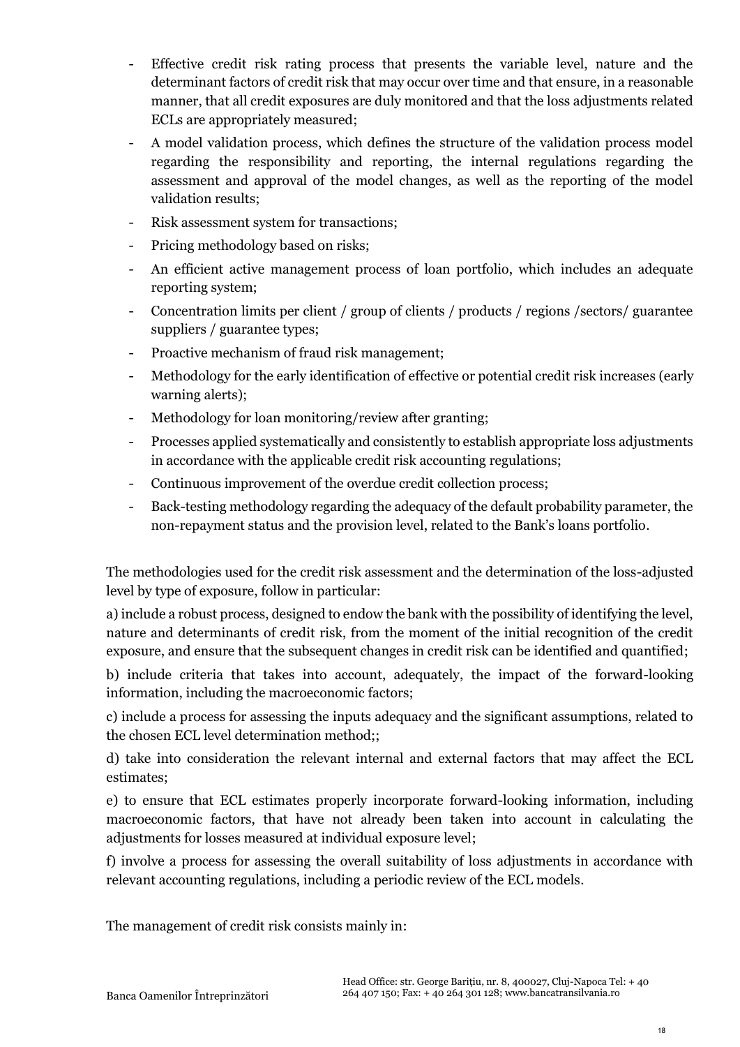- Effective credit risk rating process that presents the variable level, nature and the determinant factors of credit risk that may occur over time and that ensure, in a reasonable manner, that all credit exposures are duly monitored and that the loss adjustments related ECLs are appropriately measured;
- A model validation process, which defines the structure of the validation process model regarding the responsibility and reporting, the internal regulations regarding the assessment and approval of the model changes, as well as the reporting of the model validation results;
- Risk assessment system for transactions;
- Pricing methodology based on risks;
- An efficient active management process of loan portfolio, which includes an adequate reporting system;
- Concentration limits per client / group of clients / products / regions /sectors/ guarantee suppliers / guarantee types;
- Proactive mechanism of fraud risk management;
- Methodology for the early identification of effective or potential credit risk increases (early warning alerts);
- Methodology for loan monitoring/review after granting;
- Processes applied systematically and consistently to establish appropriate loss adjustments in accordance with the applicable credit risk accounting regulations;
- Continuous improvement of the overdue credit collection process;
- Back-testing methodology regarding the adequacy of the default probability parameter, the non-repayment status and the provision level, related to the Bank's loans portfolio.

The methodologies used for the credit risk assessment and the determination of the loss-adjusted level by type of exposure, follow in particular:

a) include a robust process, designed to endow the bank with the possibility of identifying the level, nature and determinants of credit risk, from the moment of the initial recognition of the credit exposure, and ensure that the subsequent changes in credit risk can be identified and quantified;

b) include criteria that takes into account, adequately, the impact of the forward-looking information, including the macroeconomic factors;

c) include a process for assessing the inputs adequacy and the significant assumptions, related to the chosen ECL level determination method;;

d) take into consideration the relevant internal and external factors that may affect the ECL estimates;

e) to ensure that ECL estimates properly incorporate forward-looking information, including macroeconomic factors, that have not already been taken into account in calculating the adjustments for losses measured at individual exposure level;

f) involve a process for assessing the overall suitability of loss adjustments in accordance with relevant accounting regulations, including a periodic review of the ECL models.

The management of credit risk consists mainly in: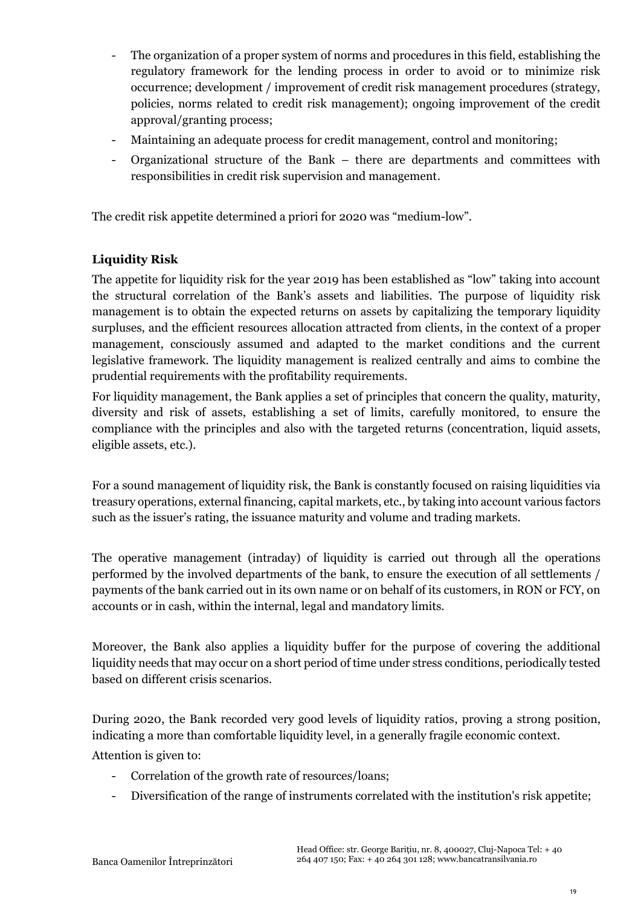- The organization of a proper system of norms and procedures in this field, establishing the regulatory framework for the lending process in order to avoid or to minimize risk occurrence; development / improvement of credit risk management procedures (strategy, policies, norms related to credit risk management); ongoing improvement of the credit approval/granting process;
- Maintaining an adequate process for credit management, control and monitoring;
- Organizational structure of the Bank – there are departments and committees with responsibilities in credit risk supervision and management.

The credit risk appetite determined a priori for 2020 was "medium-low".

**Liquidity Risk**

The appetite for liquidity risk for the year 2019 has been established as "low" taking into account the structural correlation of the Bank's assets and liabilities. The purpose of liquidity risk management is to obtain the expected returns on assets by capitalizing the temporary liquidity surpluses, and the efficient resources allocation attracted from clients, in the context of a proper management, consciously assumed and adapted to the market conditions and the current legislative framework. The liquidity management is realized centrally and aims to combine the prudential requirements with the profitability requirements.

For liquidity management, the Bank applies a set of principles that concern the quality, maturity, diversity and risk of assets, establishing a set of limits, carefully monitored, to ensure the compliance with the principles and also with the targeted returns (concentration, liquid assets, eligible assets, etc.).

For a sound management of liquidity risk, the Bank is constantly focused on raising liquidities via treasury operations, external financing, capital markets, etc., by taking into account various factors such as the issuer's rating, the issuance maturity and volume and trading markets.

The operative management (intraday) of liquidity is carried out through all the operations performed by the involved departments of the bank, to ensure the execution of all settlements / payments of the bank carried out in its own name or on behalf of its customers, in RON or FCY, on accounts or in cash, within the internal, legal and mandatory limits.

Moreover, the Bank also applies a liquidity buffer for the purpose of covering the additional liquidity needs that may occur on a short period of time under stress conditions, periodically tested based on different crisis scenarios.

During 2020, the Bank recorded very good levels of liquidity ratios, proving a strong position, indicating a more than comfortable liquidity level, in a generally fragile economic context.

Attention is given to:

- Correlation of the growth rate of resources/loans;
- Diversification of the range of instruments correlated with the institution's risk appetite;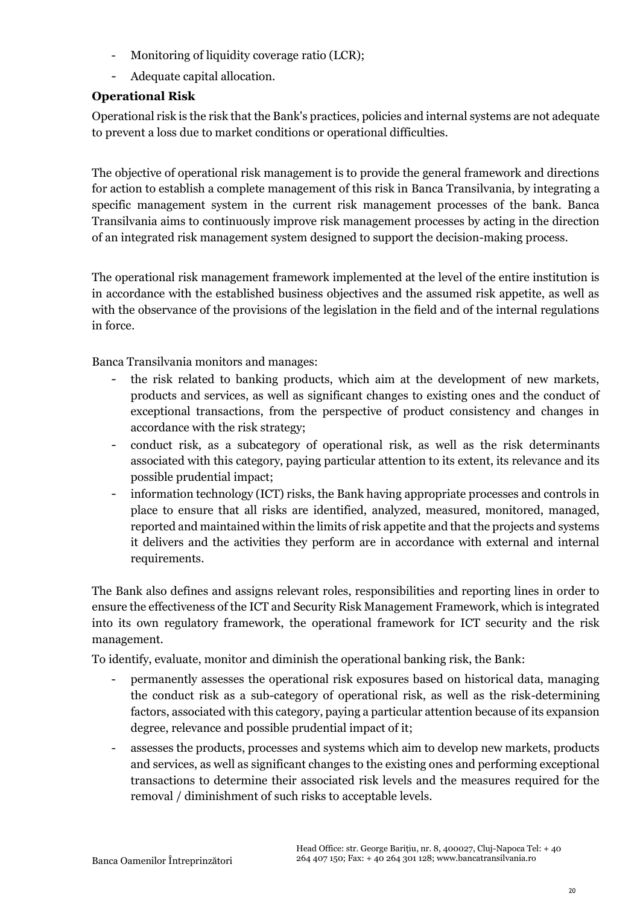- Monitoring of liquidity coverage ratio (LCR);
- Adequate capital allocation.

**Operational Risk**

Operational risk is the risk that the Bank's practices, policies and internal systems are not adequate to prevent a loss due to market conditions or operational difficulties.

The objective of operational risk management is to provide the general framework and directions for action to establish a complete management of this risk in Banca Transilvania, by integrating a specific management system in the current risk management processes of the bank. Banca Transilvania aims to continuously improve risk management processes by acting in the direction of an integrated risk management system designed to support the decision-making process.

The operational risk management framework implemented at the level of the entire institution is in accordance with the established business objectives and the assumed risk appetite, as well as with the observance of the provisions of the legislation in the field and of the internal regulations in force.

Banca Transilvania monitors and manages:

- the risk related to banking products, which aim at the development of new markets, products and services, as well as significant changes to existing ones and the conduct of exceptional transactions, from the perspective of product consistency and changes in accordance with the risk strategy;
- conduct risk, as a subcategory of operational risk, as well as the risk determinants associated with this category, paying particular attention to its extent, its relevance and its possible prudential impact;
- information technology (ICT) risks, the Bank having appropriate processes and controls in place to ensure that all risks are identified, analyzed, measured, monitored, managed, reported and maintained within the limits of risk appetite and that the projects and systems it delivers and the activities they perform are in accordance with external and internal requirements.

The Bank also defines and assigns relevant roles, responsibilities and reporting lines in order to ensure the effectiveness of the ICT and Security Risk Management Framework, which is integrated into its own regulatory framework, the operational framework for ICT security and the risk management.

To identify, evaluate, monitor and diminish the operational banking risk, the Bank:

- permanently assesses the operational risk exposures based on historical data, managing the conduct risk as a sub-category of operational risk, as well as the risk-determining factors, associated with this category, paying a particular attention because of its expansion degree, relevance and possible prudential impact of it;
- assesses the products, processes and systems which aim to develop new markets, products and services, as well as significant changes to the existing ones and performing exceptional transactions to determine their associated risk levels and the measures required for the removal / diminishment of such risks to acceptable levels.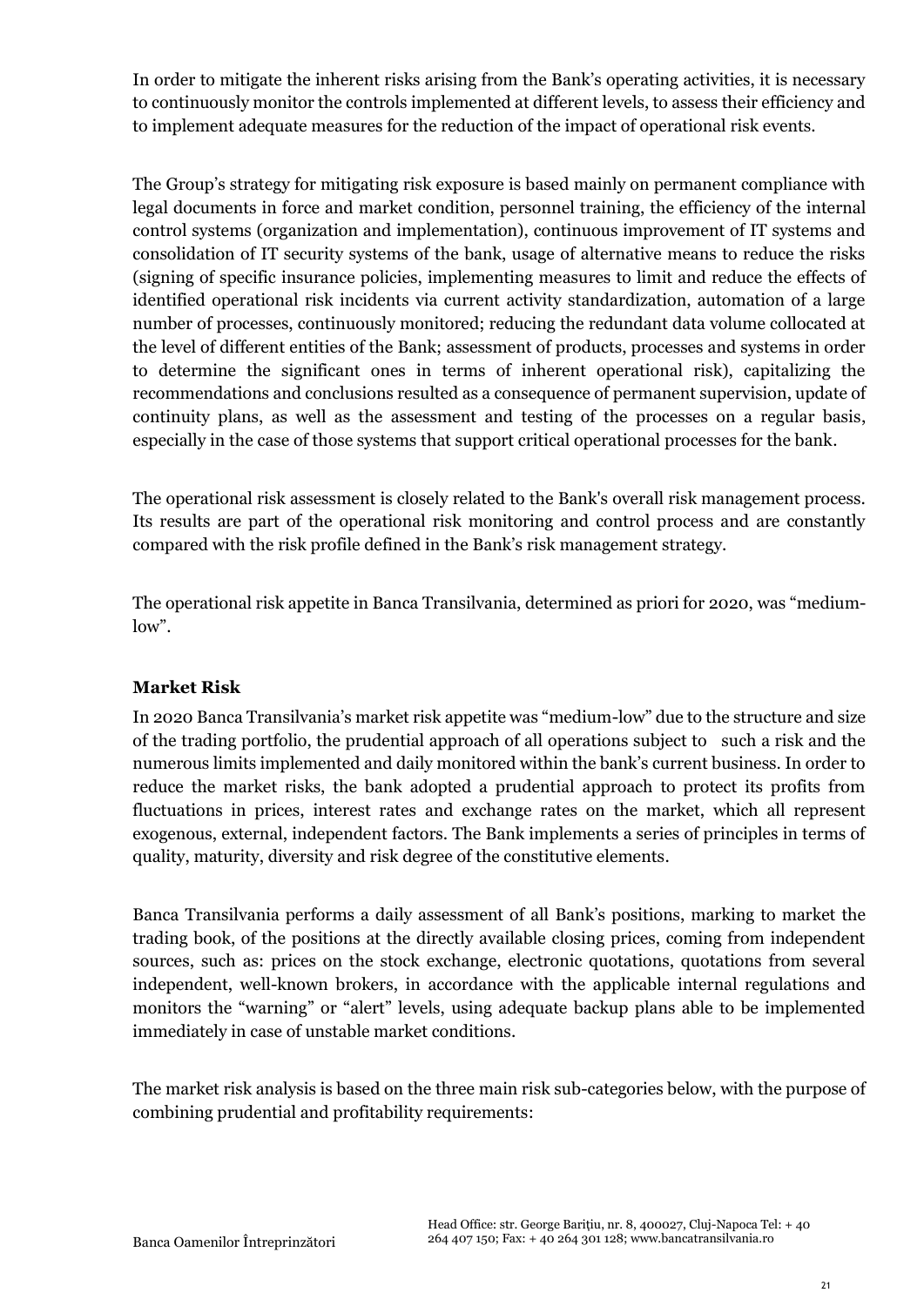In order to mitigate the inherent risks arising from the Bank's operating activities, it is necessary to continuously monitor the controls implemented at different levels, to assess their efficiency and to implement adequate measures for the reduction of the impact of operational risk events.

The Group's strategy for mitigating risk exposure is based mainly on permanent compliance with legal documents in force and market condition, personnel training, the efficiency of the internal control systems (organization and implementation), continuous improvement of IT systems and consolidation of IT security systems of the bank, usage of alternative means to reduce the risks (signing of specific insurance policies, implementing measures to limit and reduce the effects of identified operational risk incidents via current activity standardization, automation of a large number of processes, continuously monitored; reducing the redundant data volume collocated at the level of different entities of the Bank; assessment of products, processes and systems in order to determine the significant ones in terms of inherent operational risk), capitalizing the recommendations and conclusions resulted as a consequence of permanent supervision, update of continuity plans, as well as the assessment and testing of the processes on a regular basis, especially in the case of those systems that support critical operational processes for the bank.

The operational risk assessment is closely related to the Bank's overall risk management process. Its results are part of the operational risk monitoring and control process and are constantly compared with the risk profile defined in the Bank's risk management strategy.

The operational risk appetite in Banca Transilvania, determined as priori for 2020, was "medium-low".

**Market Risk**

In 2020 Banca Transilvania's market risk appetite was "medium-low" due to the structure and size of the trading portfolio, the prudential approach of all operations subject to such a risk and the numerous limits implemented and daily monitored within the bank's current business. In order to reduce the market risks, the bank adopted a prudential approach to protect its profits from fluctuations in prices, interest rates and exchange rates on the market, which all represent exogenous, external, independent factors. The Bank implements a series of principles in terms of quality, maturity, diversity and risk degree of the constitutive elements.

Banca Transilvania performs a daily assessment of all Bank's positions, marking to market the trading book, of the positions at the directly available closing prices, coming from independent sources, such as: prices on the stock exchange, electronic quotations, quotations from several independent, well-known brokers, in accordance with the applicable internal regulations and monitors the "warning" or "alert" levels, using adequate backup plans able to be implemented immediately in case of unstable market conditions.

The market risk analysis is based on the three main risk sub-categories below, with the purpose of combining prudential and profitability requirements: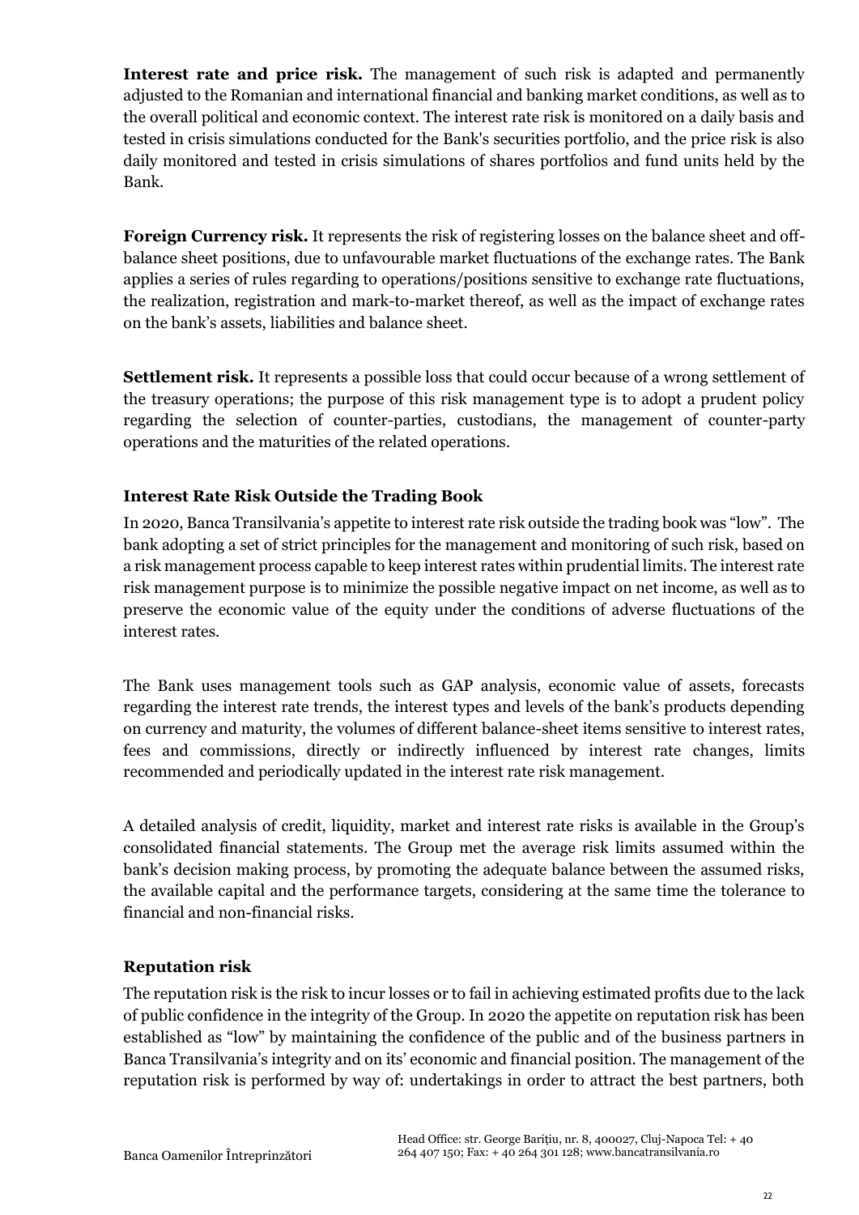**Interest rate and price risk.** The management of such risk is adapted and permanently adjusted to the Romanian and international financial and banking market conditions, as well as to the overall political and economic context. The interest rate risk is monitored on a daily basis and tested in crisis simulations conducted for the Bank's securities portfolio, and the price risk is also daily monitored and tested in crisis simulations of shares portfolios and fund units held by the Bank.

**Foreign Currency risk.** It represents the risk of registering losses on the balance sheet and off-balance sheet positions, due to unfavourable market fluctuations of the exchange rates. The Bank applies a series of rules regarding to operations/positions sensitive to exchange rate fluctuations, the realization, registration and mark-to-market thereof, as well as the impact of exchange rates on the bank's assets, liabilities and balance sheet.

**Settlement risk.** It represents a possible loss that could occur because of a wrong settlement of the treasury operations; the purpose of this risk management type is to adopt a prudent policy regarding the selection of counter-parties, custodians, the management of counter-party operations and the maturities of the related operations.

### Interest Rate Risk Outside the Trading Book

In 2020, Banca Transilvania's appetite to interest rate risk outside the trading book was "low". The bank adopting a set of strict principles for the management and monitoring of such risk, based on a risk management process capable to keep interest rates within prudential limits. The interest rate risk management purpose is to minimize the possible negative impact on net income, as well as to preserve the economic value of the equity under the conditions of adverse fluctuations of the interest rates.

The Bank uses management tools such as GAP analysis, economic value of assets, forecasts regarding the interest rate trends, the interest types and levels of the bank's products depending on currency and maturity, the volumes of different balance-sheet items sensitive to interest rates, fees and commissions, directly or indirectly influenced by interest rate changes, limits recommended and periodically updated in the interest rate risk management.

A detailed analysis of credit, liquidity, market and interest rate risks is available in the Group's consolidated financial statements. The Group met the average risk limits assumed within the bank's decision making process, by promoting the adequate balance between the assumed risks, the available capital and the performance targets, considering at the same time the tolerance to financial and non-financial risks.

### Reputation risk

The reputation risk is the risk to incur losses or to fail in achieving estimated profits due to the lack of public confidence in the integrity of the Group. In 2020 the appetite on reputation risk has been established as "low" by maintaining the confidence of the public and of the business partners in Banca Transilvania's integrity and on its' economic and financial position. The management of the reputation risk is performed by way of: undertakings in order to attract the best partners, both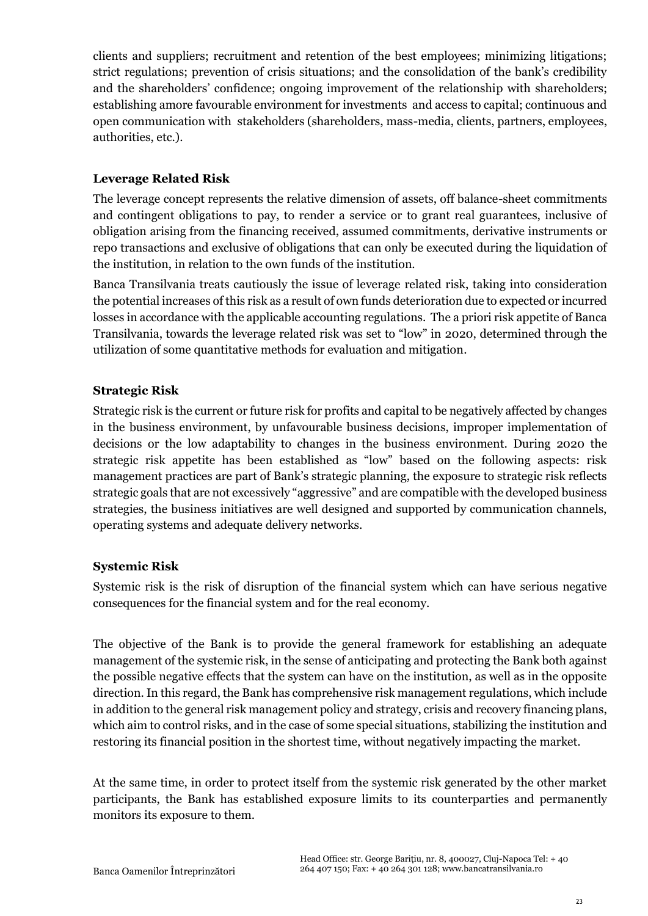clients and suppliers; recruitment and retention of the best employees; minimizing litigations; strict regulations; prevention of crisis situations; and the consolidation of the bank's credibility and the shareholders' confidence; ongoing improvement of the relationship with shareholders; establishing amore favourable environment for investments and access to capital; continuous and open communication with stakeholders (shareholders, mass-media, clients, partners, employees, authorities, etc.).

**Leverage Related Risk**

The leverage concept represents the relative dimension of assets, off balance-sheet commitments and contingent obligations to pay, to render a service or to grant real guarantees, inclusive of obligation arising from the financing received, assumed commitments, derivative instruments or repo transactions and exclusive of obligations that can only be executed during the liquidation of the institution, in relation to the own funds of the institution.

Banca Transilvania treats cautiously the issue of leverage related risk, taking into consideration the potential increases of this risk as a result of own funds deterioration due to expected or incurred losses in accordance with the applicable accounting regulations. The a priori risk appetite of Banca Transilvania, towards the leverage related risk was set to "low" in 2020, determined through the utilization of some quantitative methods for evaluation and mitigation.

**Strategic Risk**

Strategic risk is the current or future risk for profits and capital to be negatively affected by changes in the business environment, by unfavourable business decisions, improper implementation of decisions or the low adaptability to changes in the business environment. During 2020 the strategic risk appetite has been established as "low" based on the following aspects: risk management practices are part of Bank's strategic planning, the exposure to strategic risk reflects strategic goals that are not excessively "aggressive" and are compatible with the developed business strategies, the business initiatives are well designed and supported by communication channels, operating systems and adequate delivery networks.

**Systemic Risk**

Systemic risk is the risk of disruption of the financial system which can have serious negative consequences for the financial system and for the real economy.

The objective of the Bank is to provide the general framework for establishing an adequate management of the systemic risk, in the sense of anticipating and protecting the Bank both against the possible negative effects that the system can have on the institution, as well as in the opposite direction. In this regard, the Bank has comprehensive risk management regulations, which include in addition to the general risk management policy and strategy, crisis and recovery financing plans, which aim to control risks, and in the case of some special situations, stabilizing the institution and restoring its financial position in the shortest time, without negatively impacting the market.

At the same time, in order to protect itself from the systemic risk generated by the other market participants, the Bank has established exposure limits to its counterparties and permanently monitors its exposure to them.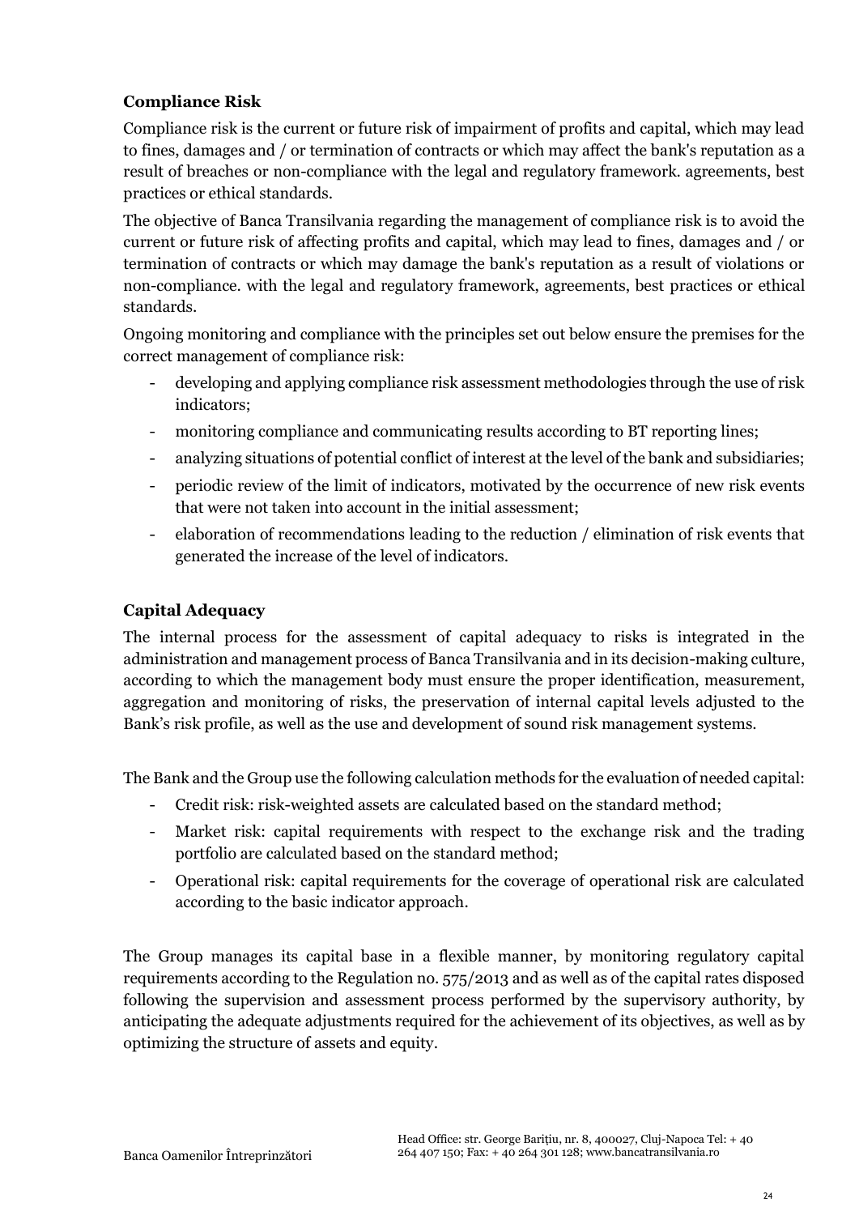### Compliance Risk

Compliance risk is the current or future risk of impairment of profits and capital, which may lead to fines, damages and / or termination of contracts or which may affect the bank's reputation as a result of breaches or non-compliance with the legal and regulatory framework. agreements, best practices or ethical standards.

The objective of Banca Transilvania regarding the management of compliance risk is to avoid the current or future risk of affecting profits and capital, which may lead to fines, damages and / or termination of contracts or which may damage the bank's reputation as a result of violations or non-compliance. with the legal and regulatory framework, agreements, best practices or ethical standards.

Ongoing monitoring and compliance with the principles set out below ensure the premises for the correct management of compliance risk:

- developing and applying compliance risk assessment methodologies through the use of risk indicators;
- monitoring compliance and communicating results according to BT reporting lines;
- analyzing situations of potential conflict of interest at the level of the bank and subsidiaries;
- periodic review of the limit of indicators, motivated by the occurrence of new risk events that were not taken into account in the initial assessment;
- elaboration of recommendations leading to the reduction / elimination of risk events that generated the increase of the level of indicators.

### Capital Adequacy

The internal process for the assessment of capital adequacy to risks is integrated in the administration and management process of Banca Transilvania and in its decision-making culture, according to which the management body must ensure the proper identification, measurement, aggregation and monitoring of risks, the preservation of internal capital levels adjusted to the Bank's risk profile, as well as the use and development of sound risk management systems.

The Bank and the Group use the following calculation methods for the evaluation of needed capital:

- Credit risk: risk-weighted assets are calculated based on the standard method;
- Market risk: capital requirements with respect to the exchange risk and the trading portfolio are calculated based on the standard method;
- Operational risk: capital requirements for the coverage of operational risk are calculated according to the basic indicator approach.

The Group manages its capital base in a flexible manner, by monitoring regulatory capital requirements according to the Regulation no. 575/2013 and as well as of the capital rates disposed following the supervision and assessment process performed by the supervisory authority, by anticipating the adequate adjustments required for the achievement of its objectives, as well as by optimizing the structure of assets and equity.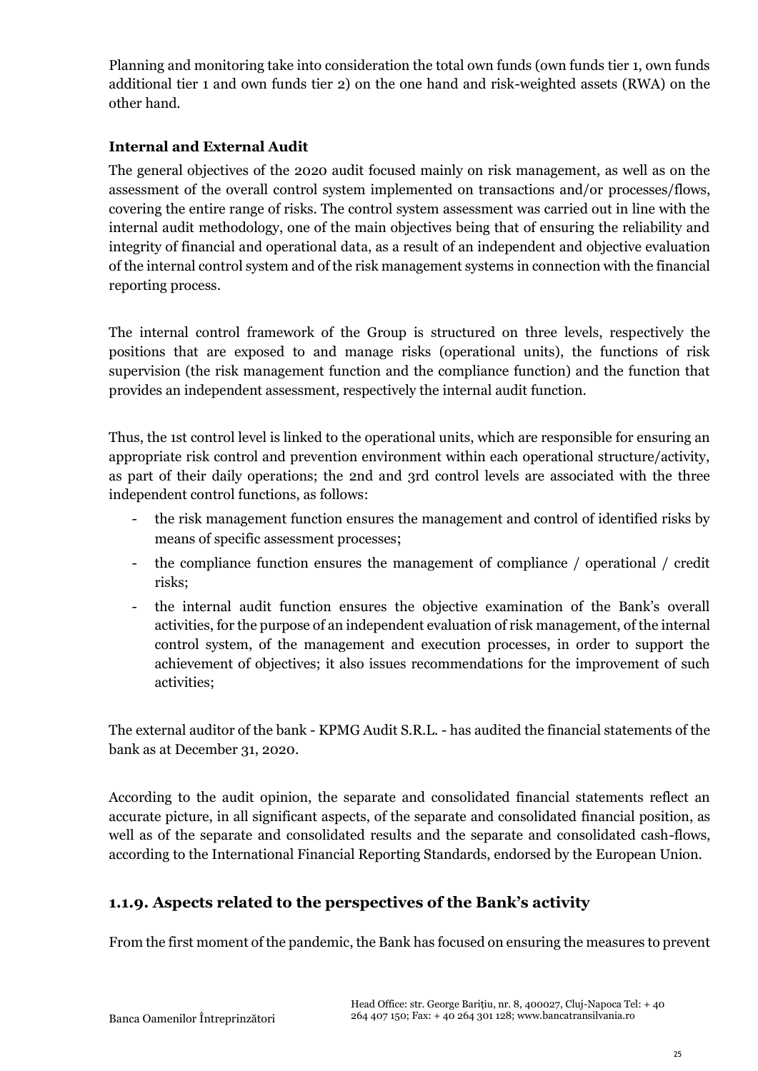Planning and monitoring take into consideration the total own funds (own funds tier 1, own funds additional tier 1 and own funds tier 2) on the one hand and risk-weighted assets (RWA) on the other hand.

**Internal and External Audit**

The general objectives of the 2020 audit focused mainly on risk management, as well as on the assessment of the overall control system implemented on transactions and/or processes/flows, covering the entire range of risks. The control system assessment was carried out in line with the internal audit methodology, one of the main objectives being that of ensuring the reliability and integrity of financial and operational data, as a result of an independent and objective evaluation of the internal control system and of the risk management systems in connection with the financial reporting process.

The internal control framework of the Group is structured on three levels, respectively the positions that are exposed to and manage risks (operational units), the functions of risk supervision (the risk management function and the compliance function) and the function that provides an independent assessment, respectively the internal audit function.

Thus, the 1st control level is linked to the operational units, which are responsible for ensuring an appropriate risk control and prevention environment within each operational structure/activity, as part of their daily operations; the 2nd and 3rd control levels are associated with the three independent control functions, as follows:

- the risk management function ensures the management and control of identified risks by means of specific assessment processes;
- the compliance function ensures the management of compliance / operational / credit risks;
- the internal audit function ensures the objective examination of the Bank's overall activities, for the purpose of an independent evaluation of risk management, of the internal control system, of the management and execution processes, in order to support the achievement of objectives; it also issues recommendations for the improvement of such activities;

The external auditor of the bank - KPMG Audit S.R.L. - has audited the financial statements of the bank as at December 31, 2020.

According to the audit opinion, the separate and consolidated financial statements reflect an accurate picture, in all significant aspects, of the separate and consolidated financial position, as well as of the separate and consolidated results and the separate and consolidated cash-flows, according to the International Financial Reporting Standards, endorsed by the European Union.

## 1.1.9. Aspects related to the perspectives of the Bank's activity

From the first moment of the pandemic, the Bank has focused on ensuring the measures to prevent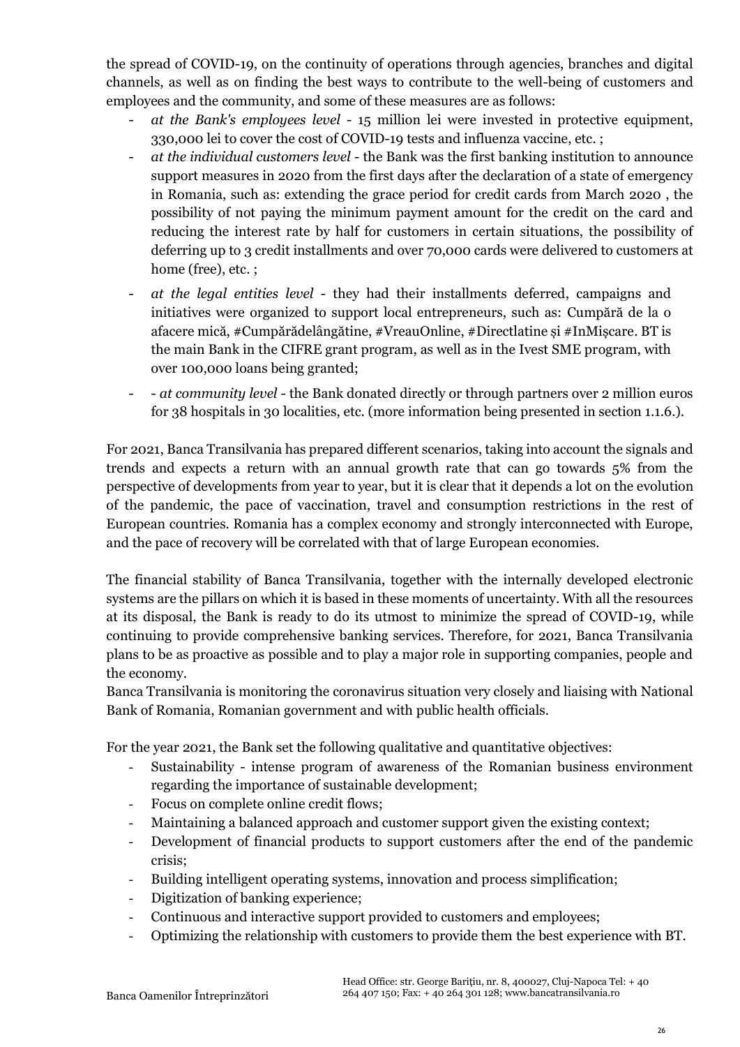the spread of COVID-19, on the continuity of operations through agencies, branches and digital channels, as well as on finding the best ways to contribute to the well-being of customers and employees and the community, and some of these measures are as follows:

- *at the Bank's employees level* - 15 million lei were invested in protective equipment, 330,000 lei to cover the cost of COVID-19 tests and influenza vaccine, etc. ;
- *at the individual customers level* - the Bank was the first banking institution to announce support measures in 2020 from the first days after the declaration of a state of emergency in Romania, such as: extending the grace period for credit cards from March 2020 , the possibility of not paying the minimum payment amount for the credit on the card and reducing the interest rate by half for customers in certain situations, the possibility of deferring up to 3 credit installments and over 70,000 cards were delivered to customers at home (free), etc. ;
- *at the legal entities level* - they had their installments deferred, campaigns and initiatives were organized to support local entrepreneurs, such as: Cumpără de la o afacere mică, #Cumpărădelângătine, #VreauOnline, #Directlatine și #InMișcare. BT is the main Bank in the CIFRE grant program, as well as in the Ivest SME program, with over 100,000 loans being granted;
- - *at community level* - the Bank donated directly or through partners over 2 million euros for 38 hospitals in 30 localities, etc. (more information being presented in section 1.1.6.).

For 2021, Banca Transilvania has prepared different scenarios, taking into account the signals and trends and expects a return with an annual growth rate that can go towards 5% from the perspective of developments from year to year, but it is clear that it depends a lot on the evolution of the pandemic, the pace of vaccination, travel and consumption restrictions in the rest of European countries. Romania has a complex economy and strongly interconnected with Europe, and the pace of recovery will be correlated with that of large European economies.

The financial stability of Banca Transilvania, together with the internally developed electronic systems are the pillars on which it is based in these moments of uncertainty. With all the resources at its disposal, the Bank is ready to do its utmost to minimize the spread of COVID-19, while continuing to provide comprehensive banking services. Therefore, for 2021, Banca Transilvania plans to be as proactive as possible and to play a major role in supporting companies, people and the economy.
Banca Transilvania is monitoring the coronavirus situation very closely and liaising with National Bank of Romania, Romanian government and with public health officials.

For the year 2021, the Bank set the following qualitative and quantitative objectives:

- Sustainability - intense program of awareness of the Romanian business environment regarding the importance of sustainable development;
- Focus on complete online credit flows;
- Maintaining a balanced approach and customer support given the existing context;
- Development of financial products to support customers after the end of the pandemic crisis;
- Building intelligent operating systems, innovation and process simplification;
- Digitization of banking experience;
- Continuous and interactive support provided to customers and employees;
- Optimizing the relationship with customers to provide them the best experience with BT.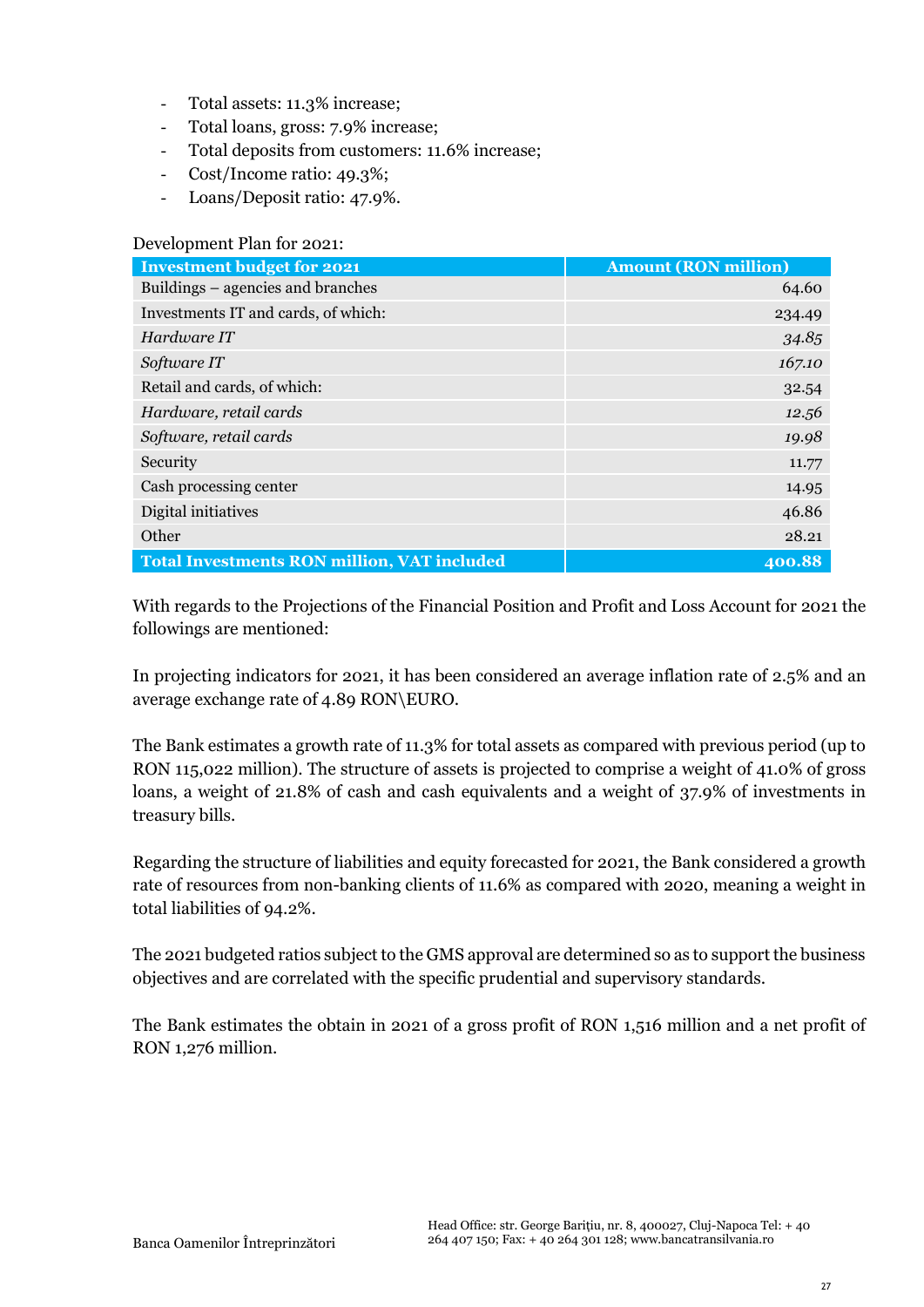- Total assets: 11.3% increase;
- Total loans, gross: 7.9% increase;
- Total deposits from customers: 11.6% increase;
- Cost/Income ratio: 49.3%;
- Loans/Deposit ratio: 47.9%.

Development Plan for 2021:

| **Investment budget for 2021** | **Amount (RON million)** |
|---|---|
| Buildings – agencies and branches | 64.60 |
| Investments IT and cards, of which: | 234.49 |
| *Hardware IT* | *34.85* |
| *Software IT* | *167.10* |
| Retail and cards, of which: | 32.54 |
| *Hardware, retail cards* | *12.56* |
| *Software, retail cards* | *19.98* |
| Security | 11.77 |
| Cash processing center | 14.95 |
| Digital initiatives | 46.86 |
| Other | 28.21 |
| **Total Investments RON million, VAT included** | **400.88** |

With regards to the Projections of the Financial Position and Profit and Loss Account for 2021 the followings are mentioned:

In projecting indicators for 2021, it has been considered an average inflation rate of 2.5% and an average exchange rate of 4.89 RON\EURO.

The Bank estimates a growth rate of 11.3% for total assets as compared with previous period (up to RON 115,022 million). The structure of assets is projected to comprise a weight of 41.0% of gross loans, a weight of 21.8% of cash and cash equivalents and a weight of 37.9% of investments in treasury bills.

Regarding the structure of liabilities and equity forecasted for 2021, the Bank considered a growth rate of resources from non-banking clients of 11.6% as compared with 2020, meaning a weight in total liabilities of 94.2%.

The 2021 budgeted ratios subject to the GMS approval are determined so as to support the business objectives and are correlated with the specific prudential and supervisory standards.

The Bank estimates the obtain in 2021 of a gross profit of RON 1,516 million and a net profit of RON 1,276 million.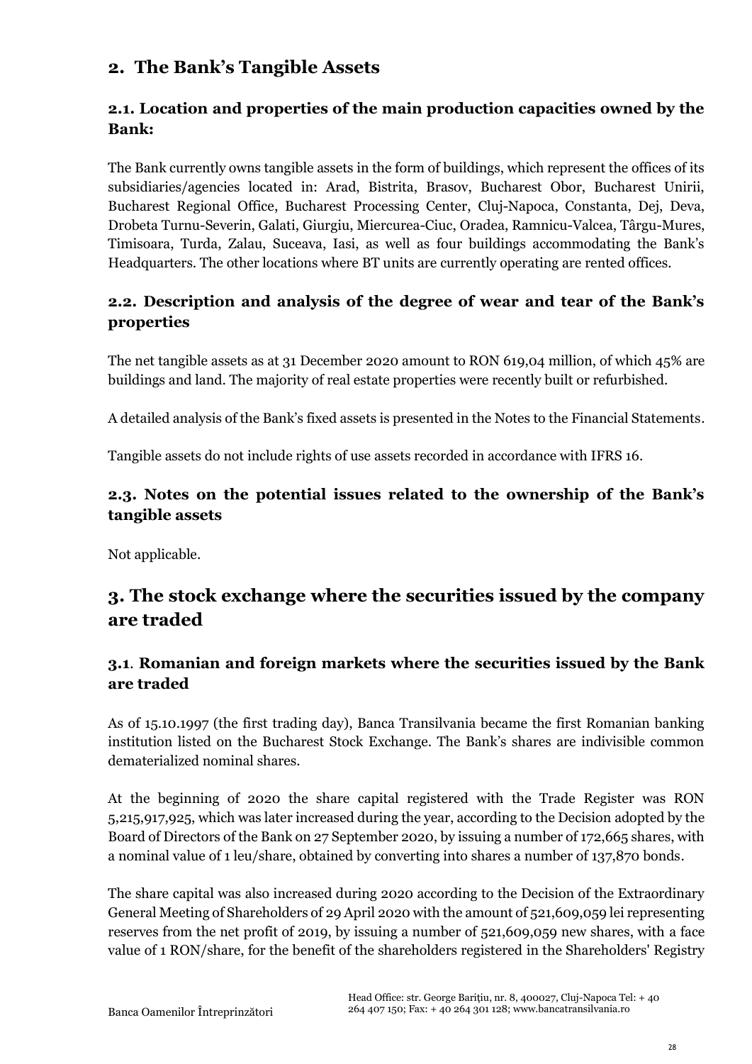## 2. The Bank's Tangible Assets

### 2.1. Location and properties of the main production capacities owned by the Bank:

The Bank currently owns tangible assets in the form of buildings, which represent the offices of its subsidiaries/agencies located in: Arad, Bistrita, Brasov, Bucharest Obor, Bucharest Unirii, Bucharest Regional Office, Bucharest Processing Center, Cluj-Napoca, Constanta, Dej, Deva, Drobeta Turnu-Severin, Galati, Giurgiu, Miercurea-Ciuc, Oradea, Ramnicu-Valcea, Târgu-Mures, Timisoara, Turda, Zalau, Suceava, Iasi, as well as four buildings accommodating the Bank's Headquarters. The other locations where BT units are currently operating are rented offices.

### 2.2. Description and analysis of the degree of wear and tear of the Bank's properties

The net tangible assets as at 31 December 2020 amount to RON 619,04 million, of which 45% are buildings and land. The majority of real estate properties were recently built or refurbished.

A detailed analysis of the Bank's fixed assets is presented in the Notes to the Financial Statements.

Tangible assets do not include rights of use assets recorded in accordance with IFRS 16.

### 2.3. Notes on the potential issues related to the ownership of the Bank's tangible assets

Not applicable.

## 3. The stock exchange where the securities issued by the company are traded

### 3.1. Romanian and foreign markets where the securities issued by the Bank are traded

As of 15.10.1997 (the first trading day), Banca Transilvania became the first Romanian banking institution listed on the Bucharest Stock Exchange. The Bank's shares are indivisible common dematerialized nominal shares.

At the beginning of 2020 the share capital registered with the Trade Register was RON 5,215,917,925, which was later increased during the year, according to the Decision adopted by the Board of Directors of the Bank on 27 September 2020, by issuing a number of 172,665 shares, with a nominal value of 1 leu/share, obtained by converting into shares a number of 137,870 bonds.

The share capital was also increased during 2020 according to the Decision of the Extraordinary General Meeting of Shareholders of 29 April 2020 with the amount of 521,609,059 lei representing reserves from the net profit of 2019, by issuing a number of 521,609,059 new shares, with a face value of 1 RON/share, for the benefit of the shareholders registered in the Shareholders' Registry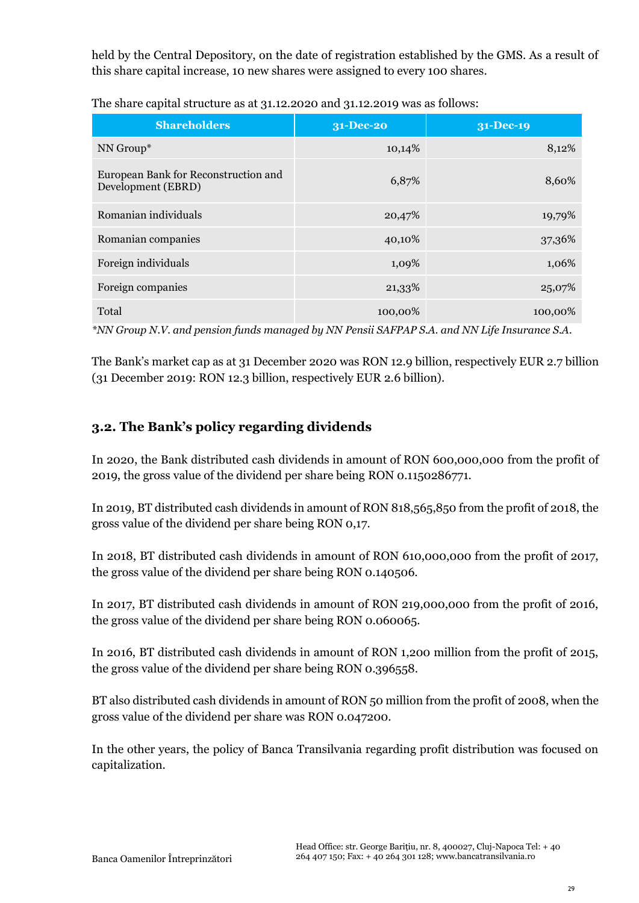held by the Central Depository, on the date of registration established by the GMS. As a result of this share capital increase, 10 new shares were assigned to every 100 shares.

The share capital structure as at 31.12.2020 and 31.12.2019 was as follows:

| Shareholders | 31-Dec-20 | 31-Dec-19 |
|---|---|---|
| NN Group* | 10,14% | 8,12% |
| European Bank for Reconstruction and Development (EBRD) | 6,87% | 8,60% |
| Romanian individuals | 20,47% | 19,79% |
| Romanian companies | 40,10% | 37,36% |
| Foreign individuals | 1,09% | 1,06% |
| Foreign companies | 21,33% | 25,07% |
| Total | 100,00% | 100,00% |

*\*NN Group N.V. and pension funds managed by NN Pensii SAFPAP S.A. and NN Life Insurance S.A.*

The Bank's market cap as at 31 December 2020 was RON 12.9 billion, respectively EUR 2.7 billion (31 December 2019: RON 12.3 billion, respectively EUR 2.6 billion).

## 3.2. The Bank's policy regarding dividends

In 2020, the Bank distributed cash dividends in amount of RON 600,000,000 from the profit of 2019, the gross value of the dividend per share being RON 0.1150286771.

In 2019, BT distributed cash dividends in amount of RON 818,565,850 from the profit of 2018, the gross value of the dividend per share being RON 0,17.

In 2018, BT distributed cash dividends in amount of RON 610,000,000 from the profit of 2017, the gross value of the dividend per share being RON 0.140506.

In 2017, BT distributed cash dividends in amount of RON 219,000,000 from the profit of 2016, the gross value of the dividend per share being RON 0.060065.

In 2016, BT distributed cash dividends in amount of RON 1,200 million from the profit of 2015, the gross value of the dividend per share being RON 0.396558.

BT also distributed cash dividends in amount of RON 50 million from the profit of 2008, when the gross value of the dividend per share was RON 0.047200.

In the other years, the policy of Banca Transilvania regarding profit distribution was focused on capitalization.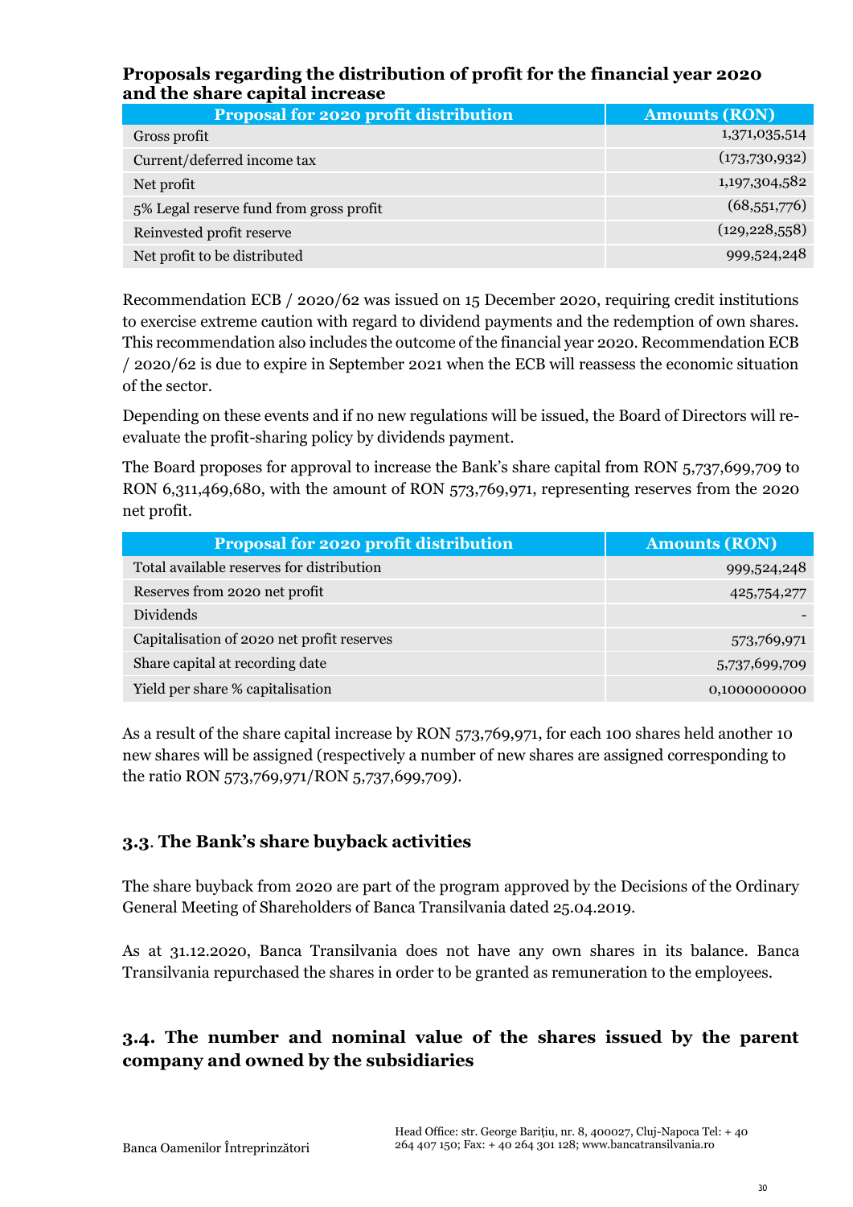**Proposals regarding the distribution of profit for the financial year 2020 and the share capital increase**

| Proposal for 2020 profit distribution | Amounts (RON) |
| --- | --- |
| Gross profit | 1,371,035,514 |
| Current/deferred income tax | (173,730,932) |
| Net profit | 1,197,304,582 |
| 5% Legal reserve fund from gross profit | (68,551,776) |
| Reinvested profit reserve | (129,228,558) |
| Net profit to be distributed | 999,524,248 |

Recommendation ECB / 2020/62 was issued on 15 December 2020, requiring credit institutions to exercise extreme caution with regard to dividend payments and the redemption of own shares. This recommendation also includes the outcome of the financial year 2020. Recommendation ECB / 2020/62 is due to expire in September 2021 when the ECB will reassess the economic situation of the sector.

Depending on these events and if no new regulations will be issued, the Board of Directors will re-evaluate the profit-sharing policy by dividends payment.

The Board proposes for approval to increase the Bank's share capital from RON 5,737,699,709 to RON 6,311,469,680, with the amount of RON 573,769,971, representing reserves from the 2020 net profit.

| Proposal for 2020 profit distribution | Amounts (RON) |
| --- | --- |
| Total available reserves for distribution | 999,524,248 |
| Reserves from 2020 net profit | 425,754,277 |
| Dividends | - |
| Capitalisation of 2020 net profit reserves | 573,769,971 |
| Share capital at recording date | 5,737,699,709 |
| Yield per share % capitalisation | 0,1000000000 |

As a result of the share capital increase by RON 573,769,971, for each 100 shares held another 10 new shares will be assigned (respectively a number of new shares are assigned corresponding to the ratio RON 573,769,971/RON 5,737,699,709).

### 3.3. The Bank's share buyback activities

The share buyback from 2020 are part of the program approved by the Decisions of the Ordinary General Meeting of Shareholders of Banca Transilvania dated 25.04.2019.

As at 31.12.2020, Banca Transilvania does not have any own shares in its balance. Banca Transilvania repurchased the shares in order to be granted as remuneration to the employees.

### 3.4. The number and nominal value of the shares issued by the parent company and owned by the subsidiaries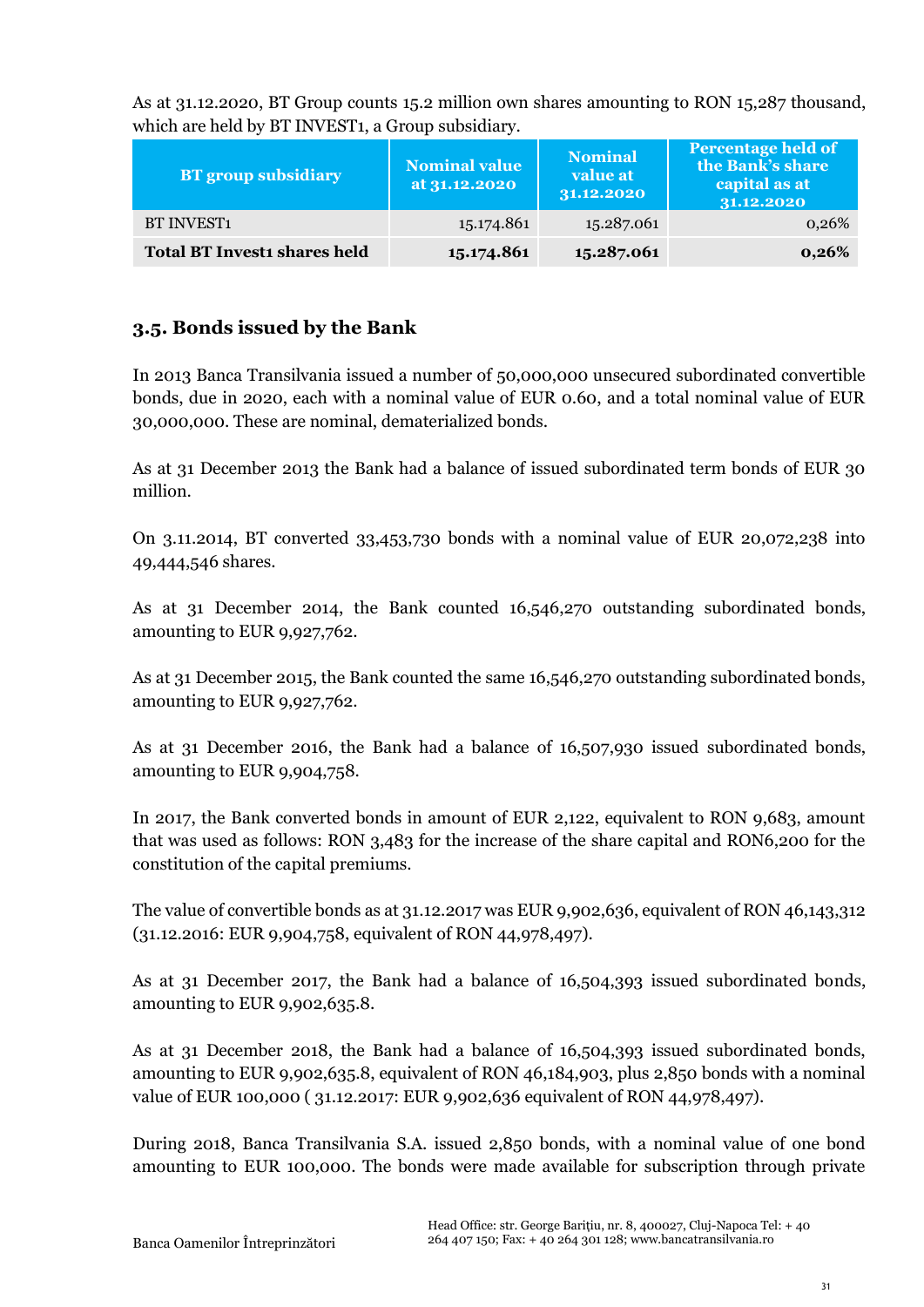As at 31.12.2020, BT Group counts 15.2 million own shares amounting to RON 15,287 thousand, which are held by BT INVEST1, a Group subsidiary.

| BT group subsidiary | Nominal value at 31.12.2020 | Nominal value at 31.12.2020 | Percentage held of the Bank's share capital as at 31.12.2020 |
|---|---|---|---|
| BT INVEST1 | 15.174.861 | 15.287.061 | 0,26% |
| **Total BT Invest1 shares held** | **15.174.861** | **15.287.061** | **0,26%** |

### 3.5. Bonds issued by the Bank

In 2013 Banca Transilvania issued a number of 50,000,000 unsecured subordinated convertible bonds, due in 2020, each with a nominal value of EUR 0.60, and a total nominal value of EUR 30,000,000. These are nominal, dematerialized bonds.

As at 31 December 2013 the Bank had a balance of issued subordinated term bonds of EUR 30 million.

On 3.11.2014, BT converted 33,453,730 bonds with a nominal value of EUR 20,072,238 into 49,444,546 shares.

As at 31 December 2014, the Bank counted 16,546,270 outstanding subordinated bonds, amounting to EUR 9,927,762.

As at 31 December 2015, the Bank counted the same 16,546,270 outstanding subordinated bonds, amounting to EUR 9,927,762.

As at 31 December 2016, the Bank had a balance of 16,507,930 issued subordinated bonds, amounting to EUR 9,904,758.

In 2017, the Bank converted bonds in amount of EUR 2,122, equivalent to RON 9,683, amount that was used as follows: RON 3,483 for the increase of the share capital and RON6,200 for the constitution of the capital premiums.

The value of convertible bonds as at 31.12.2017 was EUR 9,902,636, equivalent of RON 46,143,312 (31.12.2016: EUR 9,904,758, equivalent of RON 44,978,497).

As at 31 December 2017, the Bank had a balance of 16,504,393 issued subordinated bonds, amounting to EUR 9,902,635.8.

As at 31 December 2018, the Bank had a balance of 16,504,393 issued subordinated bonds, amounting to EUR 9,902,635.8, equivalent of RON 46,184,903, plus 2,850 bonds with a nominal value of EUR 100,000 ( 31.12.2017: EUR 9,902,636 equivalent of RON 44,978,497).

During 2018, Banca Transilvania S.A. issued 2,850 bonds, with a nominal value of one bond amounting to EUR 100,000. The bonds were made available for subscription through private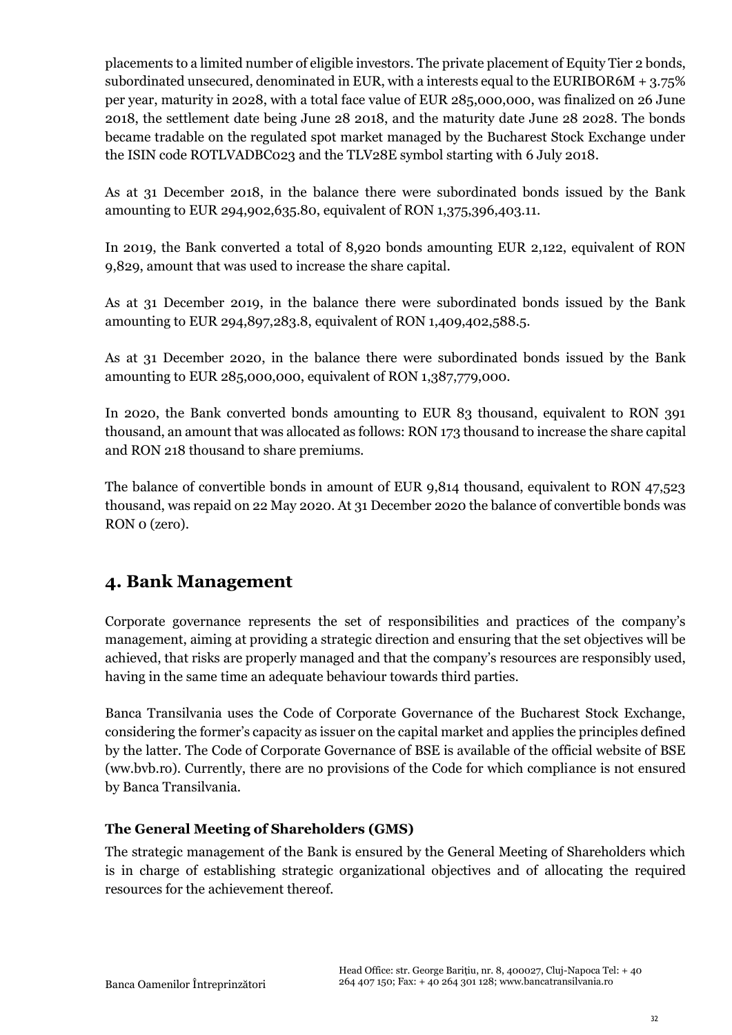placements to a limited number of eligible investors. The private placement of Equity Tier 2 bonds, subordinated unsecured, denominated in EUR, with a interests equal to the EURIBOR6M + 3.75% per year, maturity in 2028, with a total face value of EUR 285,000,000, was finalized on 26 June 2018, the settlement date being June 28 2018, and the maturity date June 28 2028. The bonds became tradable on the regulated spot market managed by the Bucharest Stock Exchange under the ISIN code ROTLVADBC023 and the TLV28E symbol starting with 6 July 2018.

As at 31 December 2018, in the balance there were subordinated bonds issued by the Bank amounting to EUR 294,902,635.80, equivalent of RON 1,375,396,403.11.

In 2019, the Bank converted a total of 8,920 bonds amounting EUR 2,122, equivalent of RON 9,829, amount that was used to increase the share capital.

As at 31 December 2019, in the balance there were subordinated bonds issued by the Bank amounting to EUR 294,897,283.8, equivalent of RON 1,409,402,588.5.

As at 31 December 2020, in the balance there were subordinated bonds issued by the Bank amounting to EUR 285,000,000, equivalent of RON 1,387,779,000.

In 2020, the Bank converted bonds amounting to EUR 83 thousand, equivalent to RON 391 thousand, an amount that was allocated as follows: RON 173 thousand to increase the share capital and RON 218 thousand to share premiums.

The balance of convertible bonds in amount of EUR 9,814 thousand, equivalent to RON 47,523 thousand, was repaid on 22 May 2020. At 31 December 2020 the balance of convertible bonds was RON 0 (zero).

## 4. Bank Management

Corporate governance represents the set of responsibilities and practices of the company's management, aiming at providing a strategic direction and ensuring that the set objectives will be achieved, that risks are properly managed and that the company's resources are responsibly used, having in the same time an adequate behaviour towards third parties.

Banca Transilvania uses the Code of Corporate Governance of the Bucharest Stock Exchange, considering the former's capacity as issuer on the capital market and applies the principles defined by the latter. The Code of Corporate Governance of BSE is available of the official website of BSE (ww.bvb.ro). Currently, there are no provisions of the Code for which compliance is not ensured by Banca Transilvania.

### The General Meeting of Shareholders (GMS)

The strategic management of the Bank is ensured by the General Meeting of Shareholders which is in charge of establishing strategic organizational objectives and of allocating the required resources for the achievement thereof.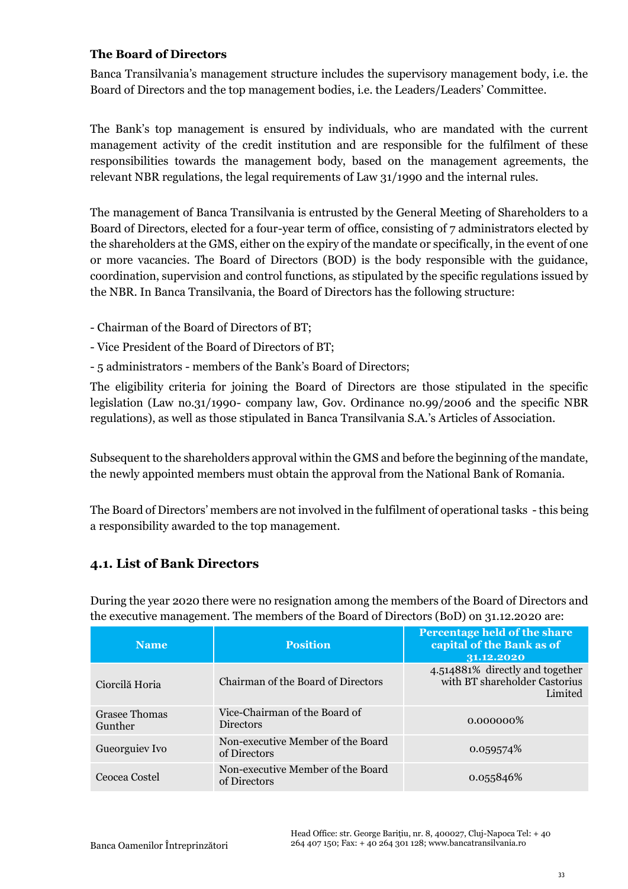### The Board of Directors

Banca Transilvania's management structure includes the supervisory management body, i.e. the Board of Directors and the top management bodies, i.e. the Leaders/Leaders' Committee.

The Bank's top management is ensured by individuals, who are mandated with the current management activity of the credit institution and are responsible for the fulfilment of these responsibilities towards the management body, based on the management agreements, the relevant NBR regulations, the legal requirements of Law 31/1990 and the internal rules.

The management of Banca Transilvania is entrusted by the General Meeting of Shareholders to a Board of Directors, elected for a four-year term of office, consisting of 7 administrators elected by the shareholders at the GMS, either on the expiry of the mandate or specifically, in the event of one or more vacancies. The Board of Directors (BOD) is the body responsible with the guidance, coordination, supervision and control functions, as stipulated by the specific regulations issued by the NBR. In Banca Transilvania, the Board of Directors has the following structure:

- Chairman of the Board of Directors of BT;
- Vice President of the Board of Directors of BT;
- 5 administrators - members of the Bank's Board of Directors;

The eligibility criteria for joining the Board of Directors are those stipulated in the specific legislation (Law no.31/1990- company law, Gov. Ordinance no.99/2006 and the specific NBR regulations), as well as those stipulated in Banca Transilvania S.A.'s Articles of Association.

Subsequent to the shareholders approval within the GMS and before the beginning of the mandate, the newly appointed members must obtain the approval from the National Bank of Romania.

The Board of Directors' members are not involved in the fulfilment of operational tasks - this being a responsibility awarded to the top management.

## 4.1. List of Bank Directors

During the year 2020 there were no resignation among the members of the Board of Directors and the executive management. The members of the Board of Directors (BoD) on 31.12.2020 are:

| Name | Position | Percentage held of the share capital of the Bank as of 31.12.2020 |
|---|---|---|
| Ciorcilă Horia | Chairman of the Board of Directors | 4.514881% directly and together with BT shareholder Castorius Limited |
| Grasee Thomas Gunther | Vice-Chairman of the Board of Directors | 0.000000% |
| Gueorguiev Ivo | Non-executive Member of the Board of Directors | 0.059574% |
| Ceocea Costel | Non-executive Member of the Board of Directors | 0.055846% |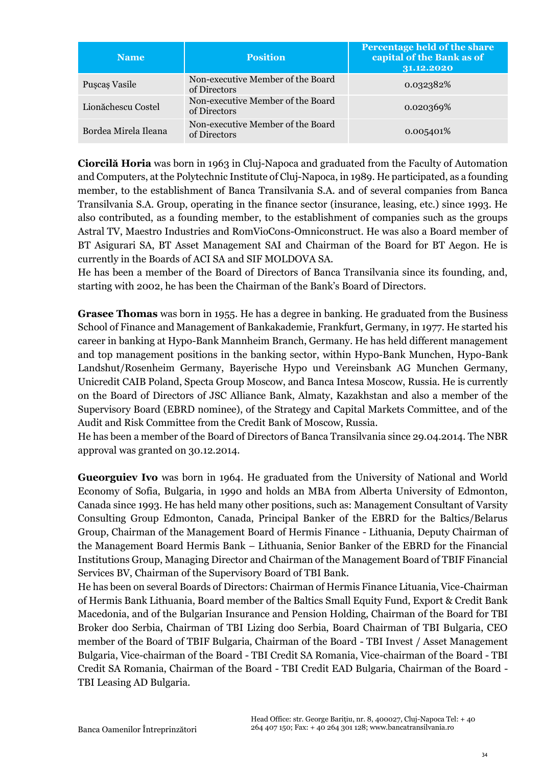| Name | Position | Percentage held of the share capital of the Bank as of 31.12.2020 |
|---|---|---|
| Pușcaș Vasile | Non-executive Member of the Board of Directors | 0.032382% |
| Lionăchescu Costel | Non-executive Member of the Board of Directors | 0.020369% |
| Bordea Mirela Ileana | Non-executive Member of the Board of Directors | 0.005401% |

**Ciorcilă Horia** was born in 1963 in Cluj-Napoca and graduated from the Faculty of Automation and Computers, at the Polytechnic Institute of Cluj-Napoca, in 1989. He participated, as a founding member, to the establishment of Banca Transilvania S.A. and of several companies from Banca Transilvania S.A. Group, operating in the finance sector (insurance, leasing, etc.) since 1993. He also contributed, as a founding member, to the establishment of companies such as the groups Astral TV, Maestro Industries and RomVioCons-Omniconstruct. He was also a Board member of BT Asigurari SA, BT Asset Management SAI and Chairman of the Board for BT Aegon. He is currently in the Boards of ACI SA and SIF MOLDOVA SA.
He has been a member of the Board of Directors of Banca Transilvania since its founding, and, starting with 2002, he has been the Chairman of the Bank's Board of Directors.

**Grasee Thomas** was born in 1955. He has a degree in banking. He graduated from the Business School of Finance and Management of Bankakademie, Frankfurt, Germany, in 1977. He started his career in banking at Hypo-Bank Mannheim Branch, Germany. He has held different management and top management positions in the banking sector, within Hypo-Bank Munchen, Hypo-Bank Landshut/Rosenheim Germany, Bayerische Hypo und Vereinsbank AG Munchen Germany, Unicredit CAIB Poland, Specta Group Moscow, and Banca Intesa Moscow, Russia. He is currently on the Board of Directors of JSC Alliance Bank, Almaty, Kazakhstan and also a member of the Supervisory Board (EBRD nominee), of the Strategy and Capital Markets Committee, and of the Audit and Risk Committee from the Credit Bank of Moscow, Russia.
He has been a member of the Board of Directors of Banca Transilvania since 29.04.2014. The NBR approval was granted on 30.12.2014.

**Gueorguiev Ivo** was born in 1964. He graduated from the University of National and World Economy of Sofia, Bulgaria, in 1990 and holds an MBA from Alberta University of Edmonton, Canada since 1993. He has held many other positions, such as: Management Consultant of Varsity Consulting Group Edmonton, Canada, Principal Banker of the EBRD for the Baltics/Belarus Group, Chairman of the Management Board of Hermis Finance - Lithuania, Deputy Chairman of the Management Board Hermis Bank – Lithuania, Senior Banker of the EBRD for the Financial Institutions Group, Managing Director and Chairman of the Management Board of TBIF Financial Services BV, Chairman of the Supervisory Board of TBI Bank.
He has been on several Boards of Directors: Chairman of Hermis Finance Lituania, Vice-Chairman of Hermis Bank Lithuania, Board member of the Baltics Small Equity Fund, Export & Credit Bank Macedonia, and of the Bulgarian Insurance and Pension Holding, Chairman of the Board for TBI Broker doo Serbia, Chairman of TBI Lizing doo Serbia, Board Chairman of TBI Bulgaria, CEO member of the Board of TBIF Bulgaria, Chairman of the Board - TBI Invest / Asset Management Bulgaria, Vice-chairman of the Board - TBI Credit SA Romania, Vice-chairman of the Board - TBI Credit SA Romania, Chairman of the Board - TBI Credit EAD Bulgaria, Chairman of the Board - TBI Leasing AD Bulgaria.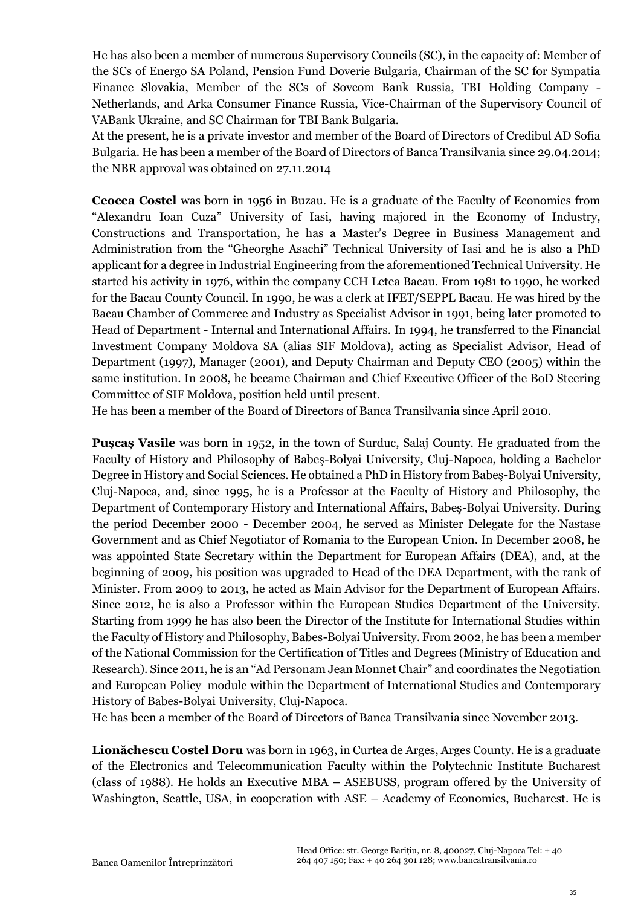He has also been a member of numerous Supervisory Councils (SC), in the capacity of: Member of the SCs of Energo SA Poland, Pension Fund Doverie Bulgaria, Chairman of the SC for Sympatia Finance Slovakia, Member of the SCs of Sovcom Bank Russia, TBI Holding Company - Netherlands, and Arka Consumer Finance Russia, Vice-Chairman of the Supervisory Council of VABank Ukraine, and SC Chairman for TBI Bank Bulgaria.
At the present, he is a private investor and member of the Board of Directors of Credibul AD Sofia Bulgaria. He has been a member of the Board of Directors of Banca Transilvania since 29.04.2014; the NBR approval was obtained on 27.11.2014

**Ceocea Costel** was born in 1956 in Buzau. He is a graduate of the Faculty of Economics from "Alexandru Ioan Cuza" University of Iasi, having majored in the Economy of Industry, Constructions and Transportation, he has a Master's Degree in Business Management and Administration from the "Gheorghe Asachi" Technical University of Iasi and he is also a PhD applicant for a degree in Industrial Engineering from the aforementioned Technical University. He started his activity in 1976, within the company CCH Letea Bacau. From 1981 to 1990, he worked for the Bacau County Council. In 1990, he was a clerk at IFET/SEPPL Bacau. He was hired by the Bacau Chamber of Commerce and Industry as Specialist Advisor in 1991, being later promoted to Head of Department - Internal and International Affairs. In 1994, he transferred to the Financial Investment Company Moldova SA (alias SIF Moldova), acting as Specialist Advisor, Head of Department (1997), Manager (2001), and Deputy Chairman and Deputy CEO (2005) within the same institution. In 2008, he became Chairman and Chief Executive Officer of the BoD Steering Committee of SIF Moldova, position held until present.
He has been a member of the Board of Directors of Banca Transilvania since April 2010.

**Puşcaş Vasile** was born in 1952, in the town of Surduc, Salaj County. He graduated from the Faculty of History and Philosophy of Babeş-Bolyai University, Cluj-Napoca, holding a Bachelor Degree in History and Social Sciences. He obtained a PhD in History from Babeş-Bolyai University, Cluj-Napoca, and, since 1995, he is a Professor at the Faculty of History and Philosophy, the Department of Contemporary History and International Affairs, Babeş-Bolyai University. During the period December 2000 - December 2004, he served as Minister Delegate for the Nastase Government and as Chief Negotiator of Romania to the European Union. In December 2008, he was appointed State Secretary within the Department for European Affairs (DEA), and, at the beginning of 2009, his position was upgraded to Head of the DEA Department, with the rank of Minister. From 2009 to 2013, he acted as Main Advisor for the Department of European Affairs. Since 2012, he is also a Professor within the European Studies Department of the University. Starting from 1999 he has also been the Director of the Institute for International Studies within the Faculty of History and Philosophy, Babes-Bolyai University. From 2002, he has been a member of the National Commission for the Certification of Titles and Degrees (Ministry of Education and Research). Since 2011, he is an "Ad Personam Jean Monnet Chair" and coordinates the Negotiation and European Policy module within the Department of International Studies and Contemporary History of Babes-Bolyai University, Cluj-Napoca.
He has been a member of the Board of Directors of Banca Transilvania since November 2013.

**Lionăchescu Costel Doru** was born in 1963, in Curtea de Arges, Arges County. He is a graduate of the Electronics and Telecommunication Faculty within the Polytechnic Institute Bucharest (class of 1988). He holds an Executive MBA – ASEBUSS, program offered by the University of Washington, Seattle, USA, in cooperation with ASE – Academy of Economics, Bucharest. He is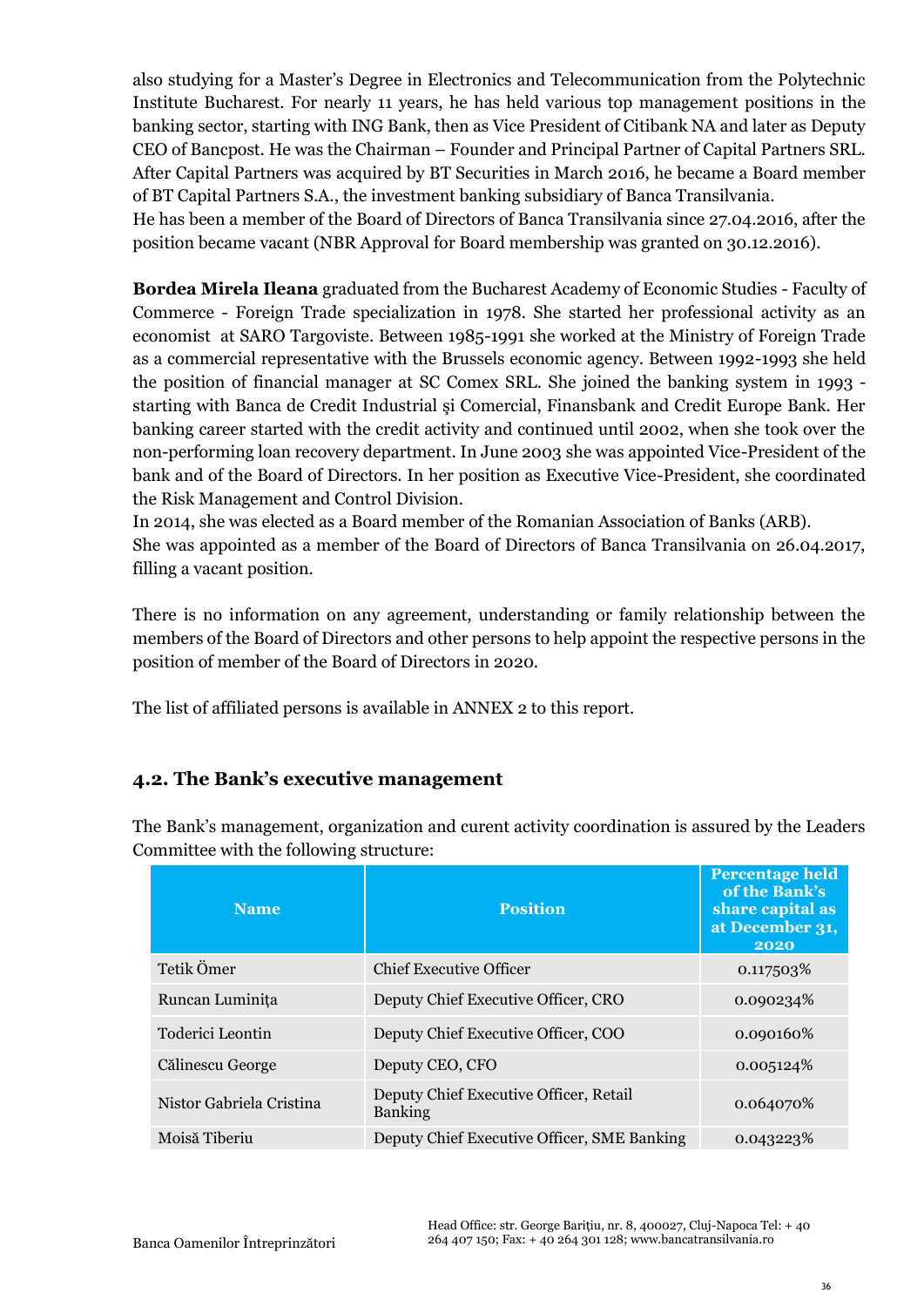also studying for a Master's Degree in Electronics and Telecommunication from the Polytechnic Institute Bucharest. For nearly 11 years, he has held various top management positions in the banking sector, starting with ING Bank, then as Vice President of Citibank NA and later as Deputy CEO of Bancpost. He was the Chairman – Founder and Principal Partner of Capital Partners SRL. After Capital Partners was acquired by BT Securities in March 2016, he became a Board member of BT Capital Partners S.A., the investment banking subsidiary of Banca Transilvania.
He has been a member of the Board of Directors of Banca Transilvania since 27.04.2016, after the position became vacant (NBR Approval for Board membership was granted on 30.12.2016).

**Bordea Mirela Ileana** graduated from the Bucharest Academy of Economic Studies - Faculty of Commerce - Foreign Trade specialization in 1978. She started her professional activity as an economist at SARO Targoviste. Between 1985-1991 she worked at the Ministry of Foreign Trade as a commercial representative with the Brussels economic agency. Between 1992-1993 she held the position of financial manager at SC Comex SRL. She joined the banking system in 1993 - starting with Banca de Credit Industrial şi Comercial, Finansbank and Credit Europe Bank. Her banking career started with the credit activity and continued until 2002, when she took over the non-performing loan recovery department. In June 2003 she was appointed Vice-President of the bank and of the Board of Directors. In her position as Executive Vice-President, she coordinated the Risk Management and Control Division.
In 2014, she was elected as a Board member of the Romanian Association of Banks (ARB).
She was appointed as a member of the Board of Directors of Banca Transilvania on 26.04.2017, filling a vacant position.

There is no information on any agreement, understanding or family relationship between the members of the Board of Directors and other persons to help appoint the respective persons in the position of member of the Board of Directors in 2020.

The list of affiliated persons is available in ANNEX 2 to this report.

## 4.2. The Bank's executive management

The Bank's management, organization and curent activity coordination is assured by the Leaders Committee with the following structure:

| Name | Position | Percentage held of the Bank's share capital as at December 31, 2020 |
|---|---|---|
| Tetik Ömer | Chief Executive Officer | 0.117503% |
| Runcan Luminița | Deputy Chief Executive Officer, CRO | 0.090234% |
| Toderici Leontin | Deputy Chief Executive Officer, COO | 0.090160% |
| Călinescu George | Deputy CEO, CFO | 0.005124% |
| Nistor Gabriela Cristina | Deputy Chief Executive Officer, Retail Banking | 0.064070% |
| Moisă Tiberiu | Deputy Chief Executive Officer, SME Banking | 0.043223% |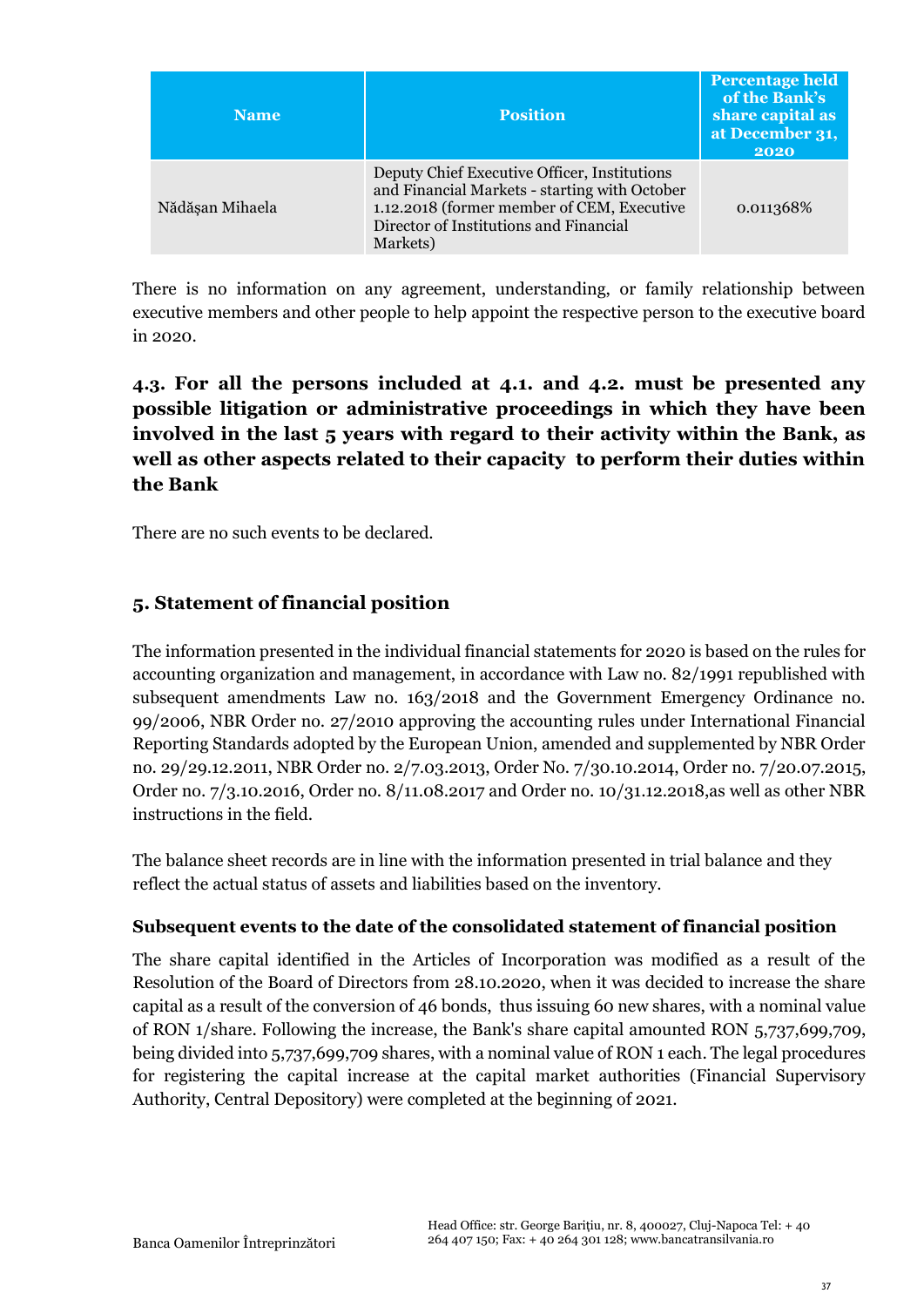| Name | Position | Percentage held of the Bank's share capital as at December 31, 2020 |
|---|---|---|
| Nădășan Mihaela | Deputy Chief Executive Officer, Institutions and Financial Markets - starting with October 1.12.2018 (former member of CEM, Executive Director of Institutions and Financial Markets) | 0.011368% |

There is no information on any agreement, understanding, or family relationship between executive members and other people to help appoint the respective person to the executive board in 2020.

### 4.3. For all the persons included at 4.1. and 4.2. must be presented any possible litigation or administrative proceedings in which they have been involved in the last 5 years with regard to their activity within the Bank, as well as other aspects related to their capacity to perform their duties within the Bank

There are no such events to be declared.

## 5. Statement of financial position

The information presented in the individual financial statements for 2020 is based on the rules for accounting organization and management, in accordance with Law no. 82/1991 republished with subsequent amendments Law no. 163/2018 and the Government Emergency Ordinance no. 99/2006, NBR Order no. 27/2010 approving the accounting rules under International Financial Reporting Standards adopted by the European Union, amended and supplemented by NBR Order no. 29/29.12.2011, NBR Order no. 2/7.03.2013, Order No. 7/30.10.2014, Order no. 7/20.07.2015, Order no. 7/3.10.2016, Order no. 8/11.08.2017 and Order no. 10/31.12.2018,as well as other NBR instructions in the field.

The balance sheet records are in line with the information presented in trial balance and they reflect the actual status of assets and liabilities based on the inventory.

**Subsequent events to the date of the consolidated statement of financial position**

The share capital identified in the Articles of Incorporation was modified as a result of the Resolution of the Board of Directors from 28.10.2020, when it was decided to increase the share capital as a result of the conversion of 46 bonds, thus issuing 60 new shares, with a nominal value of RON 1/share. Following the increase, the Bank's share capital amounted RON 5,737,699,709, being divided into 5,737,699,709 shares, with a nominal value of RON 1 each. The legal procedures for registering the capital increase at the capital market authorities (Financial Supervisory Authority, Central Depository) were completed at the beginning of 2021.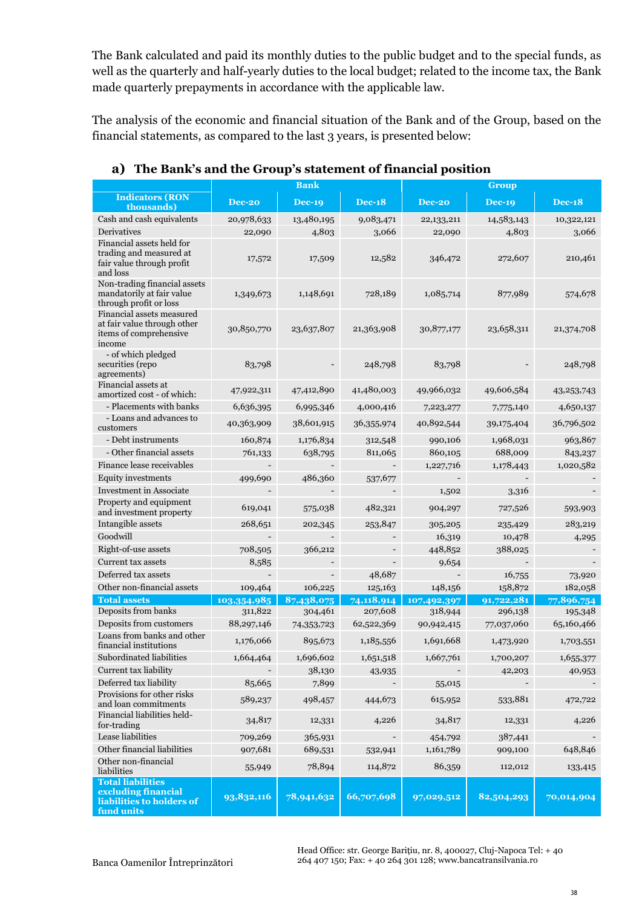The Bank calculated and paid its monthly duties to the public budget and to the special funds, as well as the quarterly and half-yearly duties to the local budget; related to the income tax, the Bank made quarterly prepayments in accordance with the applicable law.

The analysis of the economic and financial situation of the Bank and of the Group, based on the financial statements, as compared to the last 3 years, is presented below:

### a) The Bank's and the Group's statement of financial position

| Indicators (RON thousands) | Bank | | | Group | | |
|---|---|---|---|---|---|---|
| | Dec-20 | Dec-19 | Dec-18 | Dec-20 | Dec-19 | Dec-18 |
| Cash and cash equivalents | 20,978,633 | 13,480,195 | 9,083,471 | 22,133,211 | 14,583,143 | 10,322,121 |
| Derivatives | 22,090 | 4,803 | 3,066 | 22,090 | 4,803 | 3,066 |
| Financial assets held for trading and measured at fair value through profit and loss | 17,572 | 17,509 | 12,582 | 346,472 | 272,607 | 210,461 |
| Non-trading financial assets mandatorily at fair value through profit or loss | 1,349,673 | 1,148,691 | 728,189 | 1,085,714 | 877,989 | 574,678 |
| Financial assets measured at fair value through other items of comprehensive income | 30,850,770 | 23,637,807 | 21,363,908 | 30,877,177 | 23,658,311 | 21,374,708 |
| - of which pledged securities (repo agreements) | 83,798 | - | 248,798 | 83,798 | - | 248,798 |
| Financial assets at amortized cost - of which: | 47,922,311 | 47,412,890 | 41,480,003 | 49,966,032 | 49,606,584 | 43,253,743 |
| - Placements with banks | 6,636,395 | 6,995,346 | 4,000,416 | 7,223,277 | 7,775,140 | 4,650,137 |
| - Loans and advances to customers | 40,363,909 | 38,601,915 | 36,355,974 | 40,892,544 | 39,175,404 | 36,796,502 |
| - Debt instruments | 160,874 | 1,176,834 | 312,548 | 990,106 | 1,968,031 | 963,867 |
| - Other financial assets | 761,133 | 638,795 | 811,065 | 860,105 | 688,009 | 843,237 |
| Finance lease receivables | - | - | - | 1,227,716 | 1,178,443 | 1,020,582 |
| Equity investments | 499,690 | 486,360 | 537,677 | - | - | - |
| Investment in Associate | - | - | - | 1,502 | 3,316 | - |
| Property and equipment and investment property | 619,041 | 575,038 | 482,321 | 904,297 | 727,526 | 593,903 |
| Intangible assets | 268,651 | 202,345 | 253,847 | 305,205 | 235,429 | 283,219 |
| Goodwill | - | - | - | 16,319 | 10,478 | 4,295 |
| Right-of-use assets | 708,505 | 366,212 | - | 448,852 | 388,025 | - |
| Current tax assets | 8,585 | - | - | 9,654 | - | - |
| Deferred tax assets | - | - | 48,687 | - | 16,755 | 73,920 |
| Other non-financial assets | 109,464 | 106,225 | 125,163 | 148,156 | 158,872 | 182,058 |
| **Total assets** | **103,354,985** | **87,438,075** | **74,118,914** | **107,492,397** | **91,722,281** | **77,896,754** |
| Deposits from banks | 311,822 | 304,461 | 207,608 | 318,944 | 296,138 | 195,348 |
| Deposits from customers | 88,297,146 | 74,353,723 | 62,522,369 | 90,942,415 | 77,037,060 | 65,160,466 |
| Loans from banks and other financial institutions | 1,176,066 | 895,673 | 1,185,556 | 1,691,668 | 1,473,920 | 1,703,551 |
| Subordinated liabilities | 1,664,464 | 1,696,602 | 1,651,518 | 1,667,761 | 1,700,207 | 1,655,377 |
| Current tax liability | - | 38,130 | 43,935 | - | 42,203 | 40,953 |
| Deferred tax liability | 85,665 | 7,899 | - | 55,015 | - | - |
| Provisions for other risks and loan commitments | 589,237 | 498,457 | 444,673 | 615,952 | 533,881 | 472,722 |
| Financial liabilities held-for-trading | 34,817 | 12,331 | 4,226 | 34,817 | 12,331 | 4,226 |
| Lease liabilities | 709,269 | 365,931 | - | 454,792 | 387,441 | - |
| Other financial liabilities | 907,681 | 689,531 | 532,941 | 1,161,789 | 909,100 | 648,846 |
| Other non-financial liabilities | 55,949 | 78,894 | 114,872 | 86,359 | 112,012 | 133,415 |
| **Total liabilities excluding financial liabilities to holders of fund units** | **93,832,116** | **78,941,632** | **66,707,698** | **97,029,512** | **82,504,293** | **70,014,904** |

Banca Oamenilor Întreprinzători

Head Office: str. George Barițiu, nr. 8, 400027, Cluj-Napoca Tel: + 40 264 407 150; Fax: + 40 264 301 128; www.bancatransilvania.ro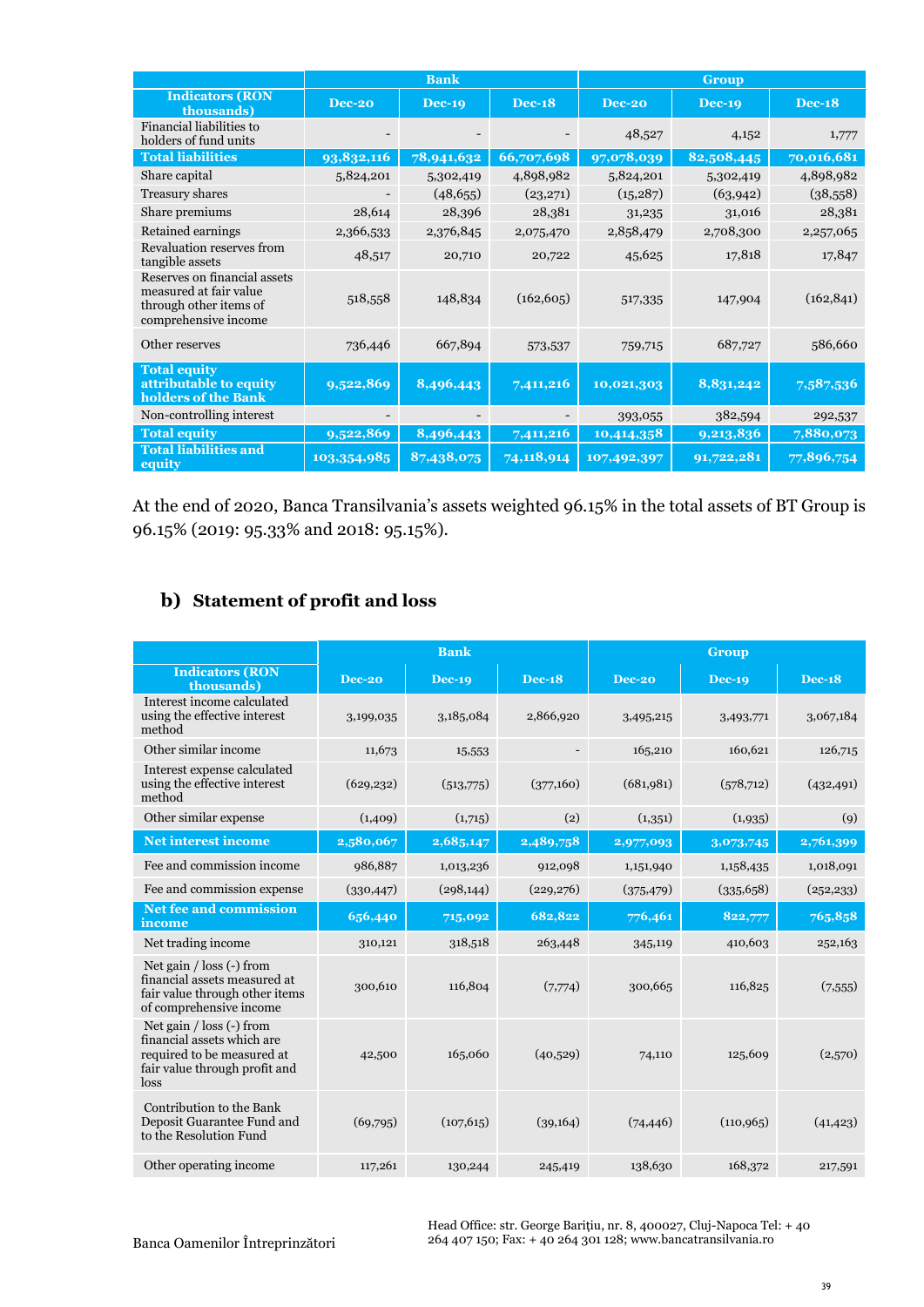| Indicators (RON thousands) | Bank | | | Group | | |
|---|---|---|---|---|---|---|
| | Dec-20 | Dec-19 | Dec-18 | Dec-20 | Dec-19 | Dec-18 |
| Financial liabilities to holders of fund units | - | - | - | 48,527 | 4,152 | 1,777 |
| **Total liabilities** | **93,832,116** | **78,941,632** | **66,707,698** | **97,078,039** | **82,508,445** | **70,016,681** |
| Share capital | 5,824,201 | 5,302,419 | 4,898,982 | 5,824,201 | 5,302,419 | 4,898,982 |
| Treasury shares | - | (48,655) | (23,271) | (15,287) | (63,942) | (38,558) |
| Share premiums | 28,614 | 28,396 | 28,381 | 31,235 | 31,016 | 28,381 |
| Retained earnings | 2,366,533 | 2,376,845 | 2,075,470 | 2,858,479 | 2,708,300 | 2,257,065 |
| Revaluation reserves from tangible assets | 48,517 | 20,710 | 20,722 | 45,625 | 17,818 | 17,847 |
| Reserves on financial assets measured at fair value through other items of comprehensive income | 518,558 | 148,834 | (162,605) | 517,335 | 147,904 | (162,841) |
| Other reserves | 736,446 | 667,894 | 573,537 | 759,715 | 687,727 | 586,660 |
| **Total equity attributable to equity holders of the Bank** | **9,522,869** | **8,496,443** | **7,411,216** | **10,021,303** | **8,831,242** | **7,587,536** |
| Non-controlling interest | - | - | - | 393,055 | 382,594 | 292,537 |
| **Total equity** | **9,522,869** | **8,496,443** | **7,411,216** | **10,414,358** | **9,213,836** | **7,880,073** |
| **Total liabilities and equity** | **103,354,985** | **87,438,075** | **74,118,914** | **107,492,397** | **91,722,281** | **77,896,754** |

At the end of 2020, Banca Transilvania's assets weighted 96.15% in the total assets of BT Group is 96.15% (2019: 95.33% and 2018: 95.15%).

## b) Statement of profit and loss

| Indicators (RON thousands) | Bank | | | Group | | |
|---|---|---|---|---|---|---|
| | Dec-20 | Dec-19 | Dec-18 | Dec-20 | Dec-19 | Dec-18 |
| Interest income calculated using the effective interest method | 3,199,035 | 3,185,084 | 2,866,920 | 3,495,215 | 3,493,771 | 3,067,184 |
| Other similar income | 11,673 | 15,553 | - | 165,210 | 160,621 | 126,715 |
| Interest expense calculated using the effective interest method | (629,232) | (513,775) | (377,160) | (681,981) | (578,712) | (432,491) |
| Other similar expense | (1,409) | (1,715) | (2) | (1,351) | (1,935) | (9) |
| **Net interest income** | **2,580,067** | **2,685,147** | **2,489,758** | **2,977,093** | **3,073,745** | **2,761,399** |
| Fee and commission income | 986,887 | 1,013,236 | 912,098 | 1,151,940 | 1,158,435 | 1,018,091 |
| Fee and commission expense | (330,447) | (298,144) | (229,276) | (375,479) | (335,658) | (252,233) |
| **Net fee and commission income** | **656,440** | **715,092** | **682,822** | **776,461** | **822,777** | **765,858** |
| Net trading income | 310,121 | 318,518 | 263,448 | 345,119 | 410,603 | 252,163 |
| Net gain / loss (-) from financial assets measured at fair value through other items of comprehensive income | 300,610 | 116,804 | (7,774) | 300,665 | 116,825 | (7,555) |
| Net gain / loss (-) from financial assets which are required to be measured at fair value through profit and loss | 42,500 | 165,060 | (40,529) | 74,110 | 125,609 | (2,570) |
| Contribution to the Bank Deposit Guarantee Fund and to the Resolution Fund | (69,795) | (107,615) | (39,164) | (74,446) | (110,965) | (41,423) |
| Other operating income | 117,261 | 130,244 | 245,419 | 138,630 | 168,372 | 217,591 |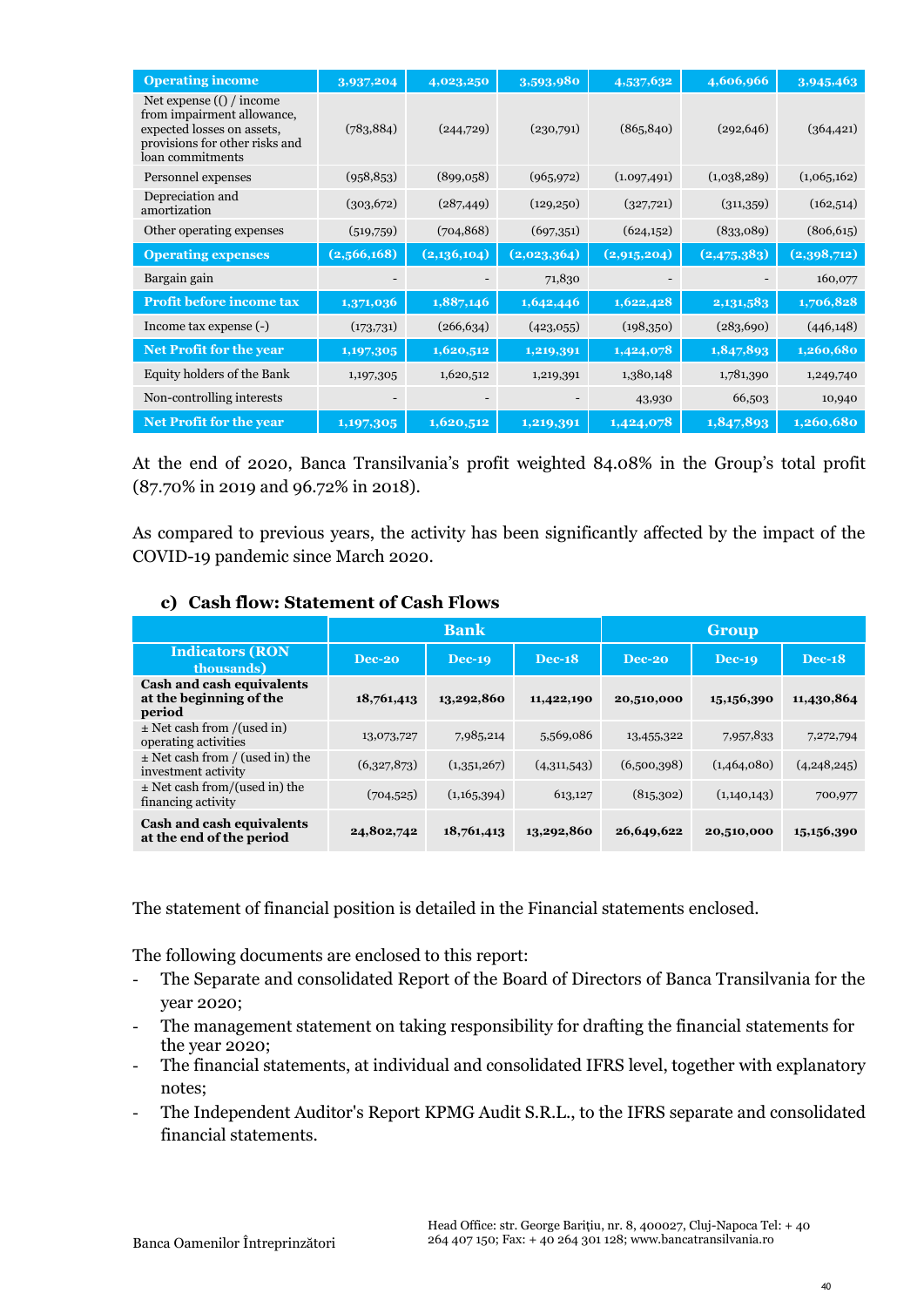| Operating income | 3,937,204 | 4,023,250 | 3,593,980 | 4,537,632 | 4,606,966 | 3,945,463 |
|---|---|---|---|---|---|---|
| Net expense (() / income from impairment allowance, expected losses on assets, provisions for other risks and loan commitments | (783,884) | (244,729) | (230,791) | (865,840) | (292,646) | (364,421) |
| Personnel expenses | (958,853) | (899,058) | (965,972) | (1.097,491) | (1,038,289) | (1,065,162) |
| Depreciation and amortization | (303,672) | (287,449) | (129,250) | (327,721) | (311,359) | (162,514) |
| Other operating expenses | (519,759) | (704,868) | (697,351) | (624,152) | (833,089) | (806,615) |
| **Operating expenses** | **(2,566,168)** | **(2,136,104)** | **(2,023,364)** | **(2,915,204)** | **(2,475,383)** | **(2,398,712)** |
| Bargain gain | - | - | 71,830 | - | - | 160,077 |
| **Profit before income tax** | **1,371,036** | **1,887,146** | **1,642,446** | **1,622,428** | **2,131,583** | **1,706,828** |
| Income tax expense (-) | (173,731) | (266,634) | (423,055) | (198,350) | (283,690) | (446,148) |
| **Net Profit for the year** | **1,197,305** | **1,620,512** | **1,219,391** | **1,424,078** | **1,847,893** | **1,260,680** |
| Equity holders of the Bank | 1,197,305 | 1,620,512 | 1,219,391 | 1,380,148 | 1,781,390 | 1,249,740 |
| Non-controlling interests | - | - | - | 43,930 | 66,503 | 10,940 |
| **Net Profit for the year** | **1,197,305** | **1,620,512** | **1,219,391** | **1,424,078** | **1,847,893** | **1,260,680** |

At the end of 2020, Banca Transilvania's profit weighted 84.08% in the Group's total profit (87.70% in 2019 and 96.72% in 2018).

As compared to previous years, the activity has been significantly affected by the impact of the COVID-19 pandemic since March 2020.

### c) Cash flow: Statement of Cash Flows

| | Bank | | | Group | | |
|---|---|---|---|---|---|---|
| **Indicators (RON thousands)** | **Dec-20** | **Dec-19** | **Dec-18** | **Dec-20** | **Dec-19** | **Dec-18** |
| **Cash and cash equivalents at the beginning of the period** | **18,761,413** | **13,292,860** | **11,422,190** | **20,510,000** | **15,156,390** | **11,430,864** |
| ± Net cash from /(used in) operating activities | 13,073,727 | 7,985,214 | 5,569,086 | 13,455,322 | 7,957,833 | 7,272,794 |
| ± Net cash from / (used in) the investment activity | (6,327,873) | (1,351,267) | (4,311,543) | (6,500,398) | (1,464,080) | (4,248,245) |
| ± Net cash from/(used in) the financing activity | (704,525) | (1,165,394) | 613,127 | (815,302) | (1,140,143) | 700,977 |
| **Cash and cash equivalents at the end of the period** | **24,802,742** | **18,761,413** | **13,292,860** | **26,649,622** | **20,510,000** | **15,156,390** |

The statement of financial position is detailed in the Financial statements enclosed.

The following documents are enclosed to this report:

- The Separate and consolidated Report of the Board of Directors of Banca Transilvania for the year 2020;
- The management statement on taking responsibility for drafting the financial statements for the year 2020;
- The financial statements, at individual and consolidated IFRS level, together with explanatory notes;
- The Independent Auditor's Report KPMG Audit S.R.L., to the IFRS separate and consolidated financial statements.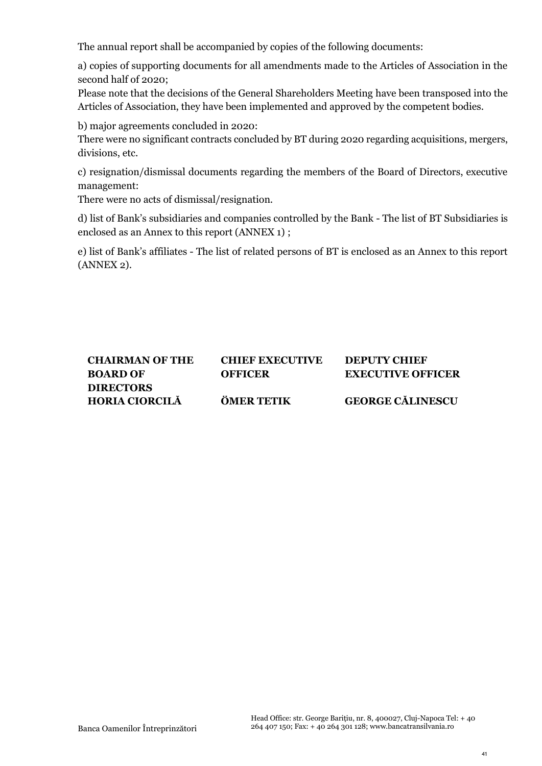The annual report shall be accompanied by copies of the following documents:

a) copies of supporting documents for all amendments made to the Articles of Association in the second half of 2020;
Please note that the decisions of the General Shareholders Meeting have been transposed into the Articles of Association, they have been implemented and approved by the competent bodies.

b) major agreements concluded in 2020:
There were no significant contracts concluded by BT during 2020 regarding acquisitions, mergers, divisions, etc.

c) resignation/dismissal documents regarding the members of the Board of Directors, executive management:
There were no acts of dismissal/resignation.

d) list of Bank's subsidiaries and companies controlled by the Bank - The list of BT Subsidiaries is enclosed as an Annex to this report (ANNEX 1) ;

e) list of Bank's affiliates - The list of related persons of BT is enclosed as an Annex to this report (ANNEX 2).

| **CHAIRMAN OF THE BOARD OF DIRECTORS** | **CHIEF EXECUTIVE OFFICER** | **DEPUTY CHIEF EXECUTIVE OFFICER** |
|---|---|---|
| **HORIA CIORCILĂ** | **ÖMER TETIK** | **GEORGE CĂLINESCU** |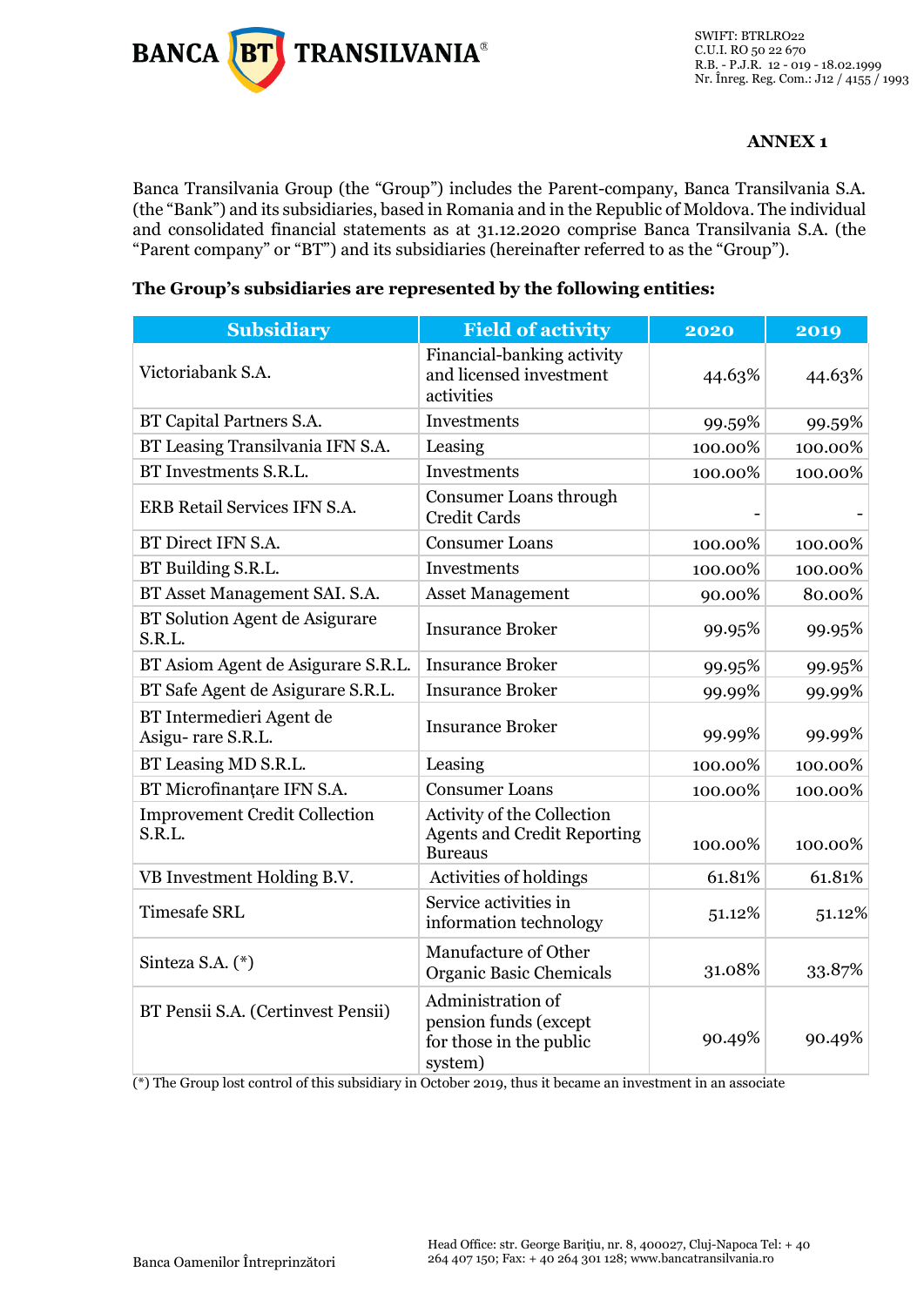**ANNEX 1**

Banca Transilvania Group (the "Group") includes the Parent-company, Banca Transilvania S.A. (the "Bank") and its subsidiaries, based in Romania and in the Republic of Moldova. The individual and consolidated financial statements as at 31.12.2020 comprise Banca Transilvania S.A. (the "Parent company" or "BT") and its subsidiaries (hereinafter referred to as the "Group").

**The Group's subsidiaries are represented by the following entities:**

| Subsidiary | Field of activity | 2020 | 2019 |
|---|---|---|---|
| Victoriabank S.A. | Financial-banking activity and licensed investment activities | 44.63% | 44.63% |
| BT Capital Partners S.A. | Investments | 99.59% | 99.59% |
| BT Leasing Transilvania IFN S.A. | Leasing | 100.00% | 100.00% |
| BT Investments S.R.L. | Investments | 100.00% | 100.00% |
| ERB Retail Services IFN S.A. | Consumer Loans through Credit Cards | - | - |
| BT Direct IFN S.A. | Consumer Loans | 100.00% | 100.00% |
| BT Building S.R.L. | Investments | 100.00% | 100.00% |
| BT Asset Management SAI. S.A. | Asset Management | 90.00% | 80.00% |
| BT Solution Agent de Asigurare S.R.L. | Insurance Broker | 99.95% | 99.95% |
| BT Asiom Agent de Asigurare S.R.L. | Insurance Broker | 99.95% | 99.95% |
| BT Safe Agent de Asigurare S.R.L. | Insurance Broker | 99.99% | 99.99% |
| BT Intermedieri Agent de Asigu- rare S.R.L. | Insurance Broker | 99.99% | 99.99% |
| BT Leasing MD S.R.L. | Leasing | 100.00% | 100.00% |
| BT Microfinanțare IFN S.A. | Consumer Loans | 100.00% | 100.00% |
| Improvement Credit Collection S.R.L. | Activity of the Collection Agents and Credit Reporting Bureaus | 100.00% | 100.00% |
| VB Investment Holding B.V. | Activities of holdings | 61.81% | 61.81% |
| Timesafe SRL | Service activities in information technology | 51.12% | 51.12% |
| Sinteza S.A. (*) | Manufacture of Other Organic Basic Chemicals | 31.08% | 33.87% |
| BT Pensii S.A. (Certinvest Pensii) | Administration of pension funds (except for those in the public system) | 90.49% | 90.49% |

(*) The Group lost control of this subsidiary in October 2019, thus it became an investment in an associate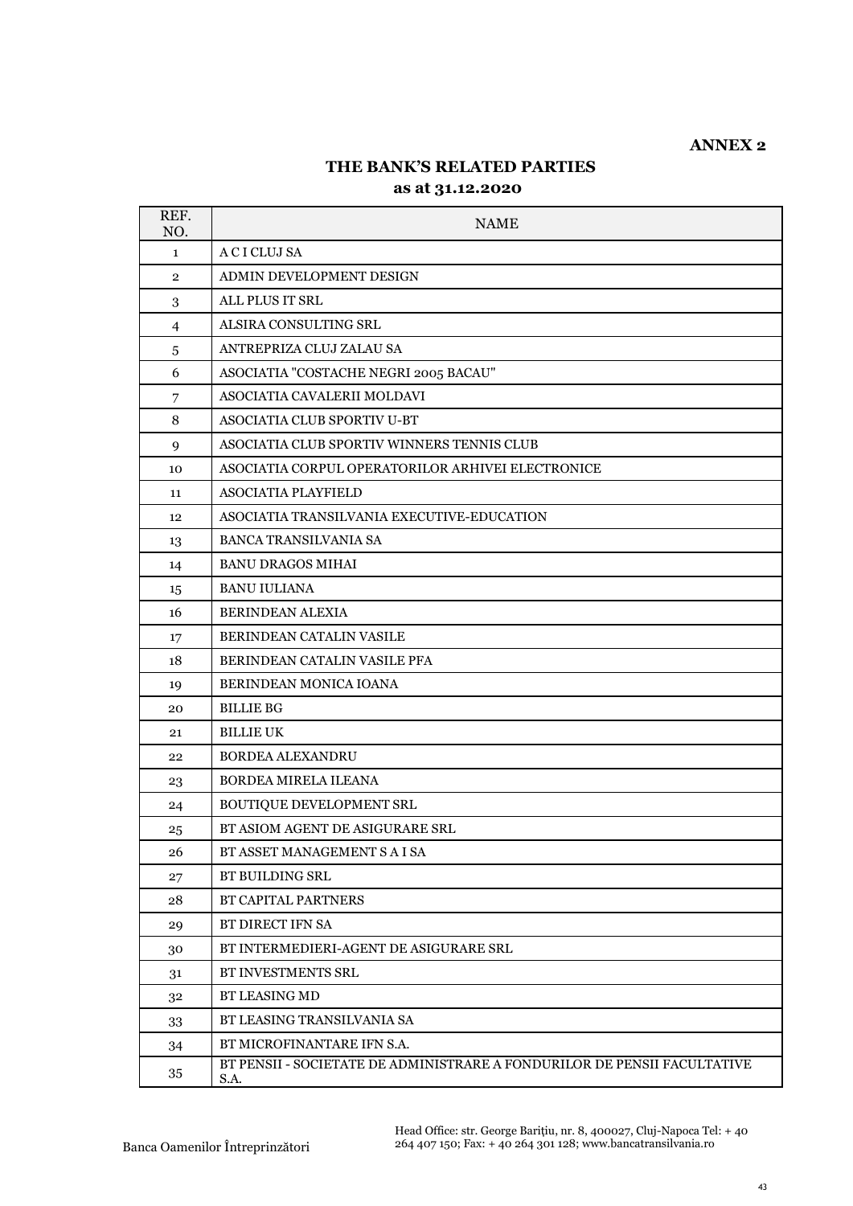**ANNEX 2**

## THE BANK'S RELATED PARTIES
### as at 31.12.2020

| REF. NO. | NAME |
|---|---|
| 1 | A C I CLUJ SA |
| 2 | ADMIN DEVELOPMENT DESIGN |
| 3 | ALL PLUS IT SRL |
| 4 | ALSIRA CONSULTING SRL |
| 5 | ANTREPRIZA CLUJ ZALAU SA |
| 6 | ASOCIATIA "COSTACHE NEGRI 2005 BACAU" |
| 7 | ASOCIATIA CAVALERII MOLDAVI |
| 8 | ASOCIATIA CLUB SPORTIV U-BT |
| 9 | ASOCIATIA CLUB SPORTIV WINNERS TENNIS CLUB |
| 10 | ASOCIATIA CORPUL OPERATORILOR ARHIVEI ELECTRONICE |
| 11 | ASOCIATIA PLAYFIELD |
| 12 | ASOCIATIA TRANSILVANIA EXECUTIVE-EDUCATION |
| 13 | BANCA TRANSILVANIA SA |
| 14 | BANU DRAGOS MIHAI |
| 15 | BANU IULIANA |
| 16 | BERINDEAN ALEXIA |
| 17 | BERINDEAN CATALIN VASILE |
| 18 | BERINDEAN CATALIN VASILE PFA |
| 19 | BERINDEAN MONICA IOANA |
| 20 | BILLIE BG |
| 21 | BILLIE UK |
| 22 | BORDEA ALEXANDRU |
| 23 | BORDEA MIRELA ILEANA |
| 24 | BOUTIQUE DEVELOPMENT SRL |
| 25 | BT ASIOM AGENT DE ASIGURARE SRL |
| 26 | BT ASSET MANAGEMENT S A I SA |
| 27 | BT BUILDING SRL |
| 28 | BT CAPITAL PARTNERS |
| 29 | BT DIRECT IFN SA |
| 30 | BT INTERMEDIERI-AGENT DE ASIGURARE SRL |
| 31 | BT INVESTMENTS SRL |
| 32 | BT LEASING MD |
| 33 | BT LEASING TRANSILVANIA SA |
| 34 | BT MICROFINANTARE IFN S.A. |
| 35 | BT PENSII - SOCIETATE DE ADMINISTRARE A FONDURILOR DE PENSII FACULTATIVE S.A. |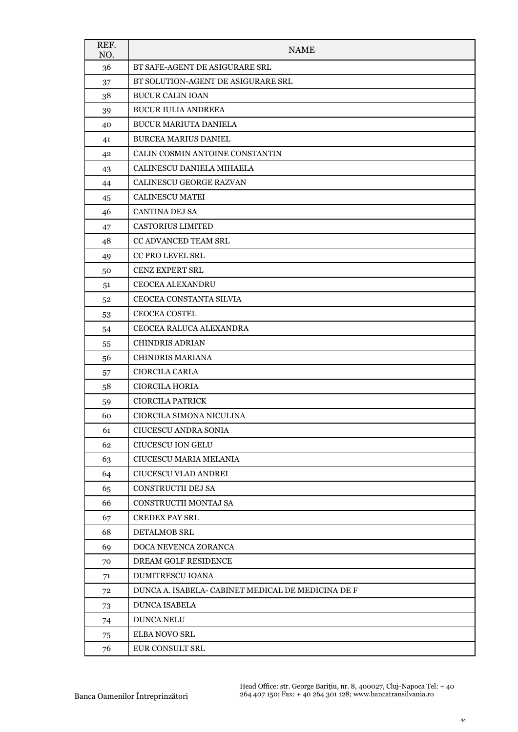| REF. NO. | NAME |
| --- | --- |
| 36 | BT SAFE-AGENT DE ASIGURARE SRL |
| 37 | BT SOLUTION-AGENT DE ASIGURARE SRL |
| 38 | BUCUR CALIN IOAN |
| 39 | BUCUR IULIA ANDREEA |
| 40 | BUCUR MARIUTA DANIELA |
| 41 | BURCEA MARIUS DANIEL |
| 42 | CALIN COSMIN ANTOINE CONSTANTIN |
| 43 | CALINESCU DANIELA MIHAELA |
| 44 | CALINESCU GEORGE RAZVAN |
| 45 | CALINESCU MATEI |
| 46 | CANTINA DEJ SA |
| 47 | CASTORIUS LIMITED |
| 48 | CC ADVANCED TEAM SRL |
| 49 | CC PRO LEVEL SRL |
| 50 | CENZ EXPERT SRL |
| 51 | CEOCEA ALEXANDRU |
| 52 | CEOCEA CONSTANTA SILVIA |
| 53 | CEOCEA COSTEL |
| 54 | CEOCEA RALUCA ALEXANDRA |
| 55 | CHINDRIS ADRIAN |
| 56 | CHINDRIS MARIANA |
| 57 | CIORCILA CARLA |
| 58 | CIORCILA HORIA |
| 59 | CIORCILA PATRICK |
| 60 | CIORCILA SIMONA NICULINA |
| 61 | CIUCESCU ANDRA SONIA |
| 62 | CIUCESCU ION GELU |
| 63 | CIUCESCU MARIA MELANIA |
| 64 | CIUCESCU VLAD ANDREI |
| 65 | CONSTRUCTII DEJ SA |
| 66 | CONSTRUCTII MONTAJ SA |
| 67 | CREDEX PAY SRL |
| 68 | DETALMOB SRL |
| 69 | DOCA NEVENCA ZORANCA |
| 70 | DREAM GOLF RESIDENCE |
| 71 | DUMITRESCU IOANA |
| 72 | DUNCA A. ISABELA- CABINET MEDICAL DE MEDICINA DE F |
| 73 | DUNCA ISABELA |
| 74 | DUNCA NELU |
| 75 | ELBA NOVO SRL |
| 76 | EUR CONSULT SRL |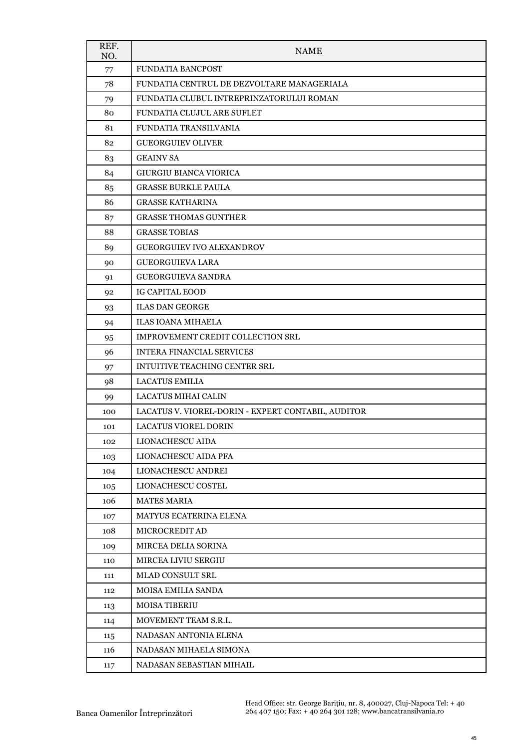| REF. NO. | NAME |
|---|---|
| 77 | FUNDATIA BANCPOST |
| 78 | FUNDATIA CENTRUL DE DEZVOLTARE MANAGERIALA |
| 79 | FUNDATIA CLUBUL INTREPRINZATORULUI ROMAN |
| 80 | FUNDATIA CLUJUL ARE SUFLET |
| 81 | FUNDATIA TRANSILVANIA |
| 82 | GUEORGUIEV OLIVER |
| 83 | GEAINV SA |
| 84 | GIURGIU BIANCA VIORICA |
| 85 | GRASSE BURKLE PAULA |
| 86 | GRASSE KATHARINA |
| 87 | GRASSE THOMAS GUNTHER |
| 88 | GRASSE TOBIAS |
| 89 | GUEORGUIEV IVO ALEXANDROV |
| 90 | GUEORGUIEVA LARA |
| 91 | GUEORGUIEVA SANDRA |
| 92 | IG CAPITAL EOOD |
| 93 | ILAS DAN GEORGE |
| 94 | ILAS IOANA MIHAELA |
| 95 | IMPROVEMENT CREDIT COLLECTION SRL |
| 96 | INTERA FINANCIAL SERVICES |
| 97 | INTUITIVE TEACHING CENTER SRL |
| 98 | LACATUS EMILIA |
| 99 | LACATUS MIHAI CALIN |
| 100 | LACATUS V. VIOREL-DORIN - EXPERT CONTABIL, AUDITOR |
| 101 | LACATUS VIOREL DORIN |
| 102 | LIONACHESCU AIDA |
| 103 | LIONACHESCU AIDA PFA |
| 104 | LIONACHESCU ANDREI |
| 105 | LIONACHESCU COSTEL |
| 106 | MATES MARIA |
| 107 | MATYUS ECATERINA ELENA |
| 108 | MICROCREDIT AD |
| 109 | MIRCEA DELIA SORINA |
| 110 | MIRCEA LIVIU SERGIU |
| 111 | MLAD CONSULT SRL |
| 112 | MOISA EMILIA SANDA |
| 113 | MOISA TIBERIU |
| 114 | MOVEMENT TEAM S.R.L. |
| 115 | NADASAN ANTONIA ELENA |
| 116 | NADASAN MIHAELA SIMONA |
| 117 | NADASAN SEBASTIAN MIHAIL |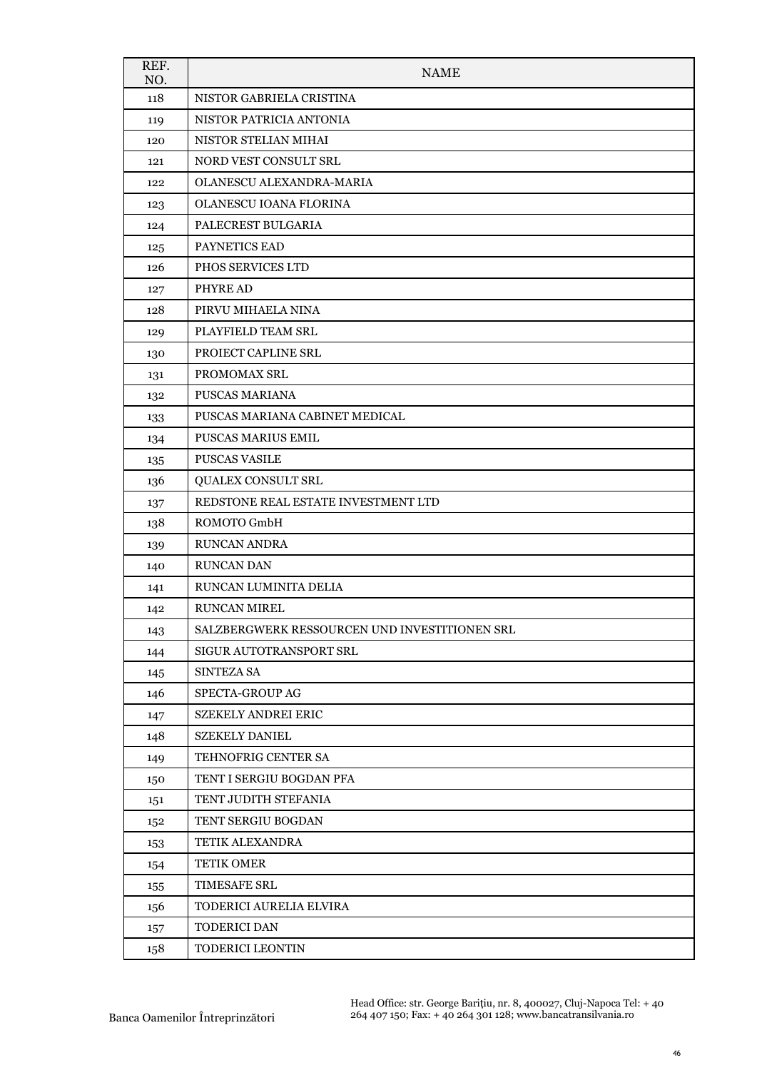| REF. NO. | NAME |
|---|---|
| 118 | NISTOR GABRIELA CRISTINA |
| 119 | NISTOR PATRICIA ANTONIA |
| 120 | NISTOR STELIAN MIHAI |
| 121 | NORD VEST CONSULT SRL |
| 122 | OLANESCU ALEXANDRA-MARIA |
| 123 | OLANESCU IOANA FLORINA |
| 124 | PALECREST BULGARIA |
| 125 | PAYNETICS EAD |
| 126 | PHOS SERVICES LTD |
| 127 | PHYRE AD |
| 128 | PIRVU MIHAELA NINA |
| 129 | PLAYFIELD TEAM SRL |
| 130 | PROIECT CAPLINE SRL |
| 131 | PROMOMAX SRL |
| 132 | PUSCAS MARIANA |
| 133 | PUSCAS MARIANA CABINET MEDICAL |
| 134 | PUSCAS MARIUS EMIL |
| 135 | PUSCAS VASILE |
| 136 | QUALEX CONSULT SRL |
| 137 | REDSTONE REAL ESTATE INVESTMENT LTD |
| 138 | ROMOTO GmbH |
| 139 | RUNCAN ANDRA |
| 140 | RUNCAN DAN |
| 141 | RUNCAN LUMINITA DELIA |
| 142 | RUNCAN MIREL |
| 143 | SALZBERGWERK RESSOURCEN UND INVESTITIONEN SRL |
| 144 | SIGUR AUTOTRANSPORT SRL |
| 145 | SINTEZA SA |
| 146 | SPECTA-GROUP AG |
| 147 | SZEKELY ANDREI ERIC |
| 148 | SZEKELY DANIEL |
| 149 | TEHNOFRIG CENTER SA |
| 150 | TENT I SERGIU BOGDAN PFA |
| 151 | TENT JUDITH STEFANIA |
| 152 | TENT SERGIU BOGDAN |
| 153 | TETIK ALEXANDRA |
| 154 | TETIK OMER |
| 155 | TIMESAFE SRL |
| 156 | TODERICI AURELIA ELVIRA |
| 157 | TODERICI DAN |
| 158 | TODERICI LEONTIN |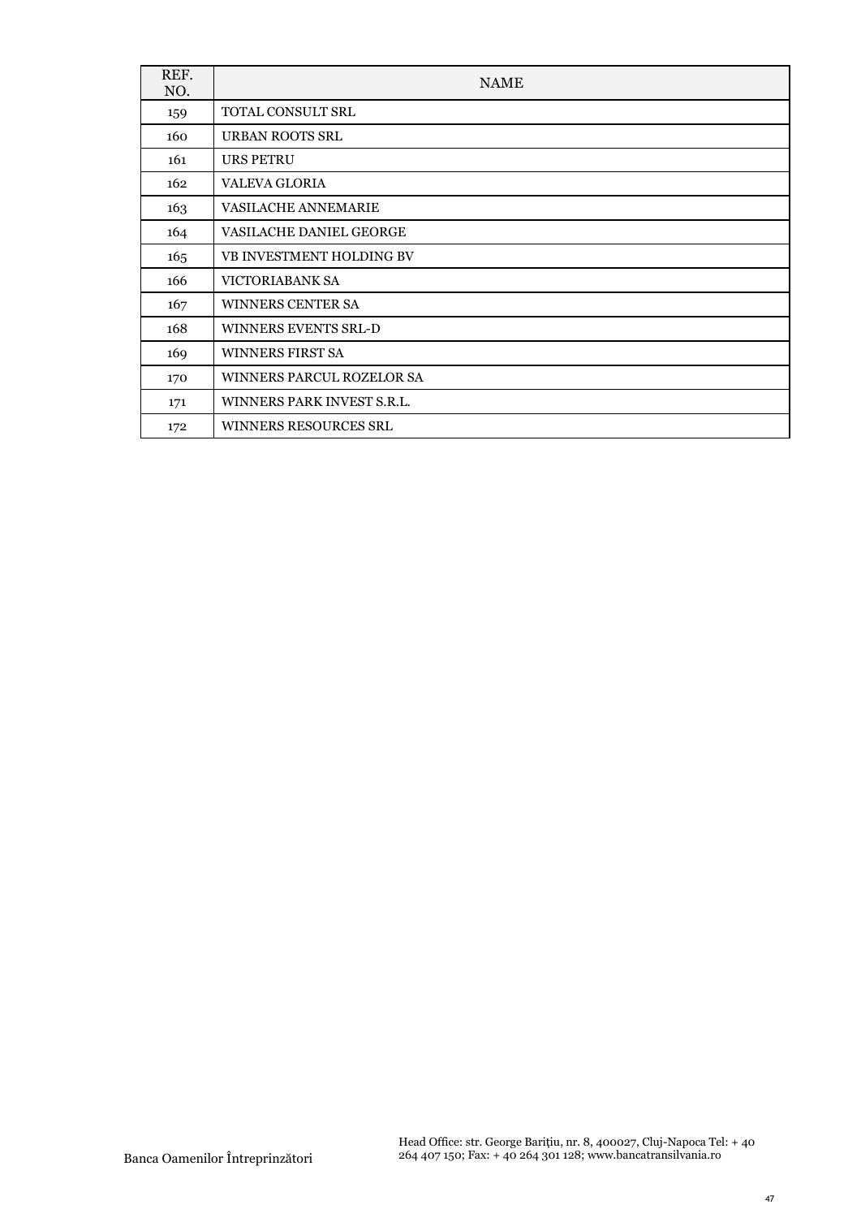| REF. NO. | NAME |
| --- | --- |
| 159 | TOTAL CONSULT SRL |
| 160 | URBAN ROOTS SRL |
| 161 | URS PETRU |
| 162 | VALEVA GLORIA |
| 163 | VASILACHE ANNEMARIE |
| 164 | VASILACHE DANIEL GEORGE |
| 165 | VB INVESTMENT HOLDING BV |
| 166 | VICTORIABANK SA |
| 167 | WINNERS CENTER SA |
| 168 | WINNERS EVENTS SRL-D |
| 169 | WINNERS FIRST SA |
| 170 | WINNERS PARCUL ROZELOR SA |
| 171 | WINNERS PARK INVEST S.R.L. |
| 172 | WINNERS RESOURCES SRL |